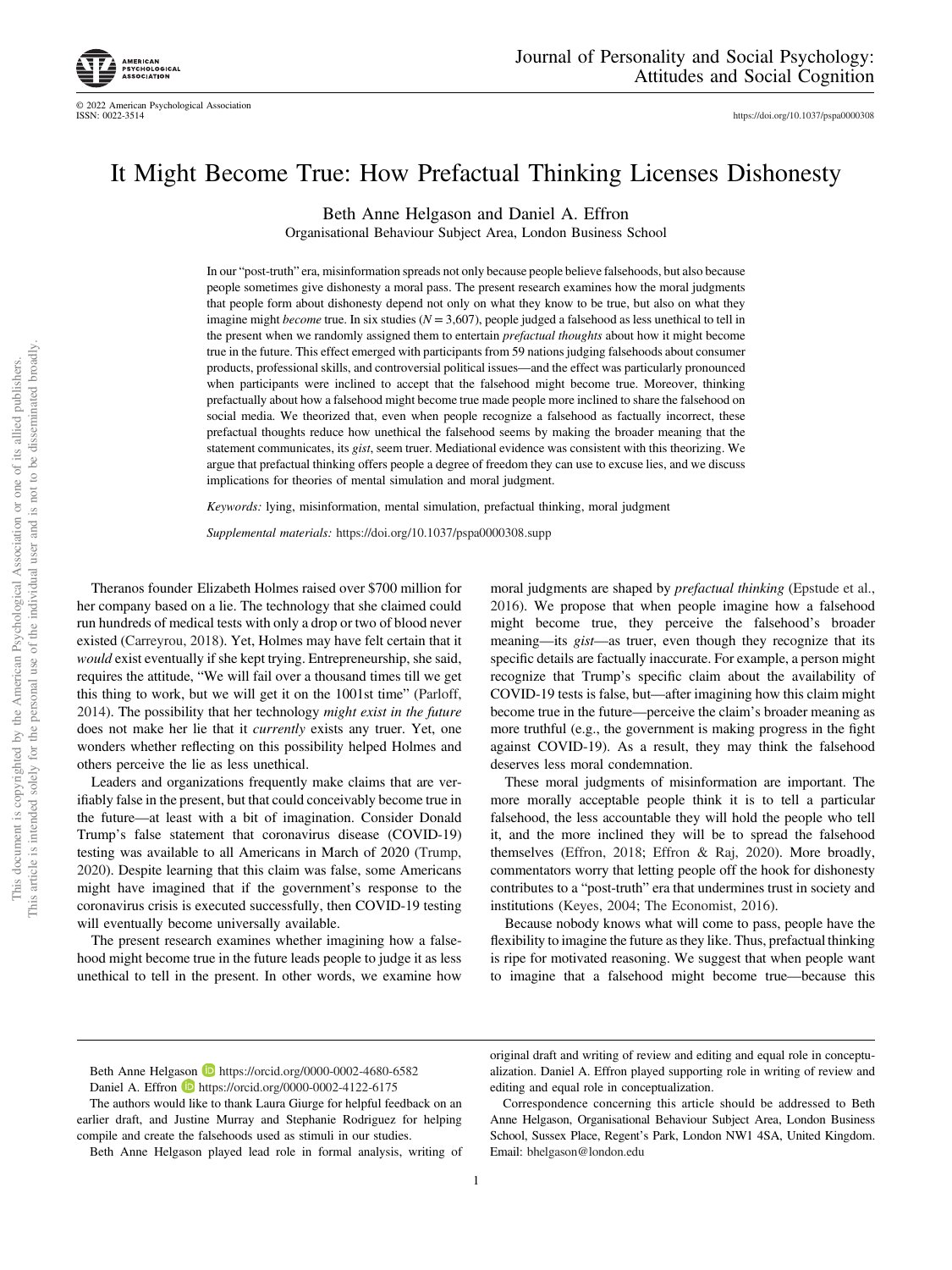# It Might Become True: How Prefactual Thinking Licenses Dishonesty

Beth Anne Helgason and Daniel A. Effron

Organisational Behaviour Subject Area, London Business School

In our "post-truth" era, misinformation spreads not only because people believe falsehoods, but also because people sometimes give dishonesty a moral pass. The present research examines how the moral judgments that people form about dishonesty depend not only on what they know to be true, but also on what they imagine might *become* true. In six studies ($N = 3,607$), people judged a falsehood as less unethical to tell in the present when we randomly assigned them to entertain *prefactual thoughts* about how it might become true in the future. This effect emerged with participants from 59 nations judging falsehoods about consumer products, professional skills, and controversial political issues—and the effect was particularly pronounced when participants were inclined to accept that the falsehood might become true. Moreover, thinking prefactually about how a falsehood might become true made people more inclined to share the falsehood on social media. We theorized that, even when people recognize a falsehood as factually incorrect, these prefactual thoughts reduce how unethical the falsehood seems by making the broader meaning that the statement communicates, its *gist*, seem truer. Mediational evidence was consistent with this theorizing. We argue that prefactual thinking offers people a degree of freedom they can use to excuse lies, and we discuss implications for theories of mental simulation and moral judgment.

*Keywords:* lying, misinformation, mental simulation, prefactual thinking, moral judgment

*Supplemental materials:* https://doi.org/10.1037/pspa0000308.supp

Theranos founder Elizabeth Holmes raised over $700 million for her company based on a lie. The technology that she claimed could run hundreds of medical tests with only a drop or two of blood never existed (Carreyrou, 2018). Yet, Holmes may have felt certain that it *would* exist eventually if she kept trying. Entrepreneurship, she said, requires the attitude, "We will fail over a thousand times till we get this thing to work, but we will get it on the 1001st time" (Parloff, 2014). The possibility that her technology *might exist in the future* does not make her lie that it *currently* exists any truer. Yet, one wonders whether reflecting on this possibility helped Holmes and others perceive the lie as less unethical.

Leaders and organizations frequently make claims that are verifiably false in the present, but that could conceivably become true in the future—at least with a bit of imagination. Consider Donald Trump's false statement that coronavirus disease (COVID-19) testing was available to all Americans in March of 2020 (Trump, 2020). Despite learning that this claim was false, some Americans might have imagined that if the government's response to the coronavirus crisis is executed successfully, then COVID-19 testing will eventually become universally available.

The present research examines whether imagining how a falsehood might become true in the future leads people to judge it as less unethical to tell in the present. In other words, we examine how moral judgments are shaped by *prefactual thinking* (Epstude et al., 2016). We propose that when people imagine how a falsehood might become true, they perceive the falsehood's broader meaning—its *gist*—as truer, even though they recognize that its specific details are factually inaccurate. For example, a person might recognize that Trump's specific claim about the availability of COVID-19 tests is false, but—after imagining how this claim might become true in the future—perceive the claim's broader meaning as more truthful (e.g., the government is making progress in the fight against COVID-19). As a result, they may think the falsehood deserves less moral condemnation.

These moral judgments are important. The more morally acceptable people think it is to tell a particular falsehood, the less accountable they will hold the people who tell it, and the more inclined they will be to spread the falsehood themselves (Effron, 2018; Effron & Raj, 2020). More broadly, commentators worry that letting people off the hook for dishonesty contributes to a "post-truth" era that undermines trust in society and institutions (Keyes, 2004; The Economist, 2016).

Because nobody knows what will come to pass, people have the flexibility to imagine the future as they like. Thus, prefactual thinking is ripe for motivated reasoning. We suggest that when people want to imagine that a falsehood might become true—because this

---

Beth Anne Helgason https://orcid.org/0000-0002-4680-6582

Daniel A. Effron https://orcid.org/0000-0002-4122-6175

The authors would like to thank Laura Giurge for helpful feedback on an earlier draft, and Justine Murray and Stephanie Rodriguez for helping compile and create the falsehoods used as stimuli in our studies.

Beth Anne Helgason played lead role in formal analysis, writing of original draft and writing of review and editing and equal role in conceptualization. Daniel A. Effron played supporting role in writing of review and editing and equal role in conceptualization.

Correspondence concerning this article should be addressed to Beth Anne Helgason, Organisational Behaviour Subject Area, London Business School, Sussex Place, Regent's Park, London NW1 4SA, United Kingdom. Email: bhelgason@london.edu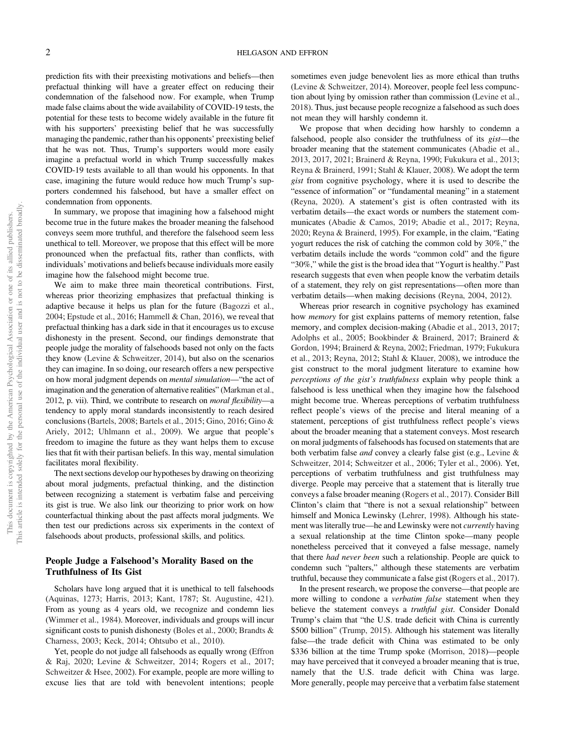prediction fits with their preexisting motivations and beliefs—then prefactual thinking will have a greater effect on reducing their condemnation of the falsehood now. For example, when Trump made false claims about the wide availability of COVID-19 tests, the potential for these tests to become widely available in the future fit with his supporters' preexisting belief that he was successfully managing the pandemic, rather than his opponents' preexisting belief that he was not. Thus, Trump's supporters would more easily imagine a prefactual world in which Trump successfully makes COVID-19 tests available to all than would his opponents. In that case, imagining the future would reduce how much Trump's supporters condemned his falsehood, but have a smaller effect on condemnation from opponents.

In summary, we propose that imagining how a falsehood might become true in the future makes the broader meaning the falsehood conveys seem more truthful, and therefore the falsehood seem less unethical to tell. Moreover, we propose that this effect will be more pronounced when the prefactual fits, rather than conflicts, with individuals' motivations and beliefs because individuals more easily imagine how the falsehood might become true.

We aim to make three main theoretical contributions. First, whereas prior theorizing emphasizes that prefactual thinking is adaptive because it helps us plan for the future (Bagozzi et al., 2004; Epstude et al., 2016; Hammell & Chan, 2016), we reveal that prefactual thinking has a dark side in that it encourages us to excuse dishonesty in the present. Second, our findings demonstrate that people judge the morality of falsehoods based not only on the facts they know (Levine & Schweitzer, 2014), but also on the scenarios they can imagine. In so doing, our research offers a new perspective on how moral judgment depends on *mental simulation*—"the act of imagination and the generation of alternative realities" (Markman et al., 2012, p. vii). Third, we contribute to research on *moral flexibility*—a tendency to apply moral standards inconsistently to reach desired conclusions (Bartels, 2008; Bartels et al., 2015; Gino, 2016; Gino & Ariely, 2012; Uhlmann et al., 2009). We argue that people's freedom to imagine the future as they want helps them to excuse lies that fit with their partisan beliefs. In this way, mental simulation facilitates moral flexibility.

The next sections develop our hypotheses by drawing on theorizing about moral judgments, prefactual thinking, and the distinction between recognizing a statement is verbatim false and perceiving its gist is true. We also link our theorizing to prior work on how counterfactual thinking about the past affects moral judgments. We then test our predictions across six experiments in the context of falsehoods about products, professional skills, and politics.

## People Judge a Falsehood's Morality Based on the Truthfulness of Its Gist

Scholars have long argued that it is unethical to tell falsehoods (Aquinas, 1273; Harris, 2013; Kant, 1787; St. Augustine, 421). From as young as 4 years old, we recognize and condemn lies (Wimmer et al., 1984). Moreover, individuals and groups will incur significant costs to punish dishonesty (Boles et al., 2000; Brandts & Charness, 2003; Keck, 2014; Ohtsubo et al., 2010).

Yet, people do not judge all falsehoods as equally wrong (Effron & Raj, 2020; Levine & Schweitzer, 2014; Rogers et al., 2017; Schweitzer & Hsee, 2002). For example, people are more willing to excuse lies that are told with benevolent intentions; people sometimes even judge benevolent lies as more ethical than truths (Levine & Schweitzer, 2014). Moreover, people feel less compunction about lying by omission rather than commission (Levine et al., 2018). Thus, just because people recognize a falsehood as such does not mean they will harshly condemn it.

We propose that when deciding how harshly to condemn a falsehood, people also consider the truthfulness of its *gist*—the broader meaning that the statement communicates (Abadie et al., 2013, 2017, 2021; Brainerd & Reyna, 1990; Fukukura et al., 2013; Reyna & Brainerd, 1991; Stahl & Klauer, 2008). We adopt the term *gist* from cognitive psychology, where it is used to describe the "essence of information" or "fundamental meaning" in a statement (Reyna, 2020). A statement's gist is often contrasted with its verbatim details—the exact words or numbers the statement communicates (Abadie & Camos, 2019; Abadie et al., 2017; Reyna, 2020; Reyna & Brainerd, 1995). For example, in the claim, "Eating yogurt reduces the risk of catching the common cold by 30%," the verbatim details include the words "common cold" and the figure "30%," while the gist is the broad idea that "Yogurt is healthy." Past research suggests that even when people know the verbatim details of a statement, they rely on gist representations—often more than verbatim details—when making decisions (Reyna, 2004, 2012).

Whereas prior research in cognitive psychology has examined how *memory* for gist explains patterns of memory retention, false memory, and complex decision-making (Abadie et al., 2013, 2017; Adolphs et al., 2005; Bookbinder & Brainerd, 2017; Brainerd & Gordon, 1994; Brainerd & Reyna, 2002; Friedman, 1979; Fukukura et al., 2013; Reyna, 2012; Stahl & Klauer, 2008), we introduce the gist construct to the moral judgment literature to examine how *perceptions of the gist's truthfulness* explain why people think a falsehood is less unethical when they imagine how the falsehood might become true. Whereas perceptions of verbatim truthfulness reflect people's views of the precise and literal meaning of a statement, perceptions of gist truthfulness reflect people's views about the broader meaning that a statement conveys. Most research on moral judgments of falsehoods has focused on statements that are both verbatim false *and* convey a clearly false gist (e.g., Levine & Schweitzer, 2014; Schweitzer et al., 2006; Tyler et al., 2006). Yet, perceptions of verbatim truthfulness and gist truthfulness may diverge. People may perceive that a statement that is literally true conveys a false broader meaning (Rogers et al., 2017). Consider Bill Clinton's claim that "there is not a sexual relationship" between himself and Monica Lewinsky (Lehrer, 1998). Although his statement was literally true—he and Lewinsky were not *currently* having a sexual relationship at the time Clinton spoke—many people nonetheless perceived that it conveyed a false message, namely that there *had never been* such a relationship. People are quick to condemn such "palters," although these statements are verbatim truthful, because they communicate a false gist (Rogers et al., 2017).

In the present research, we propose the converse—that people are more willing to condone a *verbatim false* statement when they believe the statement conveys a *truthful gist*. Consider Donald Trump's claim that "the U.S. trade deficit with China is currently \$500 billion" (Trump, 2015). Although his statement was literally false—the trade deficit with China was estimated to be only \$336 billion at the time Trump spoke (Morrison, 2018)—people may have perceived that it conveyed a broader meaning that is true, namely that the U.S. trade deficit with China was large. More generally, people may perceive that a verbatim false statement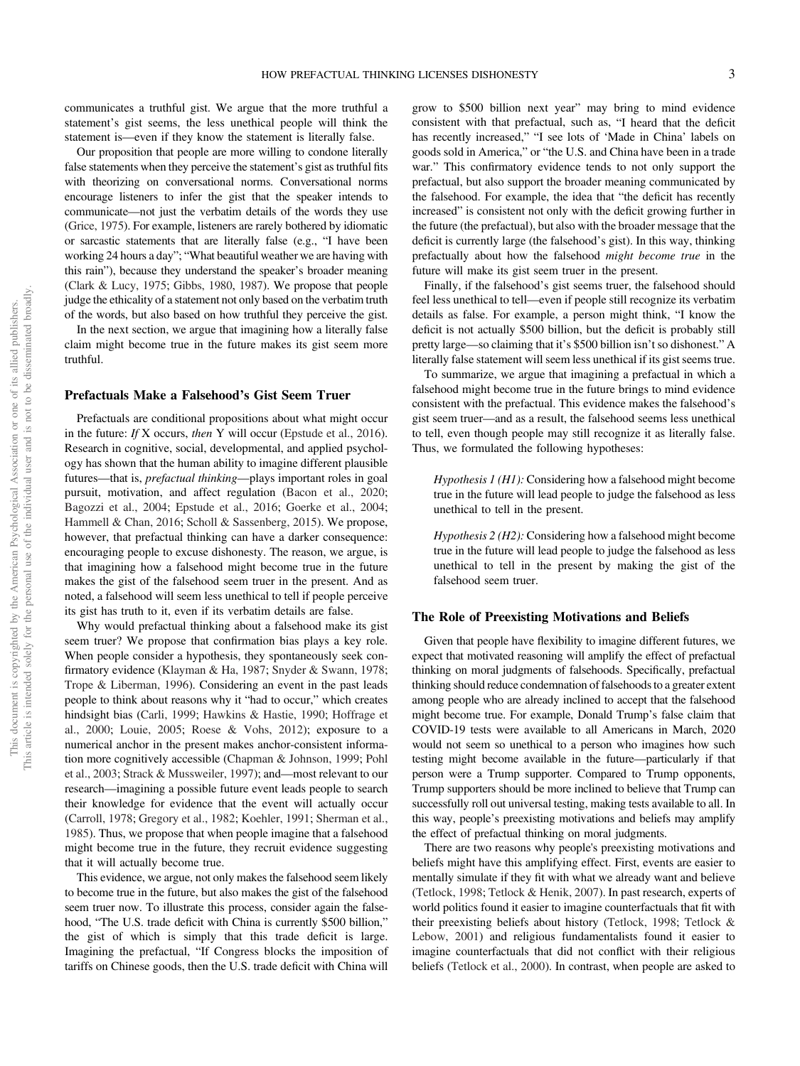communicates a truthful gist. We argue that the more truthful a statement's gist seems, the less unethical people will think the statement is—even if they know the statement is literally false.

Our proposition that people are more willing to condone literally false statements when they perceive the statement's gist as truthful fits with theorizing on conversational norms. Conversational norms encourage listeners to infer the gist that the speaker intends to communicate—not just the verbatim details of the words they use (Grice, 1975). For example, listeners are rarely bothered by idiomatic or sarcastic statements that are literally false (e.g., "I have been working 24 hours a day"; "What beautiful weather we are having with this rain"), because they understand the speaker's broader meaning (Clark & Lucy, 1975; Gibbs, 1980, 1987). We propose that people judge the ethicality of a statement not only based on the verbatim truth of the words, but also based on how truthful they perceive the gist.

In the next section, we argue that imagining how a literally false claim might become true in the future makes its gist seem more truthful.

## Prefactuals Make a Falsehood's Gist Seem Truer

Prefactuals are conditional propositions about what might occur in the future: *If* X occurs, *then* Y will occur (Epstude et al., 2016). Research in cognitive, social, developmental, and applied psychology has shown that the human ability to imagine different plausible futures—that is, *prefactual thinking*—plays important roles in goal pursuit, motivation, and affect regulation (Bacon et al., 2020; Bagozzi et al., 2004; Epstude et al., 2016; Goerke et al., 2004; Hammell & Chan, 2016; Scholl & Sassenberg, 2015). We propose, however, that prefactual thinking can have a darker consequence: encouraging people to excuse dishonesty. The reason, we argue, is that imagining how a falsehood might become true in the future makes the gist of the falsehood seem truer in the present. And as noted, a falsehood will seem less unethical to tell if people perceive its gist has truth to it, even if its verbatim details are false.

Why would prefactual thinking about a falsehood make its gist seem truer? We propose that confirmation bias plays a key role. When people consider a hypothesis, they spontaneously seek confirmatory evidence (Klayman & Ha, 1987; Snyder & Swann, 1978; Trope & Liberman, 1996). Considering an event in the past leads people to think about reasons why it "had to occur," which creates hindsight bias (Carli, 1999; Hawkins & Hastie, 1990; Hoffrage et al., 2000; Louie, 2005; Roese & Vohs, 2012); exposure to a numerical anchor in the present makes anchor-consistent information more cognitively accessible (Chapman & Johnson, 1999; Pohl et al., 2003; Strack & Mussweiler, 1997); and—most relevant to our research—imagining a possible future event leads people to search their knowledge for evidence that the event will actually occur (Carroll, 1978; Gregory et al., 1982; Koehler, 1991; Sherman et al., 1985). Thus, we propose that when people imagine that a falsehood might become true in the future, they recruit evidence suggesting that it will actually become true.

This evidence, we argue, not only makes the falsehood seem likely to become true in the future, but also makes the gist of the falsehood seem truer now. To illustrate this process, consider again the falsehood, "The U.S. trade deficit with China is currently $500 billion," the gist of which is simply that this trade deficit is large. Imagining the prefactual, "If Congress blocks the imposition of tariffs on Chinese goods, then the U.S. trade deficit with China will grow to $500 billion next year" may bring to mind evidence consistent with that prefactual, such as, "I heard that the deficit has recently increased," "I see lots of 'Made in China' labels on goods sold in America," or "the U.S. and China have been in a trade war." This confirmatory evidence tends to not only support the prefactual, but also support the broader meaning communicated by the falsehood. For example, the idea that "the deficit has recently increased" is consistent not only with the deficit growing further in the future (the prefactual), but also with the broader message that the deficit is currently large (the falsehood's gist). In this way, thinking prefactually about how the falsehood *might become true* in the future will make its gist seem truer in the present.

Finally, if the falsehood's gist seems truer, the falsehood should feel less unethical to tell—even if people still recognize its verbatim details as false. For example, a person might think, "I know the deficit is not actually $500 billion, but the deficit is probably still pretty large—so claiming that it's $500 billion isn't so dishonest." A literally false statement will seem less unethical if its gist seems true.

To summarize, we argue that imagining a prefactual in which a falsehood might become true in the future brings to mind evidence consistent with the prefactual. This evidence makes the falsehood's gist seem truer—and as a result, the falsehood seems less unethical to tell, even though people may still recognize it as literally false. Thus, we formulated the following hypotheses:

> *Hypothesis 1 (H1):* Considering how a falsehood might become true in the future will lead people to judge the falsehood as less unethical to tell in the present.

> *Hypothesis 2 (H2):* Considering how a falsehood might become true in the future will lead people to judge the falsehood as less unethical to tell in the present by making the gist of the falsehood seem truer.

## The Role of Preexisting Motivations and Beliefs

Given that people have flexibility to imagine different futures, we expect that motivated reasoning will amplify the effect of prefactual thinking on moral judgments of falsehoods. Specifically, prefactual thinking should reduce condemnation of falsehoods to a greater extent among people who are already inclined to accept that the falsehood might become true. For example, Donald Trump's false claim that COVID-19 tests were available to all Americans in March, 2020 would not seem so unethical to a person who imagines how such testing might become available in the future—particularly if that person were a Trump supporter. Compared to Trump opponents, Trump supporters should be more inclined to believe that Trump can successfully roll out universal testing, making tests available to all. In this way, people's preexisting motivations and beliefs may amplify the effect of prefactual thinking on moral judgments.

There are two reasons why people's preexisting motivations and beliefs might have this amplifying effect. First, events are easier to mentally simulate if they fit with what we already want and believe (Tetlock, 1998; Tetlock & Henik, 2007). In past research, experts of world politics found it easier to imagine counterfactuals that fit with their preexisting beliefs about history (Tetlock, 1998; Tetlock & Lebow, 2001) and religious fundamentalists found it easier to imagine counterfactuals that did not conflict with their religious beliefs (Tetlock et al., 2000). In contrast, when people are asked to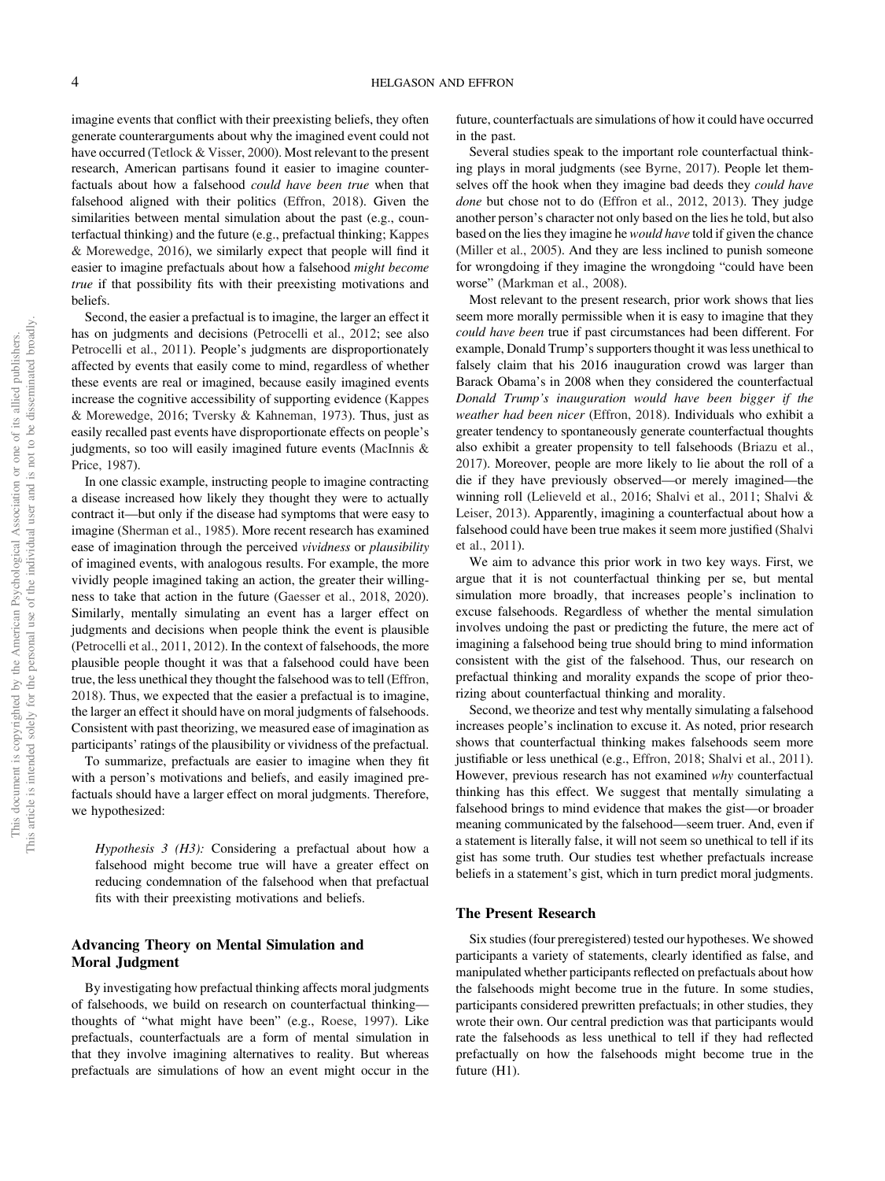imagine events that conflict with their preexisting beliefs, they often generate counterarguments about why the imagined event could not have occurred (Tetlock & Visser, 2000). Most relevant to the present research, American partisans found it easier to imagine counterfactuals about how a falsehood *could have been true* when that falsehood aligned with their politics (Effron, 2018). Given the similarities between mental simulation about the past (e.g., counterfactual thinking) and the future (e.g., prefactual thinking; Kappes & Morewedge, 2016), we similarly expect that people will find it easier to imagine prefactuals about how a falsehood *might become true* if that possibility fits with their preexisting motivations and beliefs.

Second, the easier a prefactual is to imagine, the larger an effect it has on judgments and decisions (Petrocelli et al., 2012; see also Petrocelli et al., 2011). People's judgments are disproportionately affected by events that easily come to mind, regardless of whether these events are real or imagined, because easily imagined events increase the cognitive accessibility of supporting evidence (Kappes & Morewedge, 2016; Tversky & Kahneman, 1973). Thus, just as easily recalled past events have disproportionate effects on people's judgments, so too will easily imagined future events (MacInnis & Price, 1987).

In one classic example, instructing people to imagine contracting a disease increased how likely they thought they were to actually contract it—but only if the disease had symptoms that were easy to imagine (Sherman et al., 1985). More recent research has examined ease of imagination through the perceived *vividness* or *plausibility* of imagined events, with analogous results. For example, the more vividly people imagined taking an action, the greater their willingness to take that action in the future (Gaesser et al., 2018, 2020). Similarly, mentally simulating an event has a larger effect on judgments and decisions when people think the event is plausible (Petrocelli et al., 2011, 2012). In the context of falsehoods, the more plausible people thought it was that a falsehood could have been true, the less unethical they thought the falsehood was to tell (Effron, 2018). Thus, we expected that the easier a prefactual is to imagine, the larger an effect it should have on moral judgments of falsehoods. Consistent with past theorizing, we measured ease of imagination as participants' ratings of the plausibility or vividness of the prefactual.

To summarize, prefactuals are easier to imagine when they fit with a person's motivations and beliefs, and easily imagined prefactuals should have a larger effect on moral judgments. Therefore, we hypothesized:

> *Hypothesis 3 (H3):* Considering a prefactual about how a falsehood might become true will have a greater effect on reducing condemnation of the falsehood when that prefactual fits with their preexisting motivations and beliefs.

## Advancing Theory on Mental Simulation and Moral Judgment

By investigating how prefactual thinking affects moral judgments of falsehoods, we build on research on counterfactual thinking—thoughts of "what might have been" (e.g., Roese, 1997). Like prefactuals, counterfactuals are a form of mental simulation in that they involve imagining alternatives to reality. But whereas prefactuals are simulations of how an event might occur in the future, counterfactuals are simulations of how it could have occurred in the past.

Several studies speak to the important role counterfactual thinking plays in moral judgments (see Byrne, 2017). People let themselves off the hook when they imagine bad deeds they *could have done* but chose not to do (Effron et al., 2012, 2013). They judge another person's character not only based on the lies he told, but also based on the lies they imagine he *would have* told if given the chance (Miller et al., 2005). And they are less inclined to punish someone for wrongdoing if they imagine the wrongdoing "could have been worse" (Markman et al., 2008).

Most relevant to the present research, prior work shows that lies seem more morally permissible when it is easy to imagine that they *could have been* true if past circumstances had been different. For example, Donald Trump's supporters thought it was less unethical to falsely claim that his 2016 inauguration crowd was larger than Barack Obama's in 2008 when they considered the counterfactual *Donald Trump's inauguration would have been bigger if the weather had been nicer* (Effron, 2018). Individuals who exhibit a greater tendency to spontaneously generate counterfactual thoughts also exhibit a greater propensity to tell falsehoods (Briazu et al., 2017). Moreover, people are more likely to lie about the roll of a die if they have previously observed—or merely imagined—the winning roll (Lelieveld et al., 2016; Shalvi et al., 2011; Shalvi & Leiser, 2013). Apparently, imagining a counterfactual about how a falsehood could have been true makes it seem more justified (Shalvi et al., 2011).

We aim to advance this prior work in two key ways. First, we argue that it is not counterfactual thinking per se, but mental simulation more broadly, that increases people's inclination to excuse falsehoods. Regardless of whether the mental simulation involves undoing the past or predicting the future, the mere act of imagining a falsehood being true should bring to mind information consistent with the gist of the falsehood. Thus, our research on prefactual thinking and morality expands the scope of prior theorizing about counterfactual thinking and morality.

Second, we theorize and test why mentally simulating a falsehood increases people's inclination to excuse it. As noted, prior research shows that counterfactual thinking makes falsehoods seem more justifiable or less unethical (e.g., Effron, 2018; Shalvi et al., 2011). However, previous research has not examined *why* counterfactual thinking has this effect. We suggest that mentally simulating a falsehood brings to mind evidence that makes the gist—or broader meaning communicated by the falsehood—seem truer. And, even if a statement is literally false, it will not seem so unethical to tell if its gist has some truth. Our studies test whether prefactuals increase beliefs in a statement's gist, which in turn predict moral judgments.

### The Present Research

Six studies (four preregistered) tested our hypotheses. We showed participants a variety of statements, clearly identified as false, and manipulated whether participants reflected on prefactuals about how the falsehoods might become true in the future. In some studies, participants considered prewritten prefactuals; in other studies, they wrote their own. Our central prediction was that participants would rate the falsehoods as less unethical to tell if they had reflected prefactually on how the falsehoods might become true in the future (H1).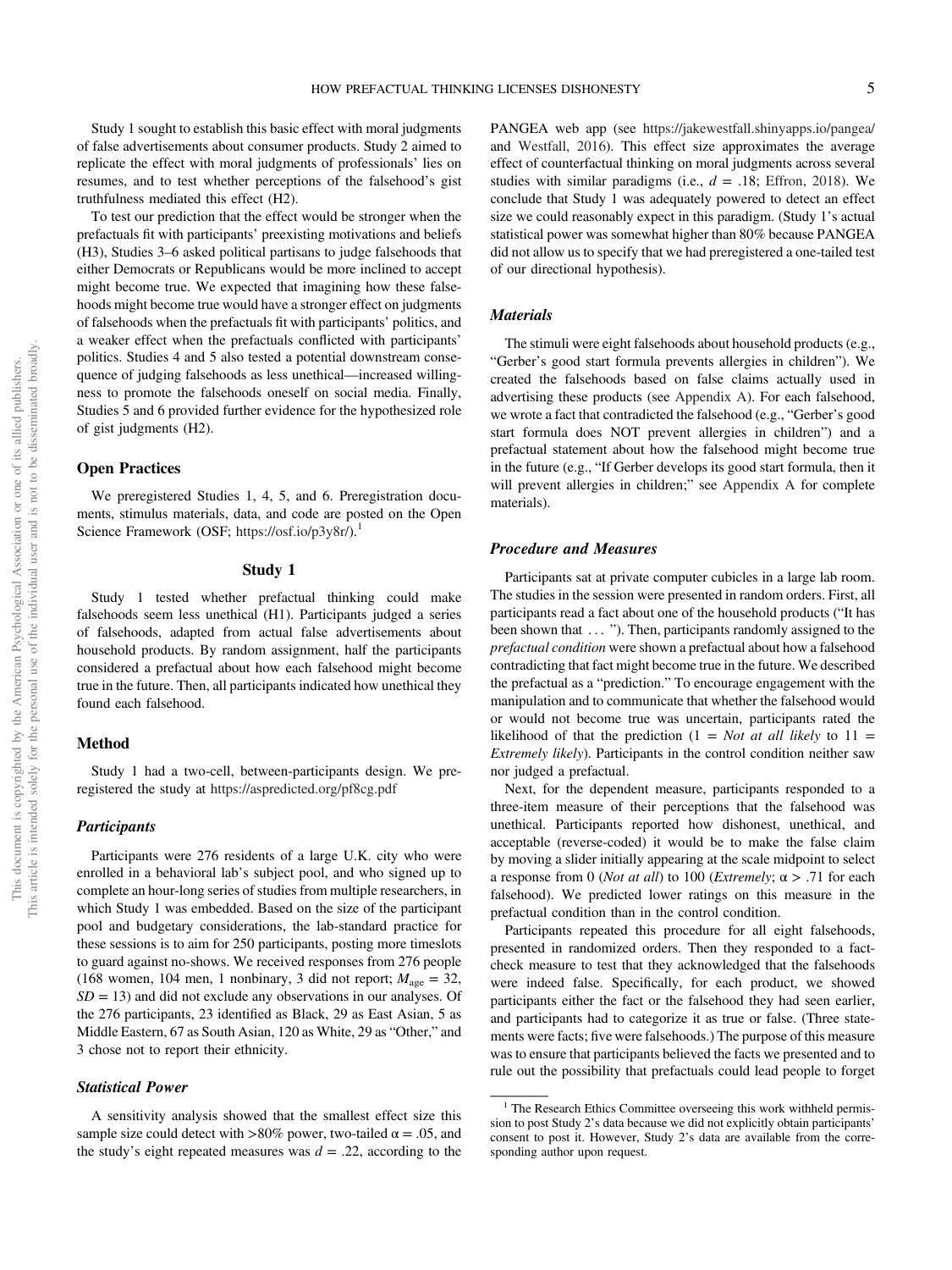Study 1 sought to establish this basic effect with moral judgments of false advertisements about consumer products. Study 2 aimed to replicate the effect with moral judgments of professionals' lies on resumes, and to test whether perceptions of the falsehood's gist truthfulness mediated this effect (H2).

To test our prediction that the effect would be stronger when the prefactuals fit with participants' preexisting motivations and beliefs (H3), Studies 3–6 asked political partisans to judge falsehoods that either Democrats or Republicans would be more inclined to accept might become true. We expected that imagining how these falsehoods might become true would have a stronger effect on judgments of falsehoods when the prefactuals fit with participants' politics, and a weaker effect when the prefactuals conflicted with participants' politics. Studies 4 and 5 also tested a potential downstream consequence of judging falsehoods as less unethical—increased willingness to promote the falsehoods oneself on social media. Finally, Studies 5 and 6 provided further evidence for the hypothesized role of gist judgments (H2).

## Open Practices

We preregistered Studies 1, 4, 5, and 6. Preregistration documents, stimulus materials, data, and code are posted on the Open Science Framework (OSF; https://osf.io/p3y8r/).[1]

## Study 1

Study 1 tested whether prefactual thinking could make falsehoods seem less unethical (H1). Participants judged a series of falsehoods, adapted from actual false advertisements about household products. By random assignment, half the participants considered a prefactual about how each falsehood might become true in the future. Then, all participants indicated how unethical they found each falsehood.

## Method

Study 1 had a two-cell, between-participants design. We preregistered the study at https://aspredicted.org/pf8cg.pdf

### *Participants*

Participants were 276 residents of a large U.K. city who were enrolled in a behavioral lab's subject pool, and who signed up to complete an hour-long series of studies from multiple researchers, in which Study 1 was embedded. Based on the size of the participant pool and budgetary considerations, the lab-standard practice for these sessions is to aim for 250 participants, posting more timeslots to guard against no-shows. We received responses from 276 people (168 women, 104 men, 1 nonbinary, 3 did not report; $M_{age} = 32$, $SD = 13$) and did not exclude any observations in our analyses. Of the 276 participants, 23 identified as Black, 29 as East Asian, 5 as Middle Eastern, 67 as South Asian, 120 as White, 29 as "Other," and 3 chose not to report their ethnicity.

### *Statistical Power*

A sensitivity analysis showed that the smallest effect size this sample size could detect with >80% power, two-tailed $\alpha = .05$, and the study's eight repeated measures was $d = .22$, according to the PANGEA web app (see https://jakewestfall.shinyapps.io/pangea/ and Westfall, 2016). This effect size approximates the average effect of counterfactual thinking on moral judgments across several studies with similar paradigms (i.e., $d = .18$; Effron, 2018). We conclude that Study 1 was adequately powered to detect an effect size we could reasonably expect in this paradigm. (Study 1's actual statistical power was somewhat higher than 80% because PANGEA did not allow us to specify that we had preregistered a one-tailed test of our directional hypothesis).

### *Materials*

The stimuli were eight falsehoods about household products (e.g., "Gerber's good start formula prevents allergies in children"). We created the falsehoods based on false claims actually used in advertising these products (see Appendix A). For each falsehood, we wrote a fact that contradicted the falsehood (e.g., "Gerber's good start formula does NOT prevent allergies in children") and a prefactual statement about how the falsehood might become true in the future (e.g., "If Gerber develops its good start formula, then it will prevent allergies in children;" see Appendix A for complete materials).

### *Procedure and Measures*

Participants sat at private computer cubicles in a large lab room. The studies in the session were presented in random orders. First, all participants read a fact about one of the household products ("It has been shown that ... "). Then, participants randomly assigned to the *prefactual condition* were shown a prefactual about how a falsehood contradicting that fact might become true in the future. We described the prefactual as a "prediction." To encourage engagement with the manipulation and to communicate that whether the falsehood would or would not become true was uncertain, participants rated the likelihood of that the prediction (1 = *Not at all likely* to 11 = *Extremely likely*). Participants in the control condition neither saw nor judged a prefactual.

Next, for the dependent measure, participants responded to a three-item measure of their perceptions that the falsehood was unethical. Participants reported how dishonest, unethical, and acceptable (reverse-coded) it would be to make the false claim by moving a slider initially appearing at the scale midpoint to select a response from 0 (*Not at all*) to 100 (*Extremely*; $\alpha > .71$ for each falsehood). We predicted lower ratings on this measure in the prefactual condition than in the control condition.

Participants repeated this procedure for all eight falsehoods, presented in randomized orders. Then they responded to a fact-check measure to test that they acknowledged that the falsehoods were indeed false. Specifically, for each product, we showed participants either the fact or the falsehood they had seen earlier, and participants had to categorize it as true or false. (Three statements were facts; five were falsehoods.) The purpose of this measure was to ensure that participants believed the facts we presented and to rule out the possibility that prefactuals could lead people to forget

[1] The Research Ethics Committee overseeing this work withheld permission to post Study 2's data because we did not explicitly obtain participants' consent to post it. However, Study 2's data are available from the corresponding author upon request.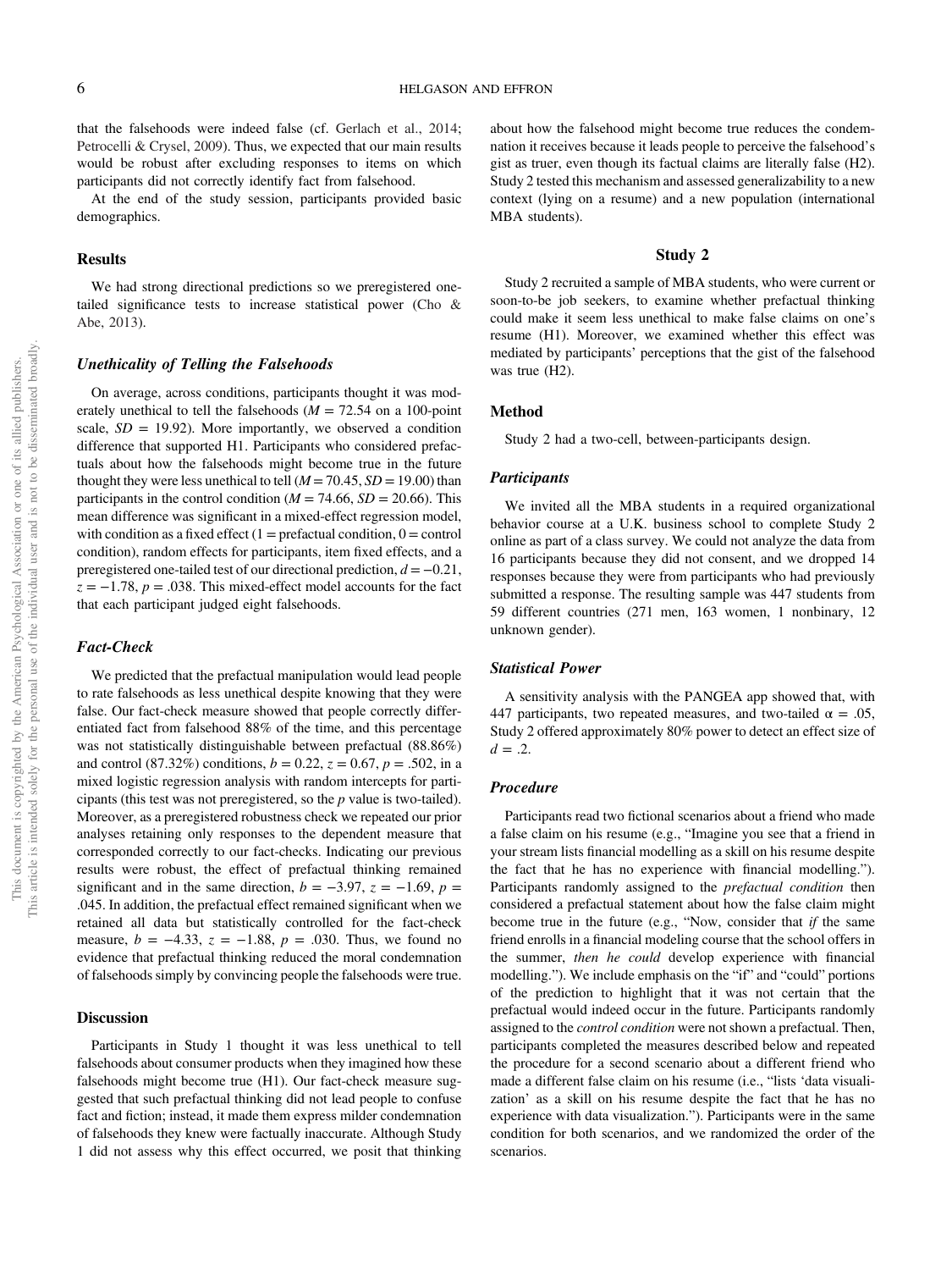that the falsehoods were indeed false (cf. Gerlach et al., 2014; Petrocelli & Crysel, 2009). Thus, we expected that our main results would be robust after excluding responses to items on which participants did not correctly identify fact from falsehood.

At the end of the study session, participants provided basic demographics.

## Results

We had strong directional predictions so we preregistered one-tailed significance tests to increase statistical power (Cho & Abe, 2013).

### Unethicality of Telling the Falsehoods

On average, across conditions, participants thought it was moderately unethical to tell the falsehoods ($M = 72.54$ on a 100-point scale, $SD = 19.92$). More importantly, we observed a condition difference that supported H1. Participants who considered prefactuals about how the falsehoods might become true in the future thought they were less unethical to tell ($M = 70.45$, $SD = 19.00$) than participants in the control condition ($M = 74.66$, $SD = 20.66$). This mean difference was significant in a mixed-effect regression model, with condition as a fixed effect (1 = prefactual condition, 0 = control condition), random effects for participants, item fixed effects, and a preregistered one-tailed test of our directional prediction, $d = -0.21$, $z = -1.78$, $p = .038$. This mixed-effect model accounts for the fact that each participant judged eight falsehoods.

### Fact-Check

We predicted that the prefactual manipulation would lead people to rate falsehoods as less unethical despite knowing that they were false. Our fact-check measure showed that people correctly differentiated fact from falsehood 88% of the time, and this percentage was not statistically distinguishable between prefactual (88.86%) and control (87.32%) conditions, $b = 0.22$, $z = 0.67$, $p = .502$, in a mixed logistic regression analysis with random intercepts for participants (this test was not preregistered, so the *p* value is two-tailed). Moreover, as a preregistered robustness check we repeated our prior analyses retaining only responses to the dependent measure that corresponded correctly to our fact-checks. Indicating our previous results were robust, the effect of prefactual thinking remained significant and in the same direction, $b = -3.97$, $z = -1.69$, $p = .045$. In addition, the prefactual effect remained significant when we retained all data but statistically controlled for the fact-check measure, $b = -4.33$, $z = -1.88$, $p = .030$. Thus, we found no evidence that prefactual thinking reduced the moral condemnation of falsehoods simply by convincing people the falsehoods were true.

## Discussion

Participants in Study 1 thought it was less unethical to tell falsehoods about consumer products when they imagined how these falsehoods might become true (H1). Our fact-check measure suggested that such prefactual thinking did not lead people to confuse fact and fiction; instead, it made them express milder condemnation of falsehoods they knew were factually inaccurate. Although Study 1 did not assess why this effect occurred, we posit that thinking about how the falsehood might become true reduces the condemnation it receives because it leads people to perceive the falsehood's gist as truer, even though its factual claims are literally false (H2). Study 2 tested this mechanism and assessed generalizability to a new context (lying on a resume) and a new population (international MBA students).

# Study 2

Study 2 recruited a sample of MBA students, who were current or soon-to-be job seekers, to examine whether prefactual thinking could make it seem less unethical to make false claims on one's resume (H1). Moreover, we examined whether this effect was mediated by participants' perceptions that the gist of the falsehood was true (H2).

## Method

Study 2 had a two-cell, between-participants design.

### Participants

We invited all the MBA students in a required organizational behavior course at a U.K. business school to complete Study 2 online as part of a class survey. We could not analyze the data from 16 participants because they did not consent, and we dropped 14 responses because they were from participants who had previously submitted a response. The resulting sample was 447 students from 59 different countries (271 men, 163 women, 1 nonbinary, 12 unknown gender).

### Statistical Power

A sensitivity analysis with the PANGEA app showed that, with 447 participants, two repeated measures, and two-tailed $\alpha = .05$, Study 2 offered approximately 80% power to detect an effect size of $d = .2$.

### Procedure

Participants read two fictional scenarios about a friend who made a false claim on his resume (e.g., "Imagine you see that a friend in your stream lists financial modelling as a skill on his resume despite the fact that he has no experience with financial modelling."). Participants randomly assigned to the *prefactual condition* then considered a prefactual statement about how the false claim might become true in the future (e.g., "Now, consider that *if* the same friend enrolls in a financial modeling course that the school offers in the summer, *then he could* develop experience with financial modelling."). We include emphasis on the "if" and "could" portions of the prediction to highlight that it was not certain that the prefactual would indeed occur in the future. Participants randomly assigned to the *control condition* were not shown a prefactual. Then, participants completed the measures described below and repeated the procedure for a second scenario about a different friend who made a different false claim on his resume (i.e., "lists 'data visualization' as a skill on his resume despite the fact that he has no experience with data visualization."). Participants were in the same condition for both scenarios, and we randomized the order of the scenarios.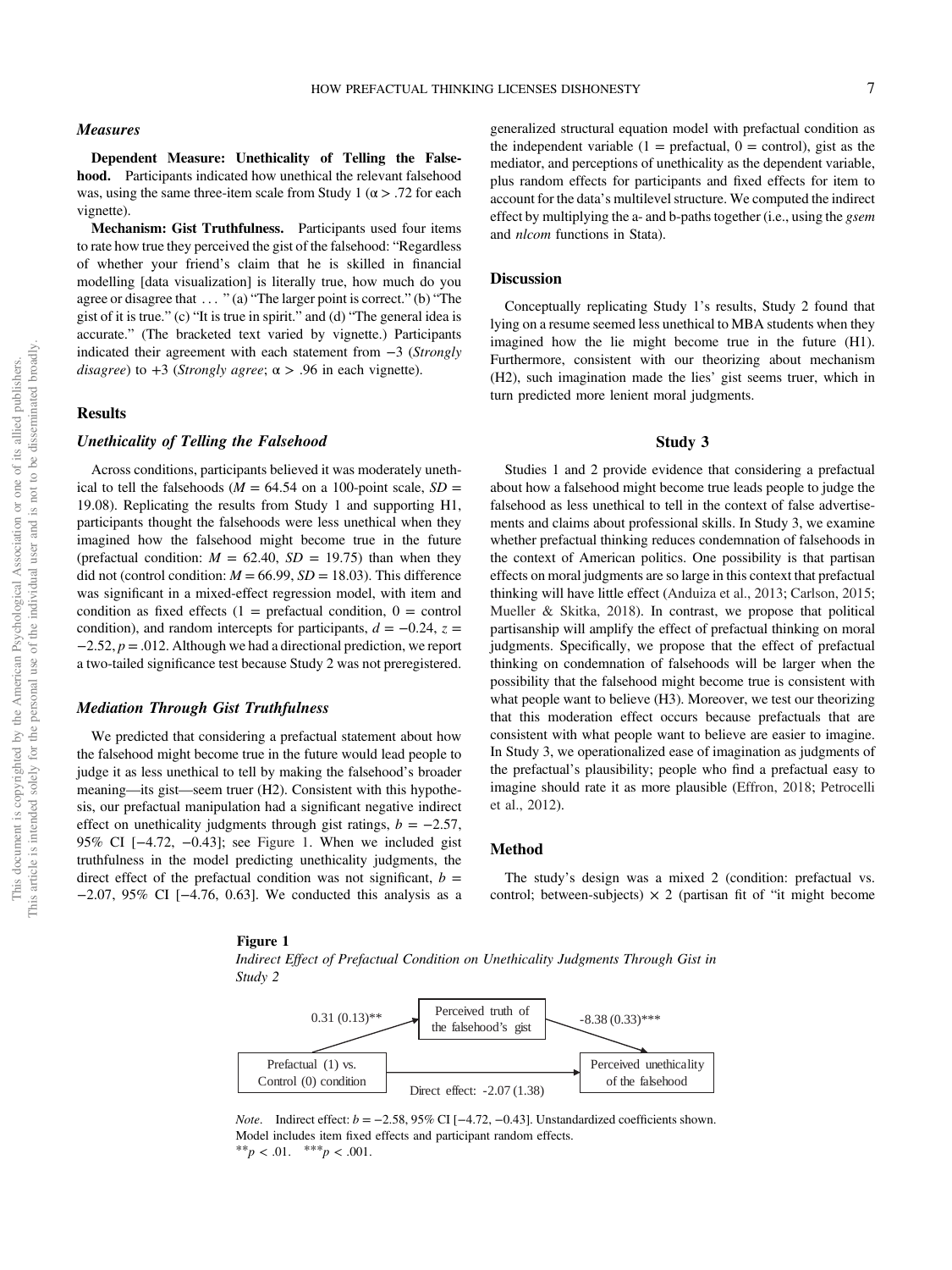### Measures

**Dependent Measure: Unethicality of Telling the Falsehood.** Participants indicated how unethical the relevant falsehood was, using the same three-item scale from Study 1 ($\alpha > .72$ for each vignette).

**Mechanism: Gist Truthfulness.** Participants used four items to rate how true they perceived the gist of the falsehood: "Regardless of whether your friend's claim that he is skilled in financial modelling [data visualization] is literally true, how much do you agree or disagree that . . . " (a) "The larger point is correct." (b) "The gist of it is true." (c) "It is true in spirit." and (d) "The general idea is accurate." (The bracketed text varied by vignette.) Participants indicated their agreement with each statement from −3 (*Strongly disagree*) to +3 (*Strongly agree*; $\alpha > .96$ in each vignette).

## Results

### Unethicality of Telling the Falsehood

Across conditions, participants believed it was moderately unethical to tell the falsehoods ($M = 64.54$ on a 100-point scale, $SD = 19.08$). Replicating the results from Study 1 and supporting H1, participants thought the falsehoods were less unethical when they imagined how the falsehood might become true in the future (prefactual condition: $M = 62.40$, $SD = 19.75$) than when they did not (control condition: $M = 66.99$, $SD = 18.03$). This difference was significant in a mixed-effect regression model, with item and condition as fixed effects (1 = prefactual condition, 0 = control condition), and random intercepts for participants, $d = -0.24$, $z = -2.52$, $p = .012$. Although we had a directional prediction, we report a two-tailed significance test because Study 2 was not preregistered.

### Mediation Through Gist Truthfulness

We predicted that considering a prefactual statement about how the falsehood might become true in the future would lead people to judge it as less unethical to tell by making the falsehood's broader meaning—its gist—seem truer (H2). Consistent with this hypothesis, our prefactual manipulation had a significant negative indirect effect on unethicality judgments through gist ratings, $b = -2.57$, 95% CI [−4.72, −0.43]; see Figure 1. When we included gist truthfulness in the model predicting unethicality judgments, the direct effect of the prefactual condition was not significant, $b = -2.07$, 95% CI [−4.76, 0.63]. We conducted this analysis as a generalized structural equation model with prefactual condition as the independent variable (1 = prefactual, 0 = control), gist as the mediator, and perceptions of unethicality as the dependent variable, plus random effects for participants and fixed effects for item to account for the data's multilevel structure. We computed the indirect effect by multiplying the a- and b-paths together (i.e., using the *gsem* and *nlcom* functions in Stata).

## Discussion

Conceptually replicating Study 1's results, Study 2 found that lying on a resume seemed less unethical to MBA students when they imagined how the lie might become true in the future (H1). Furthermore, consistent with our theorizing about mechanism (H2), such imagination made the lies' gist seems truer, which in turn predicted more lenient moral judgments.

# Study 3

Studies 1 and 2 provide evidence that considering a prefactual about how a falsehood might become true leads people to judge the falsehood as less unethical to tell in the context of false advertisements and claims about professional skills. In Study 3, we examine whether prefactual thinking reduces condemnation of falsehoods in the context of American politics. One possibility is that partisan effects on moral judgments are so large in this context that prefactual thinking will have little effect (Anduiza et al., 2013; Carlson, 2015; Mueller & Skitka, 2018). In contrast, we propose that political partisanship will amplify the effect of prefactual thinking on moral judgments. Specifically, we propose that the effect of prefactual thinking on condemnation of falsehoods will be larger when the possibility that the falsehood might become true is consistent with what people want to believe (H3). Moreover, we test our theorizing that this moderation effect occurs because prefactuals that are consistent with what people want to believe are easier to imagine. In Study 3, we operationalized ease of imagination as judgments of the prefactual's plausibility; people who find a prefactual easy to imagine should rate it as more plausible (Effron, 2018; Petrocelli et al., 2012).

## Method

The study's design was a mixed 2 (condition: prefactual vs. control; between-subjects) × 2 (partisan fit of "it might become

**Figure 1**

*Indirect Effect of Prefactual Condition on Unethicality Judgments Through Gist in Study 2*

Prefactual (1) vs. Control (0) condition → Perceived truth of the falsehood's gist: 0.31 (0.13)**

Perceived truth of the falsehood's gist → Perceived unethicality of the falsehood: -8.38 (0.33)***

Prefactual (1) vs. Control (0) condition → Perceived unethicality of the falsehood: Direct effect: -2.07 (1.38)

*Note*. Indirect effect: $b = -2.58$, 95% CI [−4.72, −0.43]. Unstandardized coefficients shown. Model includes item fixed effects and participant random effects.
** $p < .01$. *** $p < .001$.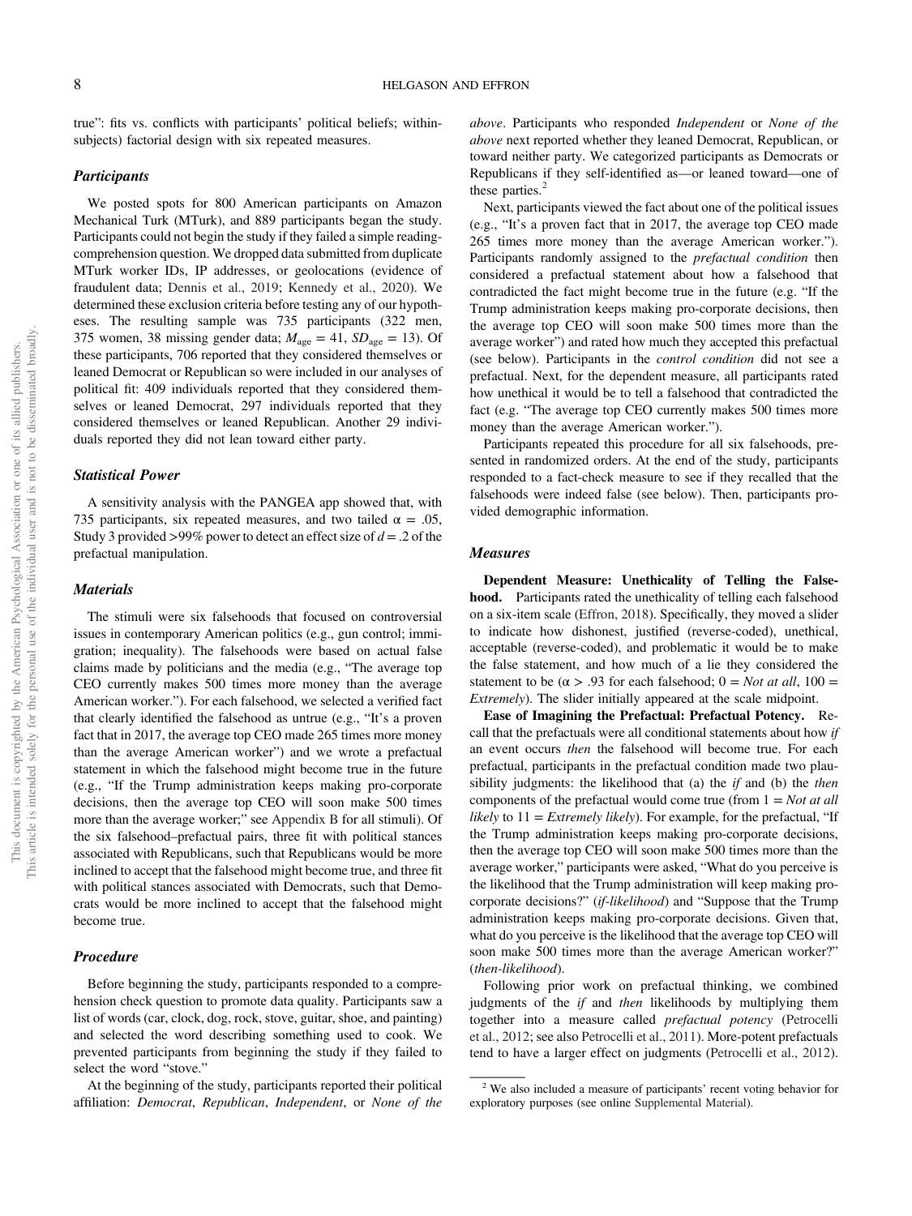true": fits vs. conflicts with participants' political beliefs; within-subjects) factorial design with six repeated measures.

### Participants

We posted spots for 800 American participants on Amazon Mechanical Turk (MTurk), and 889 participants began the study. Participants could not begin the study if they failed a simple reading-comprehension question. We dropped data submitted from duplicate MTurk worker IDs, IP addresses, or geolocations (evidence of fraudulent data; Dennis et al., 2019; Kennedy et al., 2020). We determined these exclusion criteria before testing any of our hypotheses. The resulting sample was 735 participants (322 men, 375 women, 38 missing gender data; $M_{age} = 41$, $SD_{age} = 13$). Of these participants, 706 reported that they considered themselves or leaned Democrat or Republican so were included in our analyses of political fit: 409 individuals reported that they considered themselves or leaned Democrat, 297 individuals reported that they considered themselves or leaned Republican. Another 29 individuals reported they did not lean toward either party.

### Statistical Power

A sensitivity analysis with the PANGEA app showed that, with 735 participants, six repeated measures, and two tailed $\alpha = .05$, Study 3 provided >99% power to detect an effect size of $d = .2$ of the prefactual manipulation.

### Materials

The stimuli were six falsehoods that focused on controversial issues in contemporary American politics (e.g., gun control; immigration; inequality). The falsehoods were based on actual false claims made by politicians and the media (e.g., "The average top CEO currently makes 500 times more money than the average American worker."). For each falsehood, we selected a verified fact that clearly identified the falsehood as untrue (e.g., "It's a proven fact that in 2017, the average top CEO made 265 times more money than the average American worker") and we wrote a prefactual statement in which the falsehood might become true in the future (e.g., "If the Trump administration keeps making pro-corporate decisions, then the average top CEO will soon make 500 times more than the average worker;" see Appendix B for all stimuli). Of the six falsehood–prefactual pairs, three fit with political stances associated with Republicans, such that Republicans would be more inclined to accept that the falsehood might become true, and three fit with political stances associated with Democrats, such that Democrats would be more inclined to accept that the falsehood might become true.

### Procedure

Before beginning the study, participants responded to a comprehension check question to promote data quality. Participants saw a list of words (car, clock, dog, rock, stove, guitar, shoe, and painting) and selected the word describing something used to cook. We prevented participants from beginning the study if they failed to select the word "stove."

At the beginning of the study, participants reported their political affiliation: *Democrat*, *Republican*, *Independent*, or *None of the above*. Participants who responded *Independent* or *None of the above* next reported whether they leaned Democrat, Republican, or toward neither party. We categorized participants as Democrats or Republicans if they self-identified as—or leaned toward—one of these parties.[2]

Next, participants viewed the fact about one of the political issues (e.g., "It's a proven fact that in 2017, the average top CEO made 265 times more money than the average American worker."). Participants randomly assigned to the *prefactual condition* then considered a prefactual statement about how a falsehood that contradicted the fact might become true in the future (e.g. "If the Trump administration keeps making pro-corporate decisions, then the average top CEO will soon make 500 times more than the average worker") and rated how much they accepted this prefactual (see below). Participants in the *control condition* did not see a prefactual. Next, for the dependent measure, all participants rated how unethical it would be to tell a falsehood that contradicted the fact (e.g. "The average top CEO currently makes 500 times more money than the average American worker.").

Participants repeated this procedure for all six falsehoods, presented in randomized orders. At the end of the study, participants responded to a fact-check measure to see if they recalled that the falsehoods were indeed false (see below). Then, participants provided demographic information.

### Measures

**Dependent Measure: Unethicality of Telling the Falsehood.** Participants rated the unethicality of telling each falsehood on a six-item scale (Effron, 2018). Specifically, they moved a slider to indicate how dishonest, justified (reverse-coded), unethical, acceptable (reverse-coded), and problematic it would be to make the false statement, and how much of a lie they considered the statement to be ($\alpha > .93$ for each falsehood; 0 = *Not at all*, 100 = *Extremely*). The slider initially appeared at the scale midpoint.

**Ease of Imagining the Prefactual: Prefactual Potency.** Recall that the prefactuals were all conditional statements about how *if* an event occurs *then* the falsehood will become true. For each prefactual, participants in the prefactual condition made two plausibility judgments: the likelihood that (a) the *if* and (b) the *then* components of the prefactual would come true (from 1 = *Not at all likely* to 11 = *Extremely likely*). For example, for the prefactual, "If the Trump administration keeps making pro-corporate decisions, then the average top CEO will soon make 500 times more than the average worker," participants were asked, "What do you perceive is the likelihood that the Trump administration will keep making pro-corporate decisions?" (*if-likelihood*) and "Suppose that the Trump administration keeps making pro-corporate decisions. Given that, what do you perceive is the likelihood that the average top CEO will soon make 500 times more than the average American worker?" (*then-likelihood*).

Following prior work on prefactual thinking, we combined judgments of the *if* and *then* likelihoods by multiplying them together into a measure called *prefactual potency* (Petrocelli et al., 2012; see also Petrocelli et al., 2011). More-potent prefactuals tend to have a larger effect on judgments (Petrocelli et al., 2012).

[2] We also included a measure of participants' recent voting behavior for exploratory purposes (see online Supplemental Material).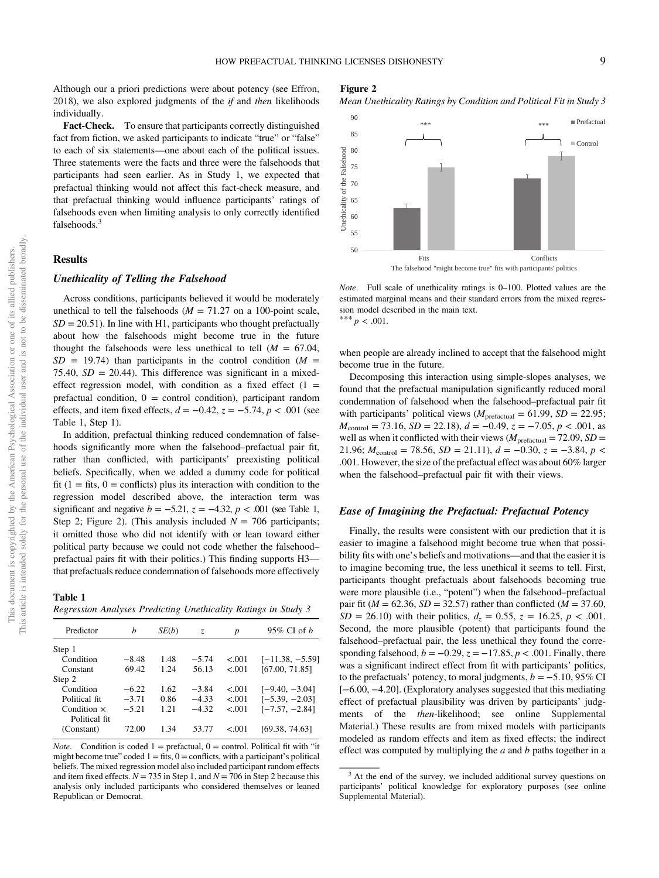Although our a priori predictions were about potency (see Effron, 2018), we also explored judgments of the *if* and *then* likelihoods individually.

**Fact-Check.** To ensure that participants correctly distinguished fact from fiction, we asked participants to indicate "true" or "false" to each of six statements—one about each of the political issues. Three statements were the facts and three were the falsehoods that participants had seen earlier. As in Study 1, we expected that prefactual thinking would not affect this fact-check measure, and that prefactual thinking would influence participants' ratings of falsehoods even when limiting analysis to only correctly identified falsehoods.[3]

## Results

### Unethicality of Telling the Falsehood

Across conditions, participants believed it would be moderately unethical to tell the falsehoods ($M = 71.27$ on a 100-point scale, $SD = 20.51$). In line with H1, participants who thought prefactually about how the falsehoods might become true in the future thought the falsehoods were less unethical to tell ($M = 67.04$, $SD = 19.74$) than participants in the control condition ($M = 75.40$, $SD = 20.44$). This difference was significant in a mixed-effect regression model, with condition as a fixed effect (1 = prefactual condition, 0 = control condition), participant random effects, and item fixed effects, $d = -0.42$, $z = -5.74$, $p < .001$ (see Table 1, Step 1).

In addition, prefactual thinking reduced condemnation of falsehoods significantly more when the falsehood–prefactual pair fit, rather than conflicted, with participants' preexisting political beliefs. Specifically, when we added a dummy code for political fit (1 = fits, 0 = conflicts) plus its interaction with condition to the regression model described above, the interaction term was significant and negative $b = -5.21$, $z = -4.32$, $p < .001$ (see Table 1, Step 2; Figure 2). (This analysis included $N = 706$ participants; it omitted those who did not identify with or lean toward either political party because we could not code whether the falsehood–prefactual pairs fit with their politics.) This finding supports H3—that prefactuals reduce condemnation of falsehoods more effectively when people are already inclined to accept that the falsehood might become true in the future.

**Table 1**

*Regression Analyses Predicting Unethicality Ratings in Study 3*

| Predictor | $b$ | $SE(b)$ | $z$ | $p$ | 95% CI of $b$ |
|---|---|---|---|---|---|
| Step 1 | | | | | |
| Condition | −8.48 | 1.48 | −5.74 | <.001 | [−11.38, −5.59] |
| Constant | 69.42 | 1.24 | 56.13 | <.001 | [67.00, 71.85] |
| Step 2 | | | | | |
| Condition | −6.22 | 1.62 | −3.84 | <.001 | [−9.40, −3.04] |
| Political fit | −3.71 | 0.86 | −4.33 | <.001 | [−5.39, −2.03] |
| Condition × Political fit | −5.21 | 1.21 | −4.32 | <.001 | [−7.57, −2.84] |
| (Constant) | 72.00 | 1.34 | 53.77 | <.001 | [69.38, 74.63] |

*Note.* Condition is coded 1 = prefactual, 0 = control. Political fit with "it might become true" coded 1 = fits, 0 = conflicts, with a participant's political beliefs. The mixed regression model also included participant random effects and item fixed effects. $N = 735$ in Step 1, and $N = 706$ in Step 2 because this analysis only included participants who considered themselves or leaned Republican or Democrat.

**Figure 2**

*Mean Unethicality Ratings by Condition and Political Fit in Study 3*

*Note.* Full scale of unethicality ratings is 0–100. Plotted values are the estimated marginal means and their standard errors from the mixed regression model described in the main text.
*** $p < .001$.

Decomposing this interaction using simple-slopes analyses, we found that the prefactual manipulation significantly reduced moral condemnation of falsehood when the falsehood–prefactual pair fit with participants' political views ($M_{\text{prefactual}} = 61.99$, $SD = 22.95$; $M_{\text{control}} = 73.16$, $SD = 22.18$), $d = -0.49$, $z = -7.05$, $p < .001$, as well as when it conflicted with their views ($M_{\text{prefactual}} = 72.09$, $SD = 21.96$; $M_{\text{control}} = 78.56$, $SD = 21.11$), $d = -0.30$, $z = -3.84$, $p < .001$. However, the size of the prefactual effect was about 60% larger when the falsehood–prefactual pair fit with their views.

### Ease of Imagining the Prefactual: Prefactual Potency

Finally, the results were consistent with our prediction that it is easier to imagine a falsehood might become true when that possibility fits with one's beliefs and motivations—and that the easier it is to imagine becoming true, the less unethical it seems to tell. First, participants thought prefactuals about falsehoods becoming true were more plausible (i.e., "potent") when the falsehood–prefactual pair fit ($M = 62.36$, $SD = 32.57$) rather than conflicted ($M = 37.60$, $SD = 26.10$) with their politics, $d_z = 0.55$, $z = 16.25$, $p < .001$. Second, the more plausible (potent) that participants found the falsehood–prefactual pair, the less unethical they found the corresponding falsehood, $b = -0.29$, $z = -17.85$, $p < .001$. Finally, there was a significant indirect effect from fit with participants' politics, to the prefactuals' potency, to moral judgments, $b = -5.10$, 95% CI [−6.00, −4.20]. (Exploratory analyses suggested that this mediating effect of prefactual plausibility was driven by participants' judgments of the *then*-likelihood; see online Supplemental Material.) These results are from mixed models with participants modeled as random effects and item as fixed effects; the indirect effect was computed by multiplying the *a* and *b* paths together in a

[3] At the end of the survey, we included additional survey questions on participants' political knowledge for exploratory purposes (see online Supplemental Material).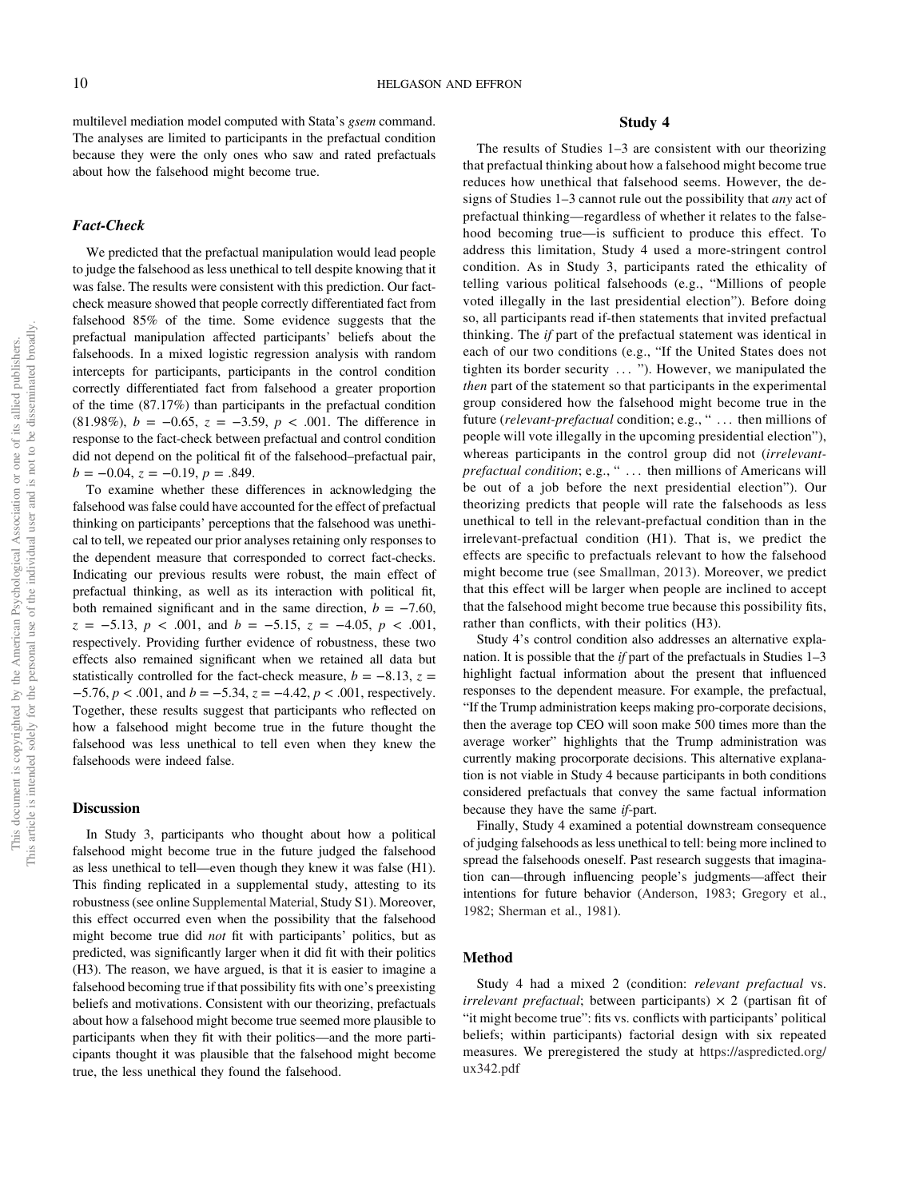multilevel mediation model computed with Stata's *gsem* command. The analyses are limited to participants in the prefactual condition because they were the only ones who saw and rated prefactuals about how the falsehood might become true.

### Fact-Check

We predicted that the prefactual manipulation would lead people to judge the falsehood as less unethical to tell despite knowing that it was false. The results were consistent with this prediction. Our fact-check measure showed that people correctly differentiated fact from falsehood 85% of the time. Some evidence suggests that the prefactual manipulation affected participants' beliefs about the falsehoods. In a mixed logistic regression analysis with random intercepts for participants, participants in the control condition correctly differentiated fact from falsehood a greater proportion of the time (87.17%) than participants in the prefactual condition (81.98%), $b = -0.65$, $z = -3.59$, $p < .001$. The difference in response to the fact-check between prefactual and control condition did not depend on the political fit of the falsehood–prefactual pair, $b = -0.04$, $z = -0.19$, $p = .849$.

To examine whether these differences in acknowledging the falsehood was false could have accounted for the effect of prefactual thinking on participants' perceptions that the falsehood was unethical to tell, we repeated our prior analyses retaining only responses to the dependent measure that corresponded to correct fact-checks. Indicating our previous results were robust, the main effect of prefactual thinking, as well as its interaction with political fit, both remained significant and in the same direction, $b = -7.60$, $z = -5.13$, $p < .001$, and $b = -5.15$, $z = -4.05$, $p < .001$, respectively. Providing further evidence of robustness, these two effects also remained significant when we retained all data but statistically controlled for the fact-check measure, $b = -8.13$, $z = -5.76$, $p < .001$, and $b = -5.34$, $z = -4.42$, $p < .001$, respectively. Together, these results suggest that participants who reflected on how a falsehood might become true in the future thought the falsehood was less unethical to tell even when they knew the falsehoods were indeed false.

## Discussion

In Study 3, participants who thought about how a political falsehood might become true in the future judged the falsehood as less unethical to tell—even though they knew it was false (H1). This finding replicated in a supplemental study, attesting to its robustness (see online Supplemental Material, Study S1). Moreover, this effect occurred even when the possibility that the falsehood might become true did *not* fit with participants' politics, but as predicted, was significantly larger when it did fit with their politics (H3). The reason, we have argued, is that it is easier to imagine a falsehood becoming true if that possibility fits with one's preexisting beliefs and motivations. Consistent with our theorizing, prefactuals about how a falsehood might become true seemed more plausible to participants when they fit with their politics—and the more participants thought it was plausible that the falsehood might become true, the less unethical they found the falsehood.

# Study 4

The results of Studies 1–3 are consistent with our theorizing that prefactual thinking about how a falsehood might become true reduces how unethical that falsehood seems. However, the designs of Studies 1–3 cannot rule out the possibility that *any* act of prefactual thinking—regardless of whether it relates to the falsehood becoming true—is sufficient to produce this effect. To address this limitation, Study 4 used a more-stringent control condition. As in Study 3, participants rated the ethicality of telling various political falsehoods (e.g., "Millions of people voted illegally in the last presidential election"). Before doing so, all participants read if-then statements that invited prefactual thinking. The *if* part of the prefactual statement was identical in each of our two conditions (e.g., "If the United States does not tighten its border security ... "). However, we manipulated the *then* part of the statement so that participants in the experimental group considered how the falsehood might become true in the future (*relevant-prefactual* condition; e.g., " ... then millions of people will vote illegally in the upcoming presidential election"), whereas participants in the control group did not (*irrelevant-prefactual condition*; e.g., " ... then millions of Americans will be out of a job before the next presidential election"). Our theorizing predicts that people will rate the falsehoods as less unethical to tell in the relevant-prefactual condition than in the irrelevant-prefactual condition (H1). That is, we predict the effects are specific to prefactuals relevant to how the falsehood might become true (see Smallman, 2013). Moreover, we predict that this effect will be larger when people are inclined to accept that the falsehood might become true because this possibility fits, rather than conflicts, with their politics (H3).

Study 4's control condition also addresses an alternative explanation. It is possible that the *if* part of the prefactuals in Studies 1–3 highlight factual information about the present that influenced responses to the dependent measure. For example, the prefactual, "If the Trump administration keeps making pro-corporate decisions, then the average top CEO will soon make 500 times more than the average worker" highlights that the Trump administration was currently making procorporate decisions. This alternative explanation is not viable in Study 4 because participants in both conditions considered prefactuals that convey the same factual information because they have the same *if*-part.

Finally, Study 4 examined a potential downstream consequence of judging falsehoods as less unethical to tell: being more inclined to spread the falsehoods oneself. Past research suggests that imagination can—through influencing people's judgments—affect their intentions for future behavior (Anderson, 1983; Gregory et al., 1982; Sherman et al., 1981).

## Method

Study 4 had a mixed 2 (condition: *relevant prefactual* vs. *irrelevant prefactual*; between participants) × 2 (partisan fit of "it might become true": fits vs. conflicts with participants' political beliefs; within participants) factorial design with six repeated measures. We preregistered the study at https://aspredicted.org/ux342.pdf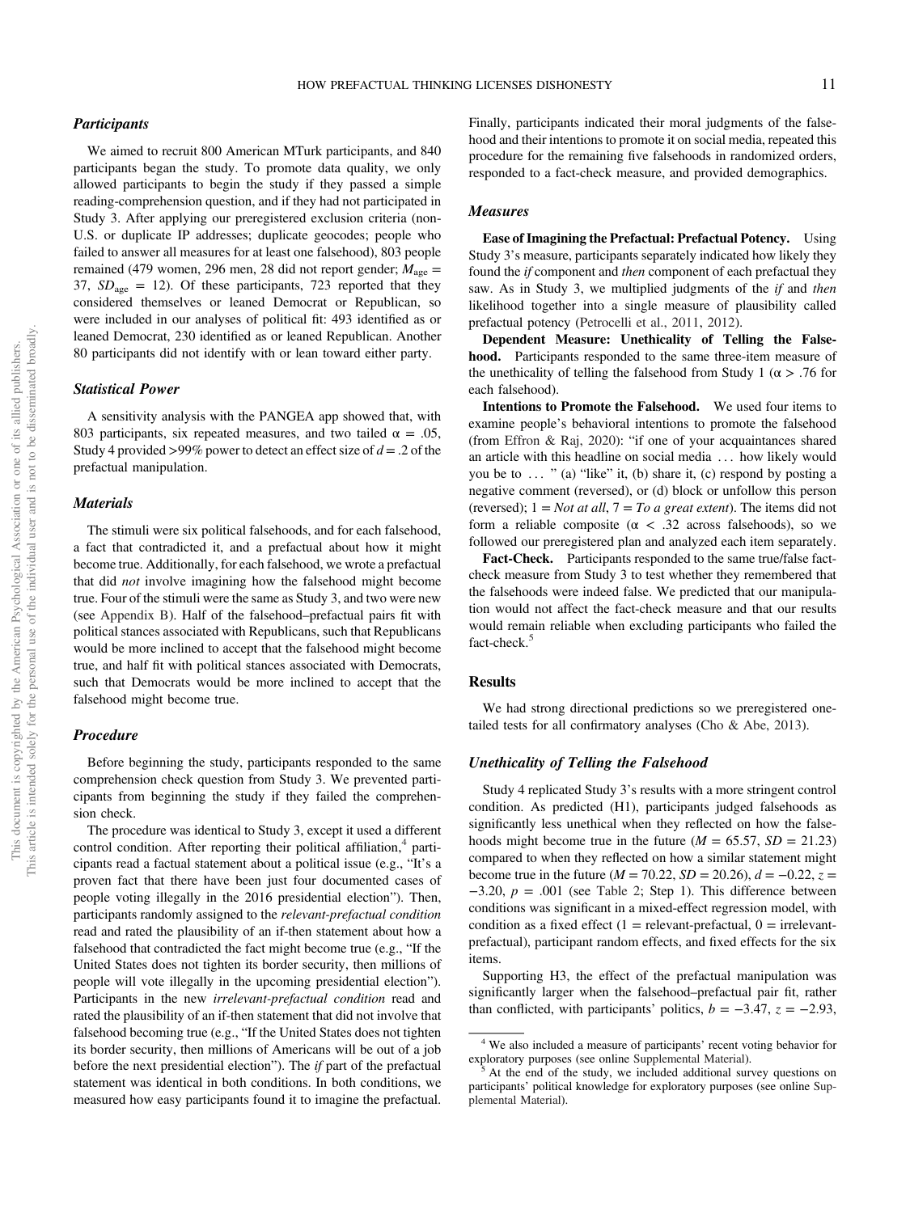### Participants

We aimed to recruit 800 American MTurk participants, and 840 participants began the study. To promote data quality, we only allowed participants to begin the study if they passed a simple reading-comprehension question, and if they had not participated in Study 3. After applying our preregistered exclusion criteria (non-U.S. or duplicate IP addresses; duplicate geocodes; people who failed to answer all measures for at least one falsehood), 803 people remained (479 women, 296 men, 28 did not report gender; $M_{\text{age}} = 37$, $SD_{\text{age}} = 12$). Of these participants, 723 reported that they considered themselves or leaned Democrat or Republican, so were included in our analyses of political fit: 493 identified as or leaned Democrat, 230 identified as or leaned Republican. Another 80 participants did not identify with or lean toward either party.

### Statistical Power

A sensitivity analysis with the PANGEA app showed that, with 803 participants, six repeated measures, and two tailed $\alpha = .05$, Study 4 provided >99% power to detect an effect size of $d = .2$ of the prefactual manipulation.

### Materials

The stimuli were six political falsehoods, and for each falsehood, a fact that contradicted it, and a prefactual about how it might become true. Additionally, for each falsehood, we wrote a prefactual that did *not* involve imagining how the falsehood might become true. Four of the stimuli were the same as Study 3, and two were new (see Appendix B). Half of the falsehood–prefactual pairs fit with political stances associated with Republicans, such that Republicans would be more inclined to accept that the falsehood might become true, and half fit with political stances associated with Democrats, such that Democrats would be more inclined to accept that the falsehood might become true.

### Procedure

Before beginning the study, participants responded to the same comprehension check question from Study 3. We prevented participants from beginning the study if they failed the comprehension check.

The procedure was identical to Study 3, except it used a different control condition. After reporting their political affiliation,[4] participants read a factual statement about a political issue (e.g., "It's a proven fact that there have been just four documented cases of people voting illegally in the 2016 presidential election"). Then, participants randomly assigned to the *relevant-prefactual condition* read and rated the plausibility of an if-then statement about how a falsehood that contradicted the fact might become true (e.g., "If the United States does not tighten its border security, then millions of people will vote illegally in the upcoming presidential election"). Participants in the new *irrelevant-prefactual condition* read and rated the plausibility of an if-then statement that did not involve that falsehood becoming true (e.g., "If the United States does not tighten its border security, then millions of Americans will be out of a job before the next presidential election"). The *if* part of the prefactual statement was identical in both conditions. In both conditions, we measured how easy participants found it to imagine the prefactual. Finally, participants indicated their moral judgments of the falsehood and their intentions to promote it on social media, repeated this procedure for the remaining five falsehoods in randomized orders, responded to a fact-check measure, and provided demographics.

### Measures

**Ease of Imagining the Prefactual: Prefactual Potency.** Using Study 3's measure, participants separately indicated how likely they found the *if* component and *then* component of each prefactual they saw. As in Study 3, we multiplied judgments of the *if* and *then* likelihood together into a single measure of plausibility called prefactual potency (Petrocelli et al., 2011, 2012).

**Dependent Measure: Unethicality of Telling the Falsehood.** Participants responded to the same three-item measure of the unethicality of telling the falsehood from Study 1 ($\alpha > .76$ for each falsehood).

**Intentions to Promote the Falsehood.** We used four items to examine people's behavioral intentions to promote the falsehood (from Effron & Raj, 2020): "if one of your acquaintances shared an article with this headline on social media ... how likely would you be to ... " (a) "like" it, (b) share it, (c) respond by posting a negative comment (reversed), or (d) block or unfollow this person (reversed); 1 = *Not at all*, 7 = *To a great extent*). The items did not form a reliable composite ($\alpha < .32$ across falsehoods), so we followed our preregistered plan and analyzed each item separately.

**Fact-Check.** Participants responded to the same true/false fact-check measure from Study 3 to test whether they remembered that the falsehoods were indeed false. We predicted that our manipulation would not affect the fact-check measure and that our results would remain reliable when excluding participants who failed the fact-check.[5]

## Results

We had strong directional predictions so we preregistered one-tailed tests for all confirmatory analyses (Cho & Abe, 2013).

### Unethicality of Telling the Falsehood

Study 4 replicated Study 3's results with a more stringent control condition. As predicted (H1), participants judged falsehoods as significantly less unethical when they reflected on how the falsehoods might become true in the future ($M = 65.57$, $SD = 21.23$) compared to when they reflected on how a similar statement might become true in the future ($M = 70.22$, $SD = 20.26$), $d = -0.22$, $z = -3.20$, $p = .001$ (see Table 2; Step 1). This difference between conditions was significant in a mixed-effect regression model, with condition as a fixed effect (1 = relevant-prefactual, 0 = irrelevant-prefactual), participant random effects, and fixed effects for the six items.

Supporting H3, the effect of the prefactual manipulation was significantly larger when the falsehood–prefactual pair fit, rather than conflicted, with participants' politics, $b = -3.47$, $z = -2.93$,

---

[4] We also included a measure of participants' recent voting behavior for exploratory purposes (see online Supplemental Material).

[5] At the end of the study, we included additional survey questions on participants' political knowledge for exploratory purposes (see online Supplemental Material).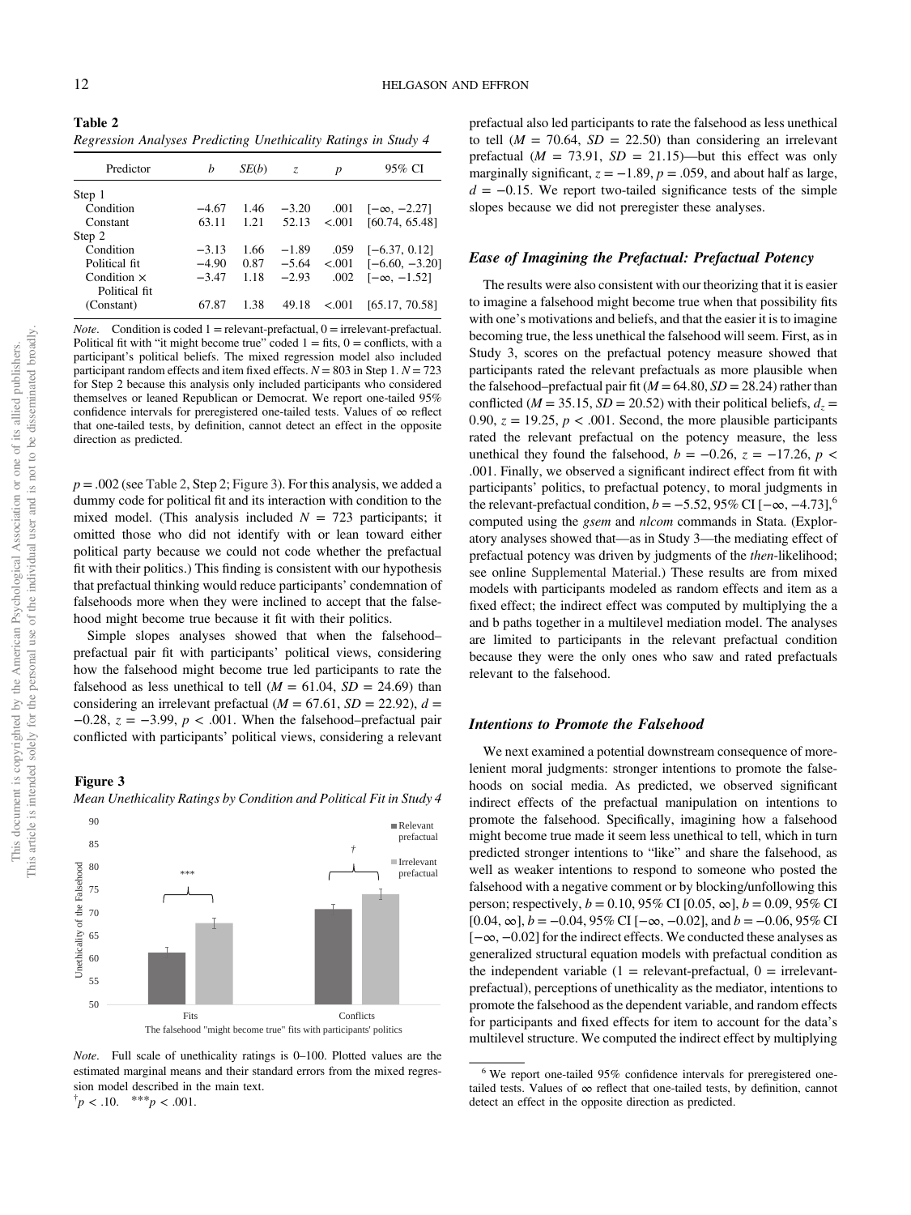**Table 2**

*Regression Analyses Predicting Unethicality Ratings in Study 4*

| Predictor | $b$ | $SE(b)$ | $z$ | $p$ | 95% CI |
|---|---|---|---|---|---|
| Step 1 | | | | | |
| Condition | −4.67 | 1.46 | −3.20 | .001 | [−∞, −2.27] |
| Constant | 63.11 | 1.21 | 52.13 | <.001 | [60.74, 65.48] |
| Step 2 | | | | | |
| Condition | −3.13 | 1.66 | −1.89 | .059 | [−6.37, 0.12] |
| Political fit | −4.90 | 0.87 | −5.64 | <.001 | [−6.60, −3.20] |
| Condition × Political fit | −3.47 | 1.18 | −2.93 | .002 | [−∞, −1.52] |
| (Constant) | 67.87 | 1.38 | 49.18 | <.001 | [65.17, 70.58] |

*Note*. Condition is coded 1 = relevant-prefactual, 0 = irrelevant-prefactual. Political fit with "it might become true" coded 1 = fits, 0 = conflicts, with a participant's political beliefs. The mixed regression model also included participant random effects and item fixed effects. $N = 803$ in Step 1. $N = 723$ for Step 2 because this analysis only included participants who considered themselves or leaned Republican or Democrat. We report one-tailed 95% confidence intervals for preregistered one-tailed tests. Values of ∞ reflect that one-tailed tests, by definition, cannot detect an effect in the opposite direction as predicted.

$p = .002$ (see Table 2, Step 2; Figure 3). For this analysis, we added a dummy code for political fit and its interaction with condition to the mixed model. (This analysis included $N = 723$ participants; it omitted those who did not identify with or lean toward either political party because we could not code whether the prefactual fit with their politics.) This finding is consistent with our hypothesis that prefactual thinking would reduce participants' condemnation of falsehoods more when they were inclined to accept that the falsehood might become true because it fit with their politics.

Simple slopes analyses showed that when the falsehood–prefactual pair fit with participants' political views, considering how the falsehood might become true led participants to rate the falsehood as less unethical to tell ($M = 61.04$, $SD = 24.69$) than considering an irrelevant prefactual ($M = 67.61$, $SD = 22.92$), $d = -0.28$, $z = -3.99$, $p < .001$. When the falsehood–prefactual pair conflicted with participants' political views, considering a relevant prefactual also led participants to rate the falsehood as less unethical to tell ($M = 70.64$, $SD = 22.50$) than considering an irrelevant prefactual ($M = 73.91$, $SD = 21.15$)—but this effect was only marginally significant, $z = -1.89$, $p = .059$, and about half as large, $d = -0.15$. We report two-tailed significance tests of the simple slopes because we did not preregister these analyses.

**Figure 3**

*Mean Unethicality Ratings by Condition and Political Fit in Study 4*

*Note*. Full scale of unethicality ratings is 0–100. Plotted values are the estimated marginal means and their standard errors from the mixed regression model described in the main text.
$^{\dagger}p < .10$. $^{***}p < .001$.

### *Ease of Imagining the Prefactual: Prefactual Potency*

The results were also consistent with our theorizing that it is easier to imagine a falsehood might become true when that possibility fits with one's motivations and beliefs, and that the easier it is to imagine becoming true, the less unethical the falsehood will seem. First, as in Study 3, scores on the prefactual potency measure showed that participants rated the relevant prefactuals as more plausible when the falsehood–prefactual pair fit ($M = 64.80$, $SD = 28.24$) rather than conflicted ($M = 35.15$, $SD = 20.52$) with their political beliefs, $d_z = 0.90$, $z = 19.25$, $p < .001$. Second, the more plausible participants rated the relevant prefactual on the potency measure, the less unethical they found the falsehood, $b = -0.26$, $z = -17.26$, $p < .001$. Finally, we observed a significant indirect effect from fit with participants' politics, to prefactual potency, to moral judgments in the relevant-prefactual condition, $b = -5.52$, 95% CI [−∞, −4.73],[6] computed using the *gsem* and *nlcom* commands in Stata. (Exploratory analyses showed that—as in Study 3—the mediating effect of prefactual potency was driven by judgments of the *then*-likelihood; see online Supplemental Material.) These results are from mixed models with participants modeled as random effects and item as a fixed effect; the indirect effect was computed by multiplying the a and b paths together in a multilevel mediation model. The analyses are limited to participants in the relevant prefactual condition because they were the only ones who saw and rated prefactuals relevant to the falsehood.

### *Intentions to Promote the Falsehood*

We next examined a potential downstream consequence of more-lenient moral judgments: stronger intentions to promote the falsehoods on social media. As predicted, we observed significant indirect effects of the prefactual manipulation on intentions to promote the falsehood. Specifically, imagining how a falsehood might become true made it seem less unethical to tell, which in turn predicted stronger intentions to "like" and share the falsehood, as well as weaker intentions to respond to someone who posted the falsehood with a negative comment or by blocking/unfollowing this person; respectively, $b = 0.10$, 95% CI [0.05, ∞], $b = 0.09$, 95% CI [0.04, ∞], $b = -0.04$, 95% CI [−∞, −0.02], and $b = -0.06$, 95% CI [−∞, −0.02] for the indirect effects. We conducted these analyses as generalized structural equation models with prefactual condition as the independent variable (1 = relevant-prefactual, 0 = irrelevant-prefactual), perceptions of unethicality as the mediator, intentions to promote the falsehood as the dependent variable, and random effects for participants and fixed effects for item to account for the data's multilevel structure. We computed the indirect effect by multiplying

[6] We report one-tailed 95% confidence intervals for preregistered one-tailed tests. Values of ∞ reflect that one-tailed tests, by definition, cannot detect an effect in the opposite direction as predicted.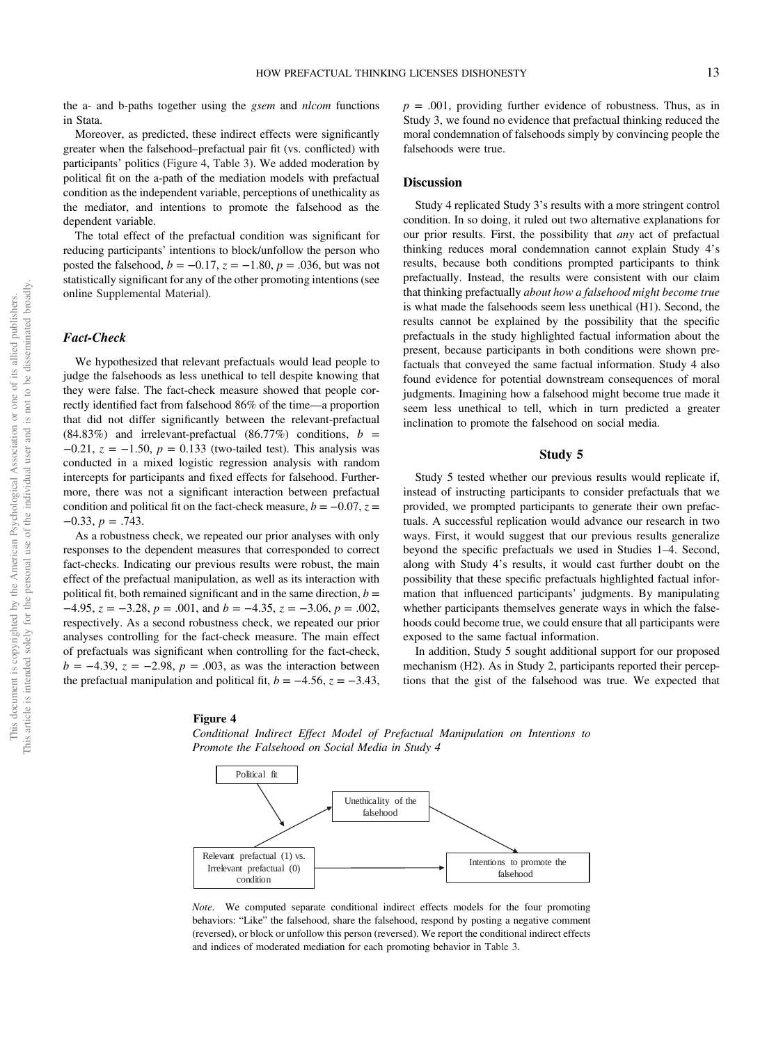the a- and b-paths together using the *gsem* and *nlcom* functions in Stata.

Moreover, as predicted, these indirect effects were significantly greater when the falsehood–prefactual pair fit (vs. conflicted) with participants' politics (Figure 4, Table 3). We added moderation by political fit on the a-path of the mediation models with prefactual condition as the independent variable, perceptions of unethicality as the mediator, and intentions to promote the falsehood as the dependent variable.

The total effect of the prefactual condition was significant for reducing participants' intentions to block/unfollow the person who posted the falsehood, $b = -0.17$, $z = -1.80$, $p = .036$, but was not statistically significant for any of the other promoting intentions (see online Supplemental Material).

### Fact-Check

We hypothesized that relevant prefactuals would lead people to judge the falsehoods as less unethical to tell despite knowing that they were false. The fact-check measure showed that people correctly identified fact from falsehood 86% of the time—a proportion that did not differ significantly between the relevant-prefactual (84.83%) and irrelevant-prefactual (86.77%) conditions, $b = -0.21$, $z = -1.50$, $p = 0.133$ (two-tailed test). This analysis was conducted in a mixed logistic regression analysis with random intercepts for participants and fixed effects for falsehood. Furthermore, there was not a significant interaction between prefactual condition and political fit on the fact-check measure, $b = -0.07$, $z = -0.33$, $p = .743$.

As a robustness check, we repeated our prior analyses with only responses to the dependent measures that corresponded to correct fact-checks. Indicating our previous results were robust, the main effect of the prefactual manipulation, as well as its interaction with political fit, both remained significant and in the same direction, $b = -4.95$, $z = -3.28$, $p = .001$, and $b = -4.35$, $z = -3.06$, $p = .002$, respectively. As a second robustness check, we repeated our prior analyses controlling for the fact-check measure. The main effect of prefactuals was significant when controlling for the fact-check, $b = -4.39$, $z = -2.98$, $p = .003$, as was the interaction between the prefactual manipulation and political fit, $b = -4.56$, $z = -3.43$, $p = .001$, providing further evidence of robustness. Thus, as in Study 3, we found no evidence that prefactual thinking reduced the moral condemnation of falsehoods simply by convincing people the falsehoods were true.

## Discussion

Study 4 replicated Study 3's results with a more stringent control condition. In so doing, it ruled out two alternative explanations for our prior results. First, the possibility that *any* act of prefactual thinking reduces moral condemnation cannot explain Study 4's results, because both conditions prompted participants to think prefactually. Instead, the results were consistent with our claim that thinking prefactually *about how a falsehood might become true* is what made the falsehoods seem less unethical (H1). Second, the results cannot be explained by the possibility that the specific prefactuals in the study highlighted factual information about the present, because participants in both conditions were shown prefactuals that conveyed the same factual information. Study 4 also found evidence for potential downstream consequences of moral judgments. Imagining how a falsehood might become true made it seem less unethical to tell, which in turn predicted a greater inclination to promote the falsehood on social media.

## Study 5

Study 5 tested whether our previous results would replicate if, instead of instructing participants to consider prefactuals that we provided, we prompted participants to generate their own prefactuals. A successful replication would advance our research in two ways. First, it would suggest that our previous results generalize beyond the specific prefactuals we used in Studies 1–4. Second, along with Study 4's results, it would cast further doubt on the possibility that these specific prefactuals highlighted factual information that influenced participants' judgments. By manipulating whether participants themselves generate ways in which the falsehoods could become true, we could ensure that all participants were exposed to the same factual information.

In addition, Study 5 sought additional support for our proposed mechanism (H2). As in Study 2, participants reported their perceptions that the gist of the falsehood was true. We expected that

**Figure 4**

*Conditional Indirect Effect Model of Prefactual Manipulation on Intentions to Promote the Falsehood on Social Media in Study 4*

Political fit

Unethicality of the falsehood

Relevant prefactual (1) vs. Irrelevant prefactual (0) condition

Intentions to promote the falsehood

*Note.* We computed separate conditional indirect effects models for the four promoting behaviors: "Like" the falsehood, share the falsehood, respond by posting a negative comment (reversed), or block or unfollow this person (reversed). We report the conditional indirect effects and indices of moderated mediation for each promoting behavior in Table 3.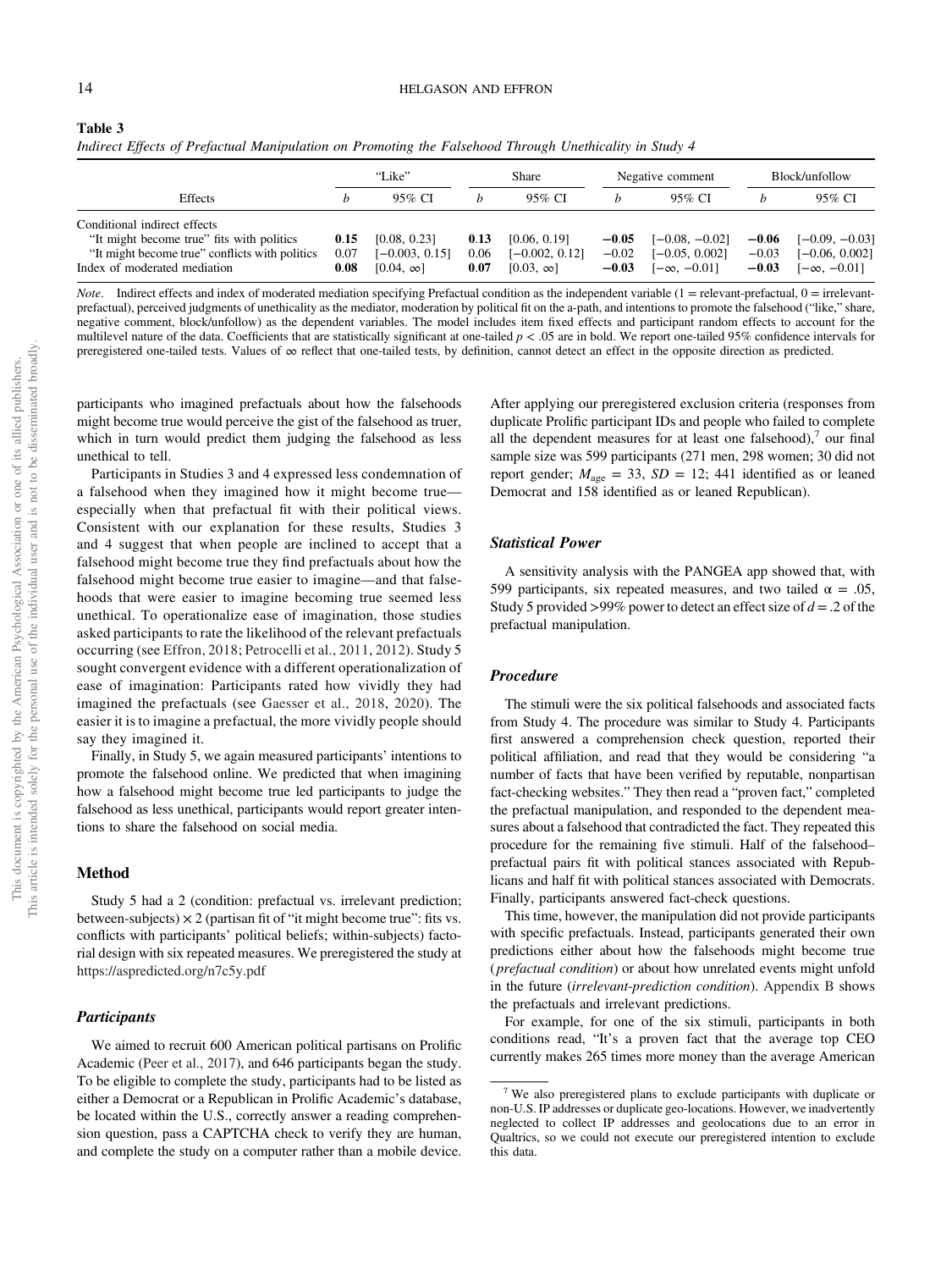**Table 3**

*Indirect Effects of Prefactual Manipulation on Promoting the Falsehood Through Unethicality in Study 4*

| Effects | "Like" | | Share | | Negative comment | | Block/unfollow | |
|---|---|---|---|---|---|---|---|---|
| | *b* | 95% CI | *b* | 95% CI | *b* | 95% CI | *b* | 95% CI |
| Conditional indirect effects | | | | | | | | |
| "It might become true" fits with politics | **0.15** | **[0.08, 0.23]** | **0.13** | **[0.06, 0.19]** | **−0.05** | **[−0.08, −0.02]** | **−0.06** | **[−0.09, −0.03]** |
| "It might become true" conflicts with politics | 0.07 | [−0.003, 0.15] | 0.06 | [−0.002, 0.12] | −0.02 | [−0.05, 0.002] | −0.03 | [−0.06, 0.002] |
| Index of moderated mediation | **0.08** | **[0.04, ∞]** | **0.07** | **[0.03, ∞]** | **−0.03** | **[−∞, −0.01]** | **−0.03** | **[−∞, −0.01]** |

*Note*. Indirect effects and index of moderated mediation specifying Prefactual condition as the independent variable (1 = relevant-prefactual, 0 = irrelevant-prefactual), perceived judgments of unethicality as the mediator, moderation by political fit on the a-path, and intentions to promote the falsehood ("like," share, negative comment, block/unfollow) as the dependent variables. The model includes item fixed effects and participant random effects to account for the multilevel nature of the data. Coefficients that are statistically significant at one-tailed $p < .05$ are in bold. We report one-tailed 95% confidence intervals for preregistered one-tailed tests. Values of ∞ reflect that one-tailed tests, by definition, cannot detect an effect in the opposite direction as predicted.

participants who imagined prefactuals about how the falsehoods might become true would perceive the gist of the falsehood as truer, which in turn would predict them judging the falsehood as less unethical to tell.

Participants in Studies 3 and 4 expressed less condemnation of a falsehood when they imagined how it might become true—especially when that prefactual fit with their political views. Consistent with our explanation for these results, Studies 3 and 4 suggest that when people are inclined to accept that a falsehood might become true they find prefactuals about how the falsehood might become true easier to imagine—and that falsehoods that were easier to imagine becoming true seemed less unethical. To operationalize ease of imagination, those studies asked participants to rate the likelihood of the relevant prefactuals occurring (see Effron, 2018; Petrocelli et al., 2011, 2012). Study 5 sought convergent evidence with a different operationalization of ease of imagination: Participants rated how vividly they had imagined the prefactuals (see Gaesser et al., 2018, 2020). The easier it is to imagine a prefactual, the more vividly people should say they imagined it.

Finally, in Study 5, we again measured participants' intentions to promote the falsehood online. We predicted that when imagining how a falsehood might become true led participants to judge the falsehood as less unethical, participants would report greater intentions to share the falsehood on social media.

## Method

Study 5 had a 2 (condition: prefactual vs. irrelevant prediction; between-subjects) × 2 (partisan fit of "it might become true": fits vs. conflicts with participants' political beliefs; within-subjects) factorial design with six repeated measures. We preregistered the study at https://aspredicted.org/n7c5y.pdf

### Participants

We aimed to recruit 600 American political partisans on Prolific Academic (Peer et al., 2017), and 646 participants began the study. To be eligible to complete the study, participants had to be listed as either a Democrat or a Republican in Prolific Academic's database, be located within the U.S., correctly answer a reading comprehension question, pass a CAPTCHA check to verify they are human, and complete the study on a computer rather than a mobile device. After applying our preregistered exclusion criteria (responses from duplicate Prolific participant IDs and people who failed to complete all the dependent measures for at least one falsehood),[7] our final sample size was 599 participants (271 men, 298 women; 30 did not report gender; $M_{age}$ = 33, $SD$ = 12; 441 identified as or leaned Democrat and 158 identified as or leaned Republican).

### Statistical Power

A sensitivity analysis with the PANGEA app showed that, with 599 participants, six repeated measures, and two tailed $\alpha$ = .05, Study 5 provided >99% power to detect an effect size of $d$ = .2 of the prefactual manipulation.

### Procedure

The stimuli were the six political falsehoods and associated facts from Study 4. The procedure was similar to Study 4. Participants first answered a comprehension check question, reported their political affiliation, and read that they would be considering "a number of facts that have been verified by reputable, nonpartisan fact-checking websites." They then read a "proven fact," completed the prefactual manipulation, and responded to the dependent measures about a falsehood that contradicted the fact. They repeated this procedure for the remaining five stimuli. Half of the falsehood–prefactual pairs fit with political stances associated with Republicans and half fit with political stances associated with Democrats. Finally, participants answered fact-check questions.

This time, however, the manipulation did not provide participants with specific prefactuals. Instead, participants generated their own predictions either about how the falsehoods might become true (*prefactual condition*) or about how unrelated events might unfold in the future (*irrelevant-prediction condition*). Appendix B shows the prefactuals and irrelevant predictions.

For example, for one of the six stimuli, participants in both conditions read, "It's a proven fact that the average top CEO currently makes 265 times more money than the average American

[7] We also preregistered plans to exclude participants with duplicate or non-U.S. IP addresses or duplicate geo-locations. However, we inadvertently neglected to collect IP addresses and geolocations due to an error in Qualtrics, so we could not execute our preregistered intention to exclude this data.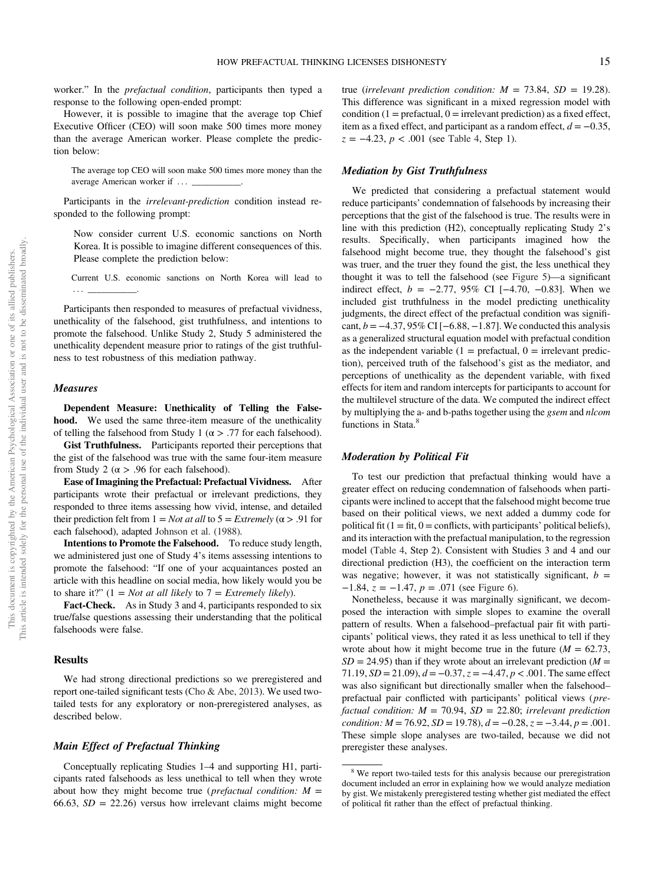worker." In the *prefactual condition*, participants then typed a response to the following open-ended prompt:

However, it is possible to imagine that the average top Chief Executive Officer (CEO) will soon make 500 times more money than the average American worker. Please complete the prediction below:

> The average top CEO will soon make 500 times more money than the average American worker if ... \_\_\_\_\_\_\_\_\_\_\_.

Participants in the *irrelevant-prediction* condition instead responded to the following prompt:

> Now consider current U.S. economic sanctions on North Korea. It is possible to imagine different consequences of this. Please complete the prediction below:
>
> Current U.S. economic sanctions on North Korea will lead to ... \_\_\_\_\_\_\_\_\_\_\_.

Participants then responded to measures of prefactual vividness, unethicality of the falsehood, gist truthfulness, and intentions to promote the falsehood. Unlike Study 2, Study 5 administered the unethicality dependent measure prior to ratings of the gist truthfulness to test robustness of this mediation pathway.

### Measures

**Dependent Measure: Unethicality of Telling the Falsehood.** We used the same three-item measure of the unethicality of telling the falsehood from Study 1 ($\alpha > .77$ for each falsehood).

**Gist Truthfulness.** Participants reported their perceptions that the gist of the falsehood was true with the same four-item measure from Study 2 ($\alpha > .96$ for each falsehood).

**Ease of Imagining the Prefactual: Prefactual Vividness.** After participants wrote their prefactual or irrelevant predictions, they responded to three items assessing how vivid, intense, and detailed their prediction felt from 1 = *Not at all* to 5 = *Extremely* ($\alpha > .91$ for each falsehood), adapted Johnson et al. (1988).

**Intentions to Promote the Falsehood.** To reduce study length, we administered just one of Study 4's items assessing intentions to promote the falsehood: "If one of your acquaintances posted an article with this headline on social media, how likely would you be to share it?" (1 = *Not at all likely* to 7 = *Extremely likely*).

**Fact-Check.** As in Study 3 and 4, participants responded to six true/false questions assessing their understanding that the political falsehoods were false.

## Results

We had strong directional predictions so we preregistered and report one-tailed significant tests (Cho & Abe, 2013). We used two-tailed tests for any exploratory or non-preregistered analyses, as described below.

### Main Effect of Prefactual Thinking

Conceptually replicating Studies 1–4 and supporting H1, participants rated falsehoods as less unethical to tell when they wrote about how they might become true (*prefactual condition:* $M = 66.63$, $SD = 22.26$) versus how irrelevant claims might become true (*irrelevant prediction condition:* $M = 73.84$, $SD = 19.28$). This difference was significant in a mixed regression model with condition (1 = prefactual, 0 = irrelevant prediction) as a fixed effect, item as a fixed effect, and participant as a random effect, $d = -0.35$, $z = -4.23$, $p < .001$ (see Table 4, Step 1).

### Mediation by Gist Truthfulness

We predicted that considering a prefactual statement would reduce participants' condemnation of falsehoods by increasing their perceptions that the gist of the falsehood is true. The results were in line with this prediction (H2), conceptually replicating Study 2's results. Specifically, when participants imagined how the falsehood might become true, they thought the falsehood's gist was truer, and the truer they found the gist, the less unethical they thought it was to tell the falsehood (see Figure 5)—a significant indirect effect, $b = -2.77$, 95% CI [−4.70, −0.83]. When we included gist truthfulness in the model predicting unethicality judgments, the direct effect of the prefactual condition was significant, $b = -4.37$, 95% CI [−6.88, −1.87]. We conducted this analysis as a generalized structural equation model with prefactual condition as the independent variable (1 = prefactual, 0 = irrelevant prediction), perceived truth of the falsehood's gist as the mediator, and perceptions of unethicality as the dependent variable, with fixed effects for item and random intercepts for participants to account for the multilevel structure of the data. We computed the indirect effect by multiplying the a- and b-paths together using the *gsem* and *nlcom* functions in Stata.[8]

### Moderation by Political Fit

To test our prediction that prefactual thinking would have a greater effect on reducing condemnation of falsehoods when participants were inclined to accept that the falsehood might become true based on their political views, we next added a dummy code for political fit (1 = fit, 0 = conflicts, with participants' political beliefs), and its interaction with the prefactual manipulation, to the regression model (Table 4, Step 2). Consistent with Studies 3 and 4 and our directional prediction (H3), the coefficient on the interaction term was negative; however, it was not statistically significant, $b = -1.84$, $z = -1.47$, $p = .071$ (see Figure 6).

Nonetheless, because it was marginally significant, we decomposed the interaction with simple slopes to examine the overall pattern of results. When a falsehood–prefactual pair fit with participants' political views, they rated it as less unethical to tell if they wrote about how it might become true in the future ($M = 62.73$, $SD = 24.95$) than if they wrote about an irrelevant prediction ($M = 71.19$, $SD = 21.09$), $d = -0.37$, $z = -4.47$, $p < .001$. The same effect was also significant but directionally smaller when the falsehood–prefactual pair conflicted with participants' political views (*prefactual condition:* $M = 70.94$, $SD = 22.80$; *irrelevant prediction condition:* $M = 76.92$, $SD = 19.78$), $d = -0.28$, $z = -3.44$, $p = .001$. These simple slope analyses are two-tailed, because we did not preregister these analyses.

---

[8] We report two-tailed tests for this analysis because our preregistration document included an error in explaining how we would analyze mediation by gist. We mistakenly preregistered testing whether gist mediated the effect of political fit rather than the effect of prefactual thinking.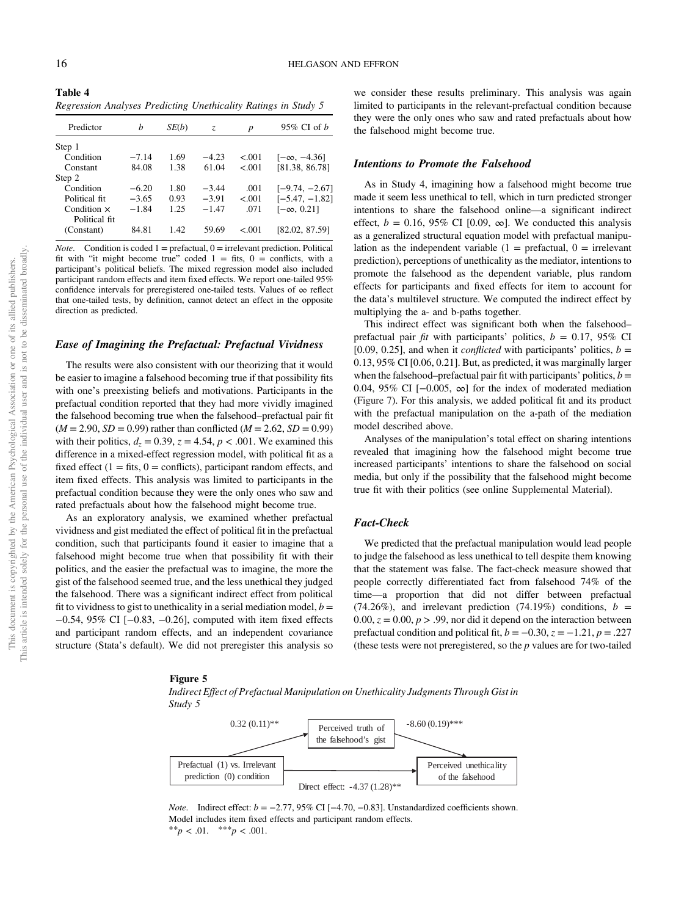**Table 4**
*Regression Analyses Predicting Unethicality Ratings in Study 5*

| Predictor | $b$ | $SE(b)$ | $z$ | $p$ | 95% CI of $b$ |
|---|---|---|---|---|---|
| Step 1 | | | | | |
| Condition | −7.14 | 1.69 | −4.23 | <.001 | [−∞, −4.36] |
| Constant | 84.08 | 1.38 | 61.04 | <.001 | [81.38, 86.78] |
| Step 2 | | | | | |
| Condition | −6.20 | 1.80 | −3.44 | .001 | [−9.74, −2.67] |
| Political fit | −3.65 | 0.93 | −3.91 | <.001 | [−5.47, −1.82] |
| Condition × Political fit | −1.84 | 1.25 | −1.47 | .071 | [−∞, 0.21] |
| (Constant) | 84.81 | 1.42 | 59.69 | <.001 | [82.02, 87.59] |

*Note*. Condition is coded 1 = prefactual, 0 = irrelevant prediction. Political fit with "it might become true" coded 1 = fits, 0 = conflicts, with a participant's political beliefs. The mixed regression model also included participant random effects and item fixed effects. We report one-tailed 95% confidence intervals for preregistered one-tailed tests. Values of ∞ reflect that one-tailed tests, by definition, cannot detect an effect in the opposite direction as predicted.

### Ease of Imagining the Prefactual: Prefactual Vividness

The results were also consistent with our theorizing that it would be easier to imagine a falsehood becoming true if that possibility fits with one's preexisting beliefs and motivations. Participants in the prefactual condition reported that they had more vividly imagined the falsehood becoming true when the falsehood–prefactual pair fit ($M = 2.90$, $SD = 0.99$) rather than conflicted ($M = 2.62$, $SD = 0.99$) with their politics, $d_z = 0.39$, $z = 4.54$, $p < .001$. We examined this difference in a mixed-effect regression model, with political fit as a fixed effect (1 = fits, 0 = conflicts), participant random effects, and item fixed effects. This analysis was limited to participants in the prefactual condition because they were the only ones who saw and rated prefactuals about how the falsehood might become true.

As an exploratory analysis, we examined whether prefactual vividness and gist mediated the effect of political fit in the prefactual condition, such that participants found it easier to imagine that a falsehood might become true when that possibility fit with their politics, and the easier the prefactual was to imagine, the more the gist of the falsehood seemed true, and the less unethical they judged the falsehood. There was a significant indirect effect from political fit to vividness to gist to unethicality in a serial mediation model, $b = −0.54$, 95% CI [−0.83, −0.26], computed with item fixed effects and participant random effects, and an independent covariance structure (Stata's default). We did not preregister this analysis so we consider these results preliminary. This analysis was again limited to participants in the relevant-prefactual condition because they were the only ones who saw and rated prefactuals about how the falsehood might become true.

### Intentions to Promote the Falsehood

As in Study 4, imagining how a falsehood might become true made it seem less unethical to tell, which in turn predicted stronger intentions to share the falsehood online—a significant indirect effect, $b = 0.16$, 95% CI [0.09, ∞]. We conducted this analysis as a generalized structural equation model with prefactual manipulation as the independent variable (1 = prefactual, 0 = irrelevant prediction), perceptions of unethicality as the mediator, intentions to promote the falsehood as the dependent variable, plus random effects for participants and fixed effects for item to account for the data's multilevel structure. We computed the indirect effect by multiplying the a- and b-paths together.

This indirect effect was significant both when the falsehood–prefactual pair *fit* with participants' politics, $b = 0.17$, 95% CI [0.09, 0.25], and when it *conflicted* with participants' politics, $b = 0.13$, 95% CI [0.06, 0.21]. But, as predicted, it was marginally larger when the falsehood–prefactual pair fit with participants' politics, $b = 0.04$, 95% CI [−0.005, ∞] for the index of moderated mediation (Figure 7). For this analysis, we added political fit and its product with the prefactual manipulation on the a-path of the mediation model described above.

Analyses of the manipulation's total effect on sharing intentions revealed that imagining how the falsehood might become true increased participants' intentions to share the falsehood on social media, but only if the possibility that the falsehood might become true fit with their politics (see online Supplemental Material).

### Fact-Check

We predicted that the prefactual manipulation would lead people to judge the falsehood as less unethical to tell despite them knowing that the statement was false. The fact-check measure showed that people correctly differentiated fact from falsehood 74% of the time—a proportion that did not differ between prefactual (74.26%), and irrelevant prediction (74.19%) conditions, $b = 0.00$, $z = 0.00$, $p > .99$, nor did it depend on the interaction between prefactual condition and political fit, $b = −0.30$, $z = −1.21$, $p = .227$ (these tests were not preregistered, so the $p$ values are for two-tailed

**Figure 5**
*Indirect Effect of Prefactual Manipulation on Unethicality Judgments Through Gist in Study 5*

Prefactual (1) vs. Irrelevant prediction (0) condition → Perceived truth of the falsehood's gist: 0.32 (0.11)**
Perceived truth of the falsehood's gist → Perceived unethicality of the falsehood: -8.60 (0.19)***
Direct effect: -4.37 (1.28)**

*Note*. Indirect effect: $b = −2.77$, 95% CI [−4.70, −0.83]. Unstandardized coefficients shown. Model includes item fixed effects and participant random effects.
** $p < .01$. *** $p < .001$.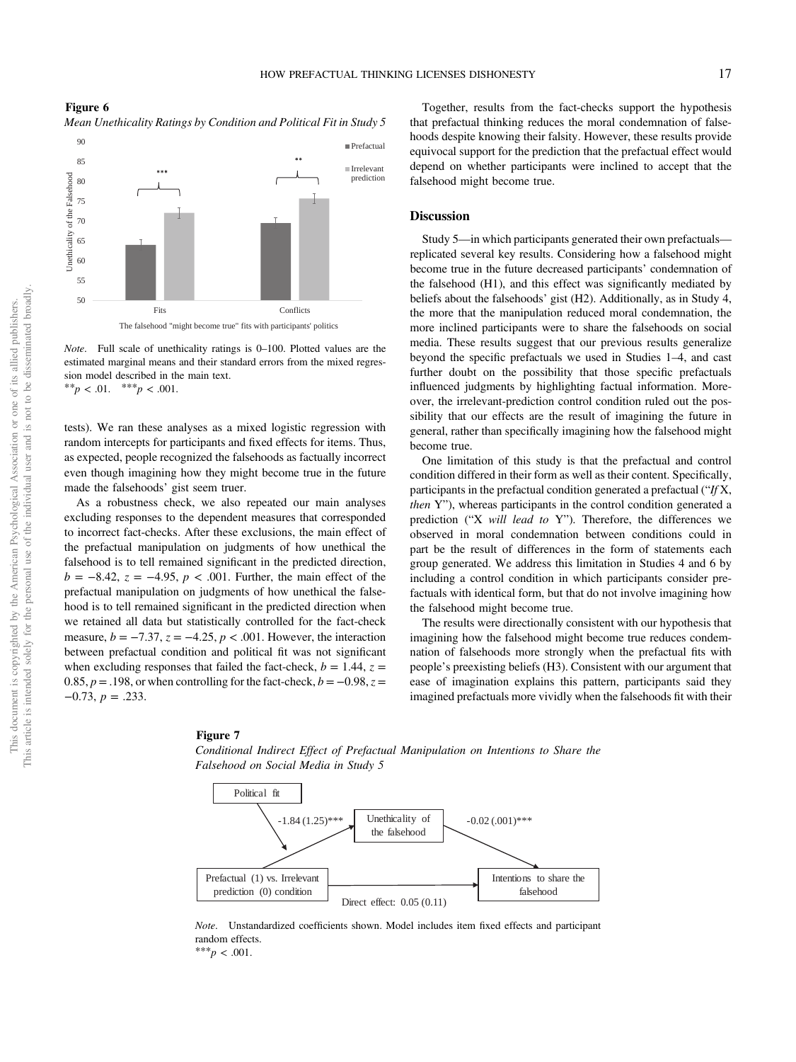**Figure 6**

*Mean Unethicality Ratings by Condition and Political Fit in Study 5*

*Note.* Full scale of unethicality ratings is 0–100. Plotted values are the estimated marginal means and their standard errors from the mixed regression model described in the main text.

$^{**}p < .01$. $^{***}p < .001$.

tests). We ran these analyses as a mixed logistic regression with random intercepts for participants and fixed effects for items. Thus, as expected, people recognized the falsehoods as factually incorrect even though imagining how they might become true in the future made the falsehoods' gist seem truer.

As a robustness check, we also repeated our main analyses excluding responses to the dependent measures that corresponded to incorrect fact-checks. After these exclusions, the main effect of the prefactual manipulation on judgments of how unethical the falsehood is to tell remained significant in the predicted direction, $b = -8.42$, $z = -4.95$, $p < .001$. Further, the main effect of the prefactual manipulation on judgments of how unethical the falsehood is to tell remained significant in the predicted direction when we retained all data but statistically controlled for the fact-check measure, $b = -7.37$, $z = -4.25$, $p < .001$. However, the interaction between prefactual condition and political fit was not significant when excluding responses that failed the fact-check, $b = 1.44$, $z = 0.85$, $p = .198$, or when controlling for the fact-check, $b = -0.98$, $z = -0.73$, $p = .233$.

Together, results from the fact-checks support the hypothesis that prefactual thinking reduces the moral condemnation of falsehoods despite knowing their falsity. However, these results provide equivocal support for the prediction that the prefactual effect would depend on whether participants were inclined to accept that the falsehood might become true.

## Discussion

Study 5—in which participants generated their own prefactuals—replicated several key results. Considering how a falsehood might become true in the future decreased participants' condemnation of the falsehood (H1), and this effect was significantly mediated by beliefs about the falsehoods' gist (H2). Additionally, as in Study 4, the more that the manipulation reduced moral condemnation, the more inclined participants were to share the falsehoods on social media. These results suggest that our previous results generalize beyond the specific prefactuals we used in Studies 1–4, and cast further doubt on the possibility that those specific prefactuals influenced judgments by highlighting factual information. Moreover, the irrelevant-prediction control condition ruled out the possibility that our effects are the result of imagining the future in general, rather than specifically imagining how the falsehood might become true.

One limitation of this study is that the prefactual and control condition differed in their form as well as their content. Specifically, participants in the prefactual condition generated a prefactual ("*If* X, *then* Y"), whereas participants in the control condition generated a prediction ("X *will lead to* Y"). Therefore, the differences we observed in moral condemnation between conditions could in part be the result of differences in the form of statements each group generated. We address this limitation in Studies 4 and 6 by including a control condition in which participants consider prefactuals with identical form, but that do not involve imagining how the falsehood might become true.

The results were directionally consistent with our hypothesis that imagining how the falsehood might become true reduces condemnation of falsehoods more strongly when the prefactual fits with people's preexisting beliefs (H3). Consistent with our argument that ease of imagination explains this pattern, participants said they imagined prefactuals more vividly when the falsehoods fit with their

**Figure 7**

*Conditional Indirect Effect of Prefactual Manipulation on Intentions to Share the Falsehood on Social Media in Study 5*

*Note.* Unstandardized coefficients shown. Model includes item fixed effects and participant random effects.

$^{***}p < .001$.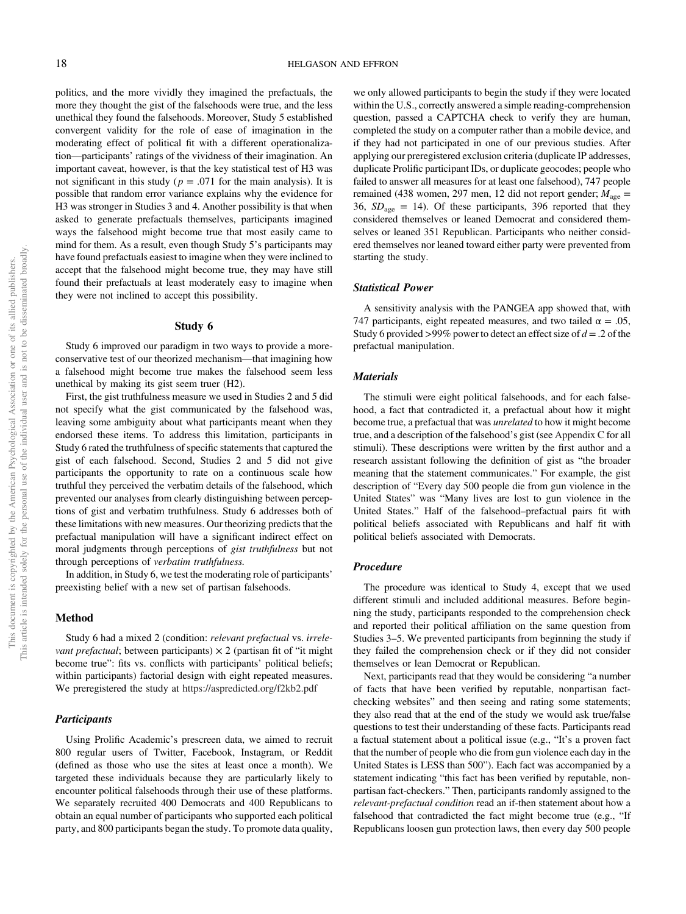politics, and the more vividly they imagined the prefactuals, the more they thought the gist of the falsehoods were true, and the less unethical they found the falsehoods. Moreover, Study 5 established convergent validity for the role of ease of imagination in the moderating effect of political fit with a different operationalization—participants' ratings of the vividness of their imagination. An important caveat, however, is that the key statistical test of H3 was not significant in this study ($p = .071$ for the main analysis). It is possible that random error variance explains why the evidence for H3 was stronger in Studies 3 and 4. Another possibility is that when asked to generate prefactuals themselves, participants imagined ways the falsehood might become true that most easily came to mind for them. As a result, even though Study 5's participants may have found prefactuals easiest to imagine when they were inclined to accept that the falsehood might become true, they may have still found their prefactuals at least moderately easy to imagine when they were not inclined to accept this possibility.

## Study 6

Study 6 improved our paradigm in two ways to provide a more-conservative test of our theorized mechanism—that imagining how a falsehood might become true makes the falsehood seem less unethical by making its gist seem truer (H2).

First, the gist truthfulness measure we used in Studies 2 and 5 did not specify what the gist communicated by the falsehood was, leaving some ambiguity about what participants meant when they endorsed these items. To address this limitation, participants in Study 6 rated the truthfulness of specific statements that captured the gist of each falsehood. Second, Studies 2 and 5 did not give participants the opportunity to rate on a continuous scale how truthful they perceived the verbatim details of the falsehood, which prevented our analyses from clearly distinguishing between perceptions of gist and verbatim truthfulness. Study 6 addresses both of these limitations with new measures. Our theorizing predicts that the prefactual manipulation will have a significant indirect effect on moral judgments through perceptions of *gist truthfulness* but not through perceptions of *verbatim truthfulness.*

In addition, in Study 6, we test the moderating role of participants' preexisting belief with a new set of partisan falsehoods.

### Method

Study 6 had a mixed 2 (condition: *relevant prefactual* vs. *irrelevant prefactual*; between participants) × 2 (partisan fit of "it might become true": fits vs. conflicts with participants' political beliefs; within participants) factorial design with eight repeated measures. We preregistered the study at https://aspredicted.org/f2kb2.pdf

#### Participants

Using Prolific Academic's prescreen data, we aimed to recruit 800 regular users of Twitter, Facebook, Instagram, or Reddit (defined as those who use the sites at least once a month). We targeted these individuals because they are particularly likely to encounter political falsehoods through their use of these platforms. We separately recruited 400 Democrats and 400 Republicans to obtain an equal number of participants who supported each political party, and 800 participants began the study. To promote data quality, we only allowed participants to begin the study if they were located within the U.S., correctly answered a simple reading-comprehension question, passed a CAPTCHA check to verify they are human, completed the study on a computer rather than a mobile device, and if they had not participated in one of our previous studies. After applying our preregistered exclusion criteria (duplicate IP addresses, duplicate Prolific participant IDs, or duplicate geocodes; people who failed to answer all measures for at least one falsehood), 747 people remained (438 women, 297 men, 12 did not report gender; $M_{\text{age}} = 36$, $SD_{\text{age}} = 14$). Of these participants, 396 reported that they considered themselves or leaned Democrat and considered themselves or leaned 351 Republican. Participants who neither considered themselves nor leaned toward either party were prevented from starting the study.

#### Statistical Power

A sensitivity analysis with the PANGEA app showed that, with 747 participants, eight repeated measures, and two tailed $\alpha = .05$, Study 6 provided >99% power to detect an effect size of $d = .2$ of the prefactual manipulation.

#### Materials

The stimuli were eight political falsehoods, and for each falsehood, a fact that contradicted it, a prefactual about how it might become true, a prefactual that was *unrelated* to how it might become true, and a description of the falsehood's gist (see Appendix C for all stimuli). These descriptions were written by the first author and a research assistant following the definition of gist as "the broader meaning that the statement communicates." For example, the gist description of "Every day 500 people die from gun violence in the United States" was "Many lives are lost to gun violence in the United States." Half of the falsehood–prefactual pairs fit with political beliefs associated with Republicans and half fit with political beliefs associated with Democrats.

#### Procedure

The procedure was identical to Study 4, except that we used different stimuli and included additional measures. Before beginning the study, participants responded to the comprehension check and reported their political affiliation on the same question from Studies 3–5. We prevented participants from beginning the study if they failed the comprehension check or if they did not consider themselves or lean Democrat or Republican.

Next, participants read that they would be considering "a number of facts that have been verified by reputable, nonpartisan fact-checking websites" and then seeing and rating some statements; they also read that at the end of the study we would ask true/false questions to test their understanding of these facts. Participants read a factual statement about a political issue (e.g., "It's a proven fact that the number of people who die from gun violence each day in the United States is LESS than 500"). Each fact was accompanied by a statement indicating "this fact has been verified by reputable, nonpartisan fact-checkers." Then, participants randomly assigned to the *relevant-prefactual condition* read an if-then statement about how a falsehood that contradicted the fact might become true (e.g., "If Republicans loosen gun protection laws, then every day 500 people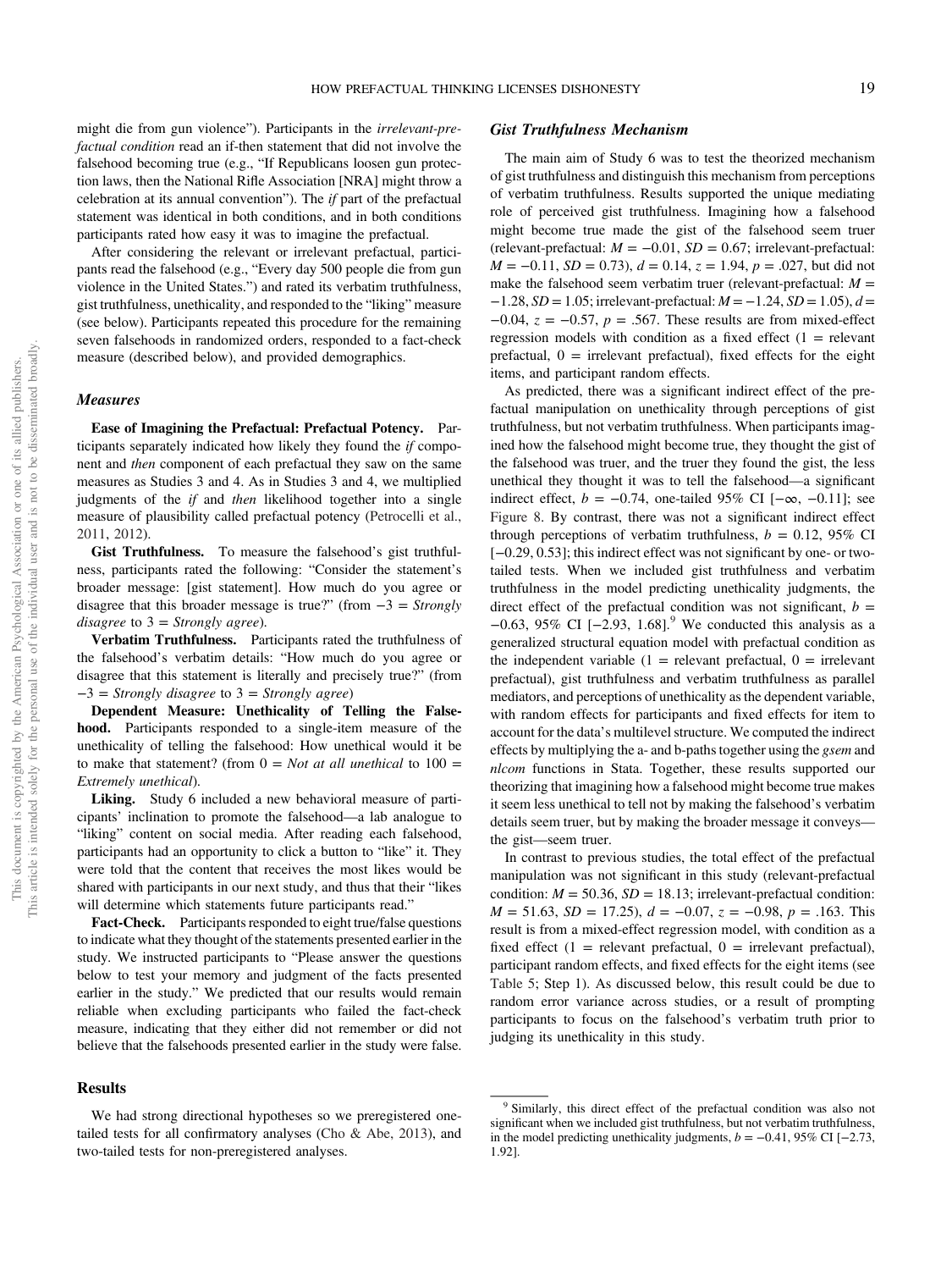might die from gun violence"). Participants in the *irrelevant-prefactual condition* read an if-then statement that did not involve the falsehood becoming true (e.g., "If Republicans loosen gun protection laws, then the National Rifle Association [NRA] might throw a celebration at its annual convention"). The *if* part of the prefactual statement was identical in both conditions, and in both conditions participants rated how easy it was to imagine the prefactual.

After considering the relevant or irrelevant prefactual, participants read the falsehood (e.g., "Every day 500 people die from gun violence in the United States.") and rated its verbatim truthfulness, gist truthfulness, unethicality, and responded to the "liking" measure (see below). Participants repeated this procedure for the remaining seven falsehoods in randomized orders, responded to a fact-check measure (described below), and provided demographics.

### Measures

**Ease of Imagining the Prefactual: Prefactual Potency.** Participants separately indicated how likely they found the *if* component and *then* component of each prefactual they saw on the same measures as Studies 3 and 4. As in Studies 3 and 4, we multiplied judgments of the *if* and *then* likelihood together into a single measure of plausibility called prefactual potency (Petrocelli et al., 2011, 2012).

**Gist Truthfulness.** To measure the falsehood's gist truthfulness, participants rated the following: "Consider the statement's broader message: [gist statement]. How much do you agree or disagree that this broader message is true?" (from $-3$ = *Strongly disagree* to 3 = *Strongly agree*).

**Verbatim Truthfulness.** Participants rated the truthfulness of the falsehood's verbatim details: "How much do you agree or disagree that this statement is literally and precisely true?" (from $-3$ = *Strongly disagree* to 3 = *Strongly agree*)

**Dependent Measure: Unethicality of Telling the Falsehood.** Participants responded to a single-item measure of the unethicality of telling the falsehood: How unethical would it be to make that statement? (from 0 = *Not at all unethical* to 100 = *Extremely unethical*).

**Liking.** Study 6 included a new behavioral measure of participants' inclination to promote the falsehood—a lab analogue to "liking" content on social media. After reading each falsehood, participants had an opportunity to click a button to "like" it. They were told that the content that receives the most likes would be shared with participants in our next study, and thus that their "likes will determine which statements future participants read."

**Fact-Check.** Participants responded to eight true/false questions to indicate what they thought of the statements presented earlier in the study. We instructed participants to "Please answer the questions below to test your memory and judgment of the facts presented earlier in the study." We predicted that our results would remain reliable when excluding participants who failed the fact-check measure, indicating that they either did not remember or did not believe that the falsehoods presented earlier in the study were false.

## Results

We had strong directional hypotheses so we preregistered one-tailed tests for all confirmatory analyses (Cho & Abe, 2013), and two-tailed tests for non-preregistered analyses.

### Gist Truthfulness Mechanism

The main aim of Study 6 was to test the theorized mechanism of gist truthfulness and distinguish this mechanism from perceptions of verbatim truthfulness. Results supported the unique mediating role of perceived gist truthfulness. Imagining how a falsehood might become true made the gist of the falsehood seem truer (relevant-prefactual: $M = -0.01$, $SD = 0.67$; irrelevant-prefactual: $M = -0.11$, $SD = 0.73$), $d = 0.14$, $z = 1.94$, $p = .027$, but did not make the falsehood seem verbatim truer (relevant-prefactual: $M = -1.28$, $SD = 1.05$; irrelevant-prefactual: $M = -1.24$, $SD = 1.05$), $d = -0.04$, $z = -0.57$, $p = .567$. These results are from mixed-effect regression models with condition as a fixed effect (1 = relevant prefactual, 0 = irrelevant prefactual), fixed effects for the eight items, and participant random effects.

As predicted, there was a significant indirect effect of the prefactual manipulation on unethicality through perceptions of gist truthfulness, but not verbatim truthfulness. When participants imagined how the falsehood might become true, they thought the gist of the falsehood was truer, and the truer they found the gist, the less unethical they thought it was to tell the falsehood—a significant indirect effect, $b = -0.74$, one-tailed 95% CI $[-\infty, -0.11]$; see Figure 8. By contrast, there was not a significant indirect effect through perceptions of verbatim truthfulness, $b = 0.12$, 95% CI $[-0.29, 0.53]$; this indirect effect was not significant by one- or two-tailed tests. When we included gist truthfulness and verbatim truthfulness in the model predicting unethicality judgments, the direct effect of the prefactual condition was not significant, $b = -0.63$, 95% CI $[-2.93, 1.68]$.[9] We conducted this analysis as a generalized structural equation model with prefactual condition as the independent variable (1 = relevant prefactual, 0 = irrelevant prefactual), gist truthfulness and verbatim truthfulness as parallel mediators, and perceptions of unethicality as the dependent variable, with random effects for participants and fixed effects for item to account for the data's multilevel structure. We computed the indirect effects by multiplying the a- and b-paths together using the *gsem* and *nlcom* functions in Stata. Together, these results supported our theorizing that imagining how a falsehood might become true makes it seem less unethical to tell not by making the falsehood's verbatim details seem truer, but by making the broader message it conveys—the gist—seem truer.

In contrast to previous studies, the total effect of the prefactual manipulation was not significant in this study (relevant-prefactual condition: $M = 50.36$, $SD = 18.13$; irrelevant-prefactual condition: $M = 51.63$, $SD = 17.25$), $d = -0.07$, $z = -0.98$, $p = .163$. This result is from a mixed-effect regression model, with condition as a fixed effect (1 = relevant prefactual, 0 = irrelevant prefactual), participant random effects, and fixed effects for the eight items (see Table 5; Step 1). As discussed below, this result could be due to random error variance across studies, or a result of prompting participants to focus on the falsehood's verbatim truth prior to judging its unethicality in this study.

---

[9] Similarly, this direct effect of the prefactual condition was also not significant when we included gist truthfulness, but not verbatim truthfulness, in the model predicting unethicality judgments, $b = -0.41$, 95% CI $[-2.73, 1.92]$.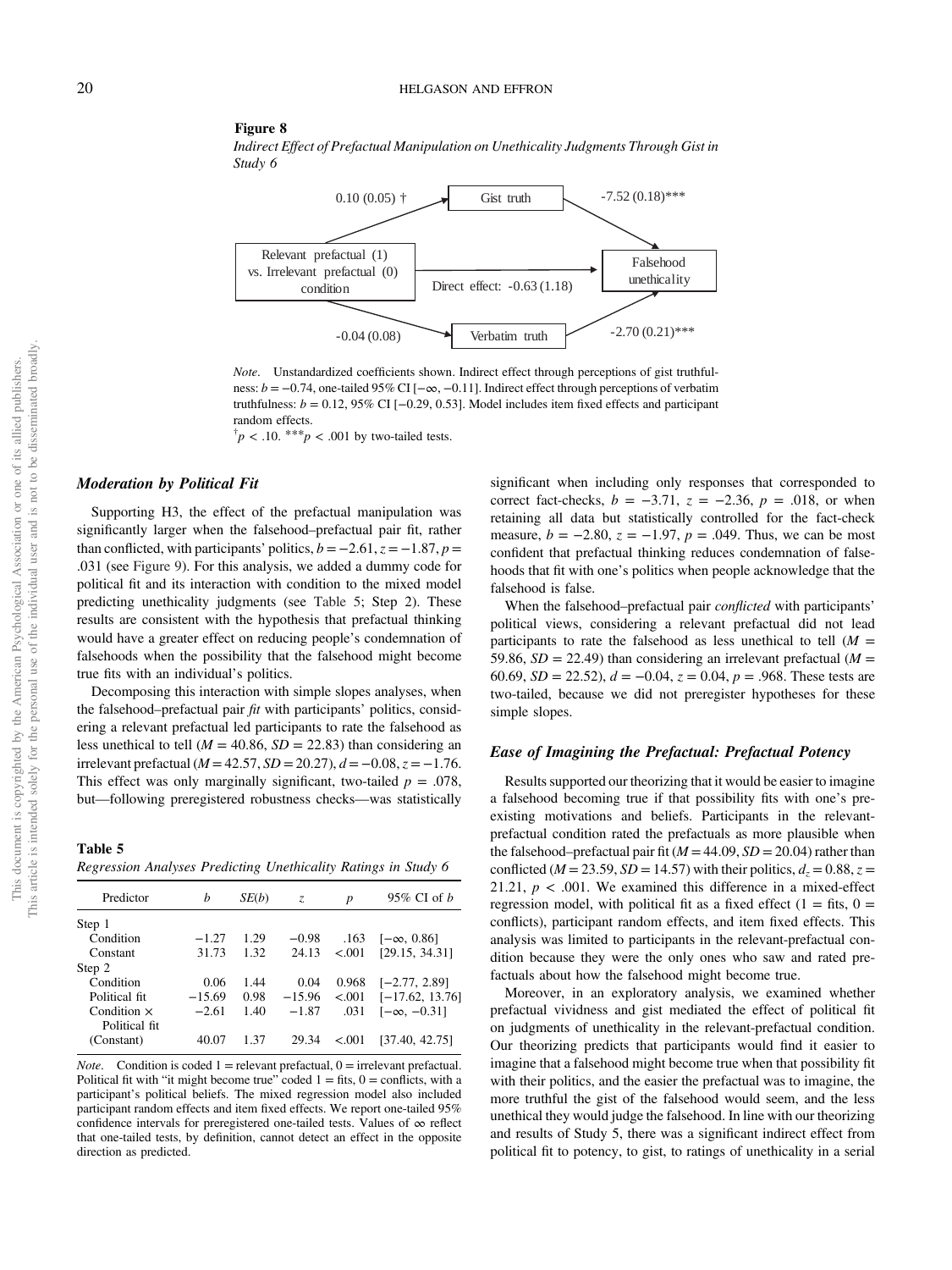**Figure 8**

*Indirect Effect of Prefactual Manipulation on Unethicality Judgments Through Gist in Study 6*

Relevant prefactual (1) vs. Irrelevant prefactual (0) condition → Gist truth: 0.10 (0.05) †

Gist truth → Falsehood unethicality: -7.52 (0.18)***

Direct effect: -0.63 (1.18)

Relevant prefactual (1) vs. Irrelevant prefactual (0) condition → Verbatim truth: -0.04 (0.08)

Verbatim truth → Falsehood unethicality: -2.70 (0.21)***

*Note*. Unstandardized coefficients shown. Indirect effect through perceptions of gist truthfulness: $b = -0.74$, one-tailed 95% CI [$-\infty$, $-0.11$]. Indirect effect through perceptions of verbatim truthfulness: $b = 0.12$, 95% CI [$-0.29$, 0.53]. Model includes item fixed effects and participant random effects.

$^{\dagger}p < .10$. $^{***}p < .001$ by two-tailed tests.

### *Moderation by Political Fit*

Supporting H3, the effect of the prefactual manipulation was significantly larger when the falsehood–prefactual pair fit, rather than conflicted, with participants' politics, $b = -2.61$, $z = -1.87$, $p = .031$ (see Figure 9). For this analysis, we added a dummy code for political fit and its interaction with condition to the mixed model predicting unethicality judgments (see Table 5; Step 2). These results are consistent with the hypothesis that prefactual thinking would have a greater effect on reducing people's condemnation of falsehoods when the possibility that the falsehood might become true fits with an individual's politics.

Decomposing this interaction with simple slopes analyses, when the falsehood–prefactual pair *fit* with participants' politics, considering a relevant prefactual led participants to rate the falsehood as less unethical to tell ($M = 40.86$, $SD = 22.83$) than considering an irrelevant prefactual ($M = 42.57$, $SD = 20.27$), $d = -0.08$, $z = -1.76$. This effect was only marginally significant, two-tailed $p = .078$, but—following preregistered robustness checks—was statistically significant when including only responses that corresponded to correct fact-checks, $b = -3.71$, $z = -2.36$, $p = .018$, or when retaining all data but statistically controlled for the fact-check measure, $b = -2.80$, $z = -1.97$, $p = .049$. Thus, we can be most confident that prefactual thinking reduces condemnation of falsehoods that fit with one's politics when people acknowledge that the falsehood is false.

When the falsehood–prefactual pair *conflicted* with participants' political views, considering a relevant prefactual did not lead participants to rate the falsehood as less unethical to tell ($M = 59.86$, $SD = 22.49$) than considering an irrelevant prefactual ($M = 60.69$, $SD = 22.52$), $d = -0.04$, $z = 0.04$, $p = .968$. These tests are two-tailed, because we did not preregister hypotheses for these simple slopes.

**Table 5**

*Regression Analyses Predicting Unethicality Ratings in Study 6*

| Predictor | $b$ | $SE(b)$ | $z$ | $p$ | 95% CI of $b$ |
|---|---|---|---|---|---|
| Step 1 | | | | | |
| Condition | −1.27 | 1.29 | −0.98 | .163 | [$-\infty$, 0.86] |
| Constant | 31.73 | 1.32 | 24.13 | <.001 | [29.15, 34.31] |
| Step 2 | | | | | |
| Condition | 0.06 | 1.44 | 0.04 | 0.968 | [−2.77, 2.89] |
| Political fit | −15.69 | 0.98 | −15.96 | <.001 | [−17.62, 13.76] |
| Condition × Political fit | −2.61 | 1.40 | −1.87 | .031 | [$-\infty$, −0.31] |
| (Constant) | 40.07 | 1.37 | 29.34 | <.001 | [37.40, 42.75] |

*Note*. Condition is coded 1 = relevant prefactual, 0 = irrelevant prefactual. Political fit with "it might become true" coded 1 = fits, 0 = conflicts, with a participant's political beliefs. The mixed regression model also included participant random effects and item fixed effects. We report one-tailed 95% confidence intervals for preregistered one-tailed tests. Values of ∞ reflect that one-tailed tests, by definition, cannot detect an effect in the opposite direction as predicted.

### *Ease of Imagining the Prefactual: Prefactual Potency*

Results supported our theorizing that it would be easier to imagine a falsehood becoming true if that possibility fits with one's preexisting motivations and beliefs. Participants in the relevant-prefactual condition rated the prefactuals as more plausible when the falsehood–prefactual pair fit ($M = 44.09$, $SD = 20.04$) rather than conflicted ($M = 23.59$, $SD = 14.57$) with their politics, $d_z = 0.88$, $z = 21.21$, $p < .001$. We examined this difference in a mixed-effect regression model, with political fit as a fixed effect (1 = fits, 0 = conflicts), participant random effects, and item fixed effects. This analysis was limited to participants in the relevant-prefactual condition because they were the only ones who saw and rated prefactuals about how the falsehood might become true.

Moreover, in an exploratory analysis, we examined whether prefactual vividness and gist mediated the effect of political fit on judgments of unethicality in the relevant-prefactual condition. Our theorizing predicts that participants would find it easier to imagine that a falsehood might become true when that possibility fit with their politics, and the easier the prefactual was to imagine, the more truthful the gist of the falsehood would seem, and the less unethical they would judge the falsehood. In line with our theorizing and results of Study 5, there was a significant indirect effect from political fit to potency, to gist, to ratings of unethicality in a serial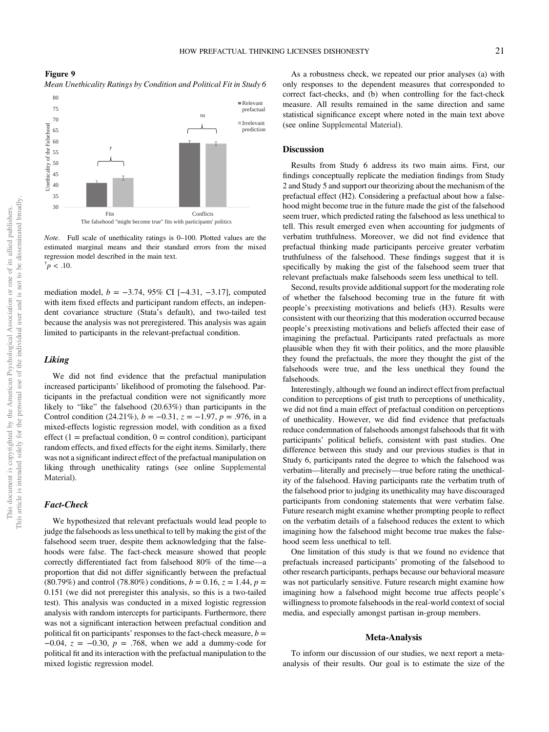**Figure 9**

*Mean Unethicality Ratings by Condition and Political Fit in Study 6*

*Note*. Full scale of unethicality ratings is 0–100. Plotted values are the estimated marginal means and their standard errors from the mixed regression model described in the main text.
[†] $p < .10$.

mediation model, $b = -3.74$, 95% CI [−4.31, −3.17], computed with item fixed effects and participant random effects, an independent covariance structure (Stata's default), and two-tailed test because the analysis was not preregistered. This analysis was again limited to participants in the relevant-prefactual condition.

### *Liking*

We did not find evidence that the prefactual manipulation increased participants' likelihood of promoting the falsehood. Participants in the prefactual condition were not significantly more likely to "like" the falsehood (20.63%) than participants in the Control condition (24.21%), $b = -0.31$, $z = -1.97$, $p = .976$, in a mixed-effects logistic regression model, with condition as a fixed effect (1 = prefactual condition, 0 = control condition), participant random effects, and fixed effects for the eight items. Similarly, there was not a significant indirect effect of the prefactual manipulation on liking through unethicality ratings (see online Supplemental Material).

### *Fact-Check*

We hypothesized that relevant prefactuals would lead people to judge the falsehoods as less unethical to tell by making the gist of the falsehood seem truer, despite them acknowledging that the falsehoods were false. The fact-check measure showed that people correctly differentiated fact from falsehood 80% of the time—a proportion that did not differ significantly between the prefactual (80.79%) and control (78.80%) conditions, $b = 0.16$, $z = 1.44$, $p = 0.151$ (we did not preregister this analysis, so this is a two-tailed test). This analysis was conducted in a mixed logistic regression analysis with random intercepts for participants. Furthermore, there was not a significant interaction between prefactual condition and political fit on participants' responses to the fact-check measure, $b = -0.04$, $z = -0.30$, $p = .768$, when we add a dummy-code for political fit and its interaction with the prefactual manipulation to the mixed logistic regression model.

As a robustness check, we repeated our prior analyses (a) with only responses to the dependent measures that corresponded to correct fact-checks, and (b) when controlling for the fact-check measure. All results remained in the same direction and same statistical significance except where noted in the main text above (see online Supplemental Material).

## Discussion

Results from Study 6 address its two main aims. First, our findings conceptually replicate the mediation findings from Study 2 and Study 5 and support our theorizing about the mechanism of the prefactual effect (H2). Considering a prefactual about how a falsehood might become true in the future made the gist of the falsehood seem truer, which predicted rating the falsehood as less unethical to tell. This result emerged even when accounting for judgments of verbatim truthfulness. Moreover, we did not find evidence that prefactual thinking made participants perceive greater verbatim truthfulness of the falsehood. These findings suggest that it is specifically by making the gist of the falsehood seem truer that relevant prefactuals make falsehoods seem less unethical to tell.

Second, results provide additional support for the moderating role of whether the falsehood becoming true in the future fit with people's preexisting motivations and beliefs (H3). Results were consistent with our theorizing that this moderation occurred because people's preexisting motivations and beliefs affected their ease of imagining the prefactual. Participants rated prefactuals as more plausible when they fit with their politics, and the more plausible they found the prefactuals, the more they thought the gist of the falsehoods were true, and the less unethical they found the falsehoods.

Interestingly, although we found an indirect effect from prefactual condition to perceptions of gist truth to perceptions of unethicality, we did not find a main effect of prefactual condition on perceptions of unethicality. However, we did find evidence that prefactuals reduce condemnation of falsehoods amongst falsehoods that fit with participants' political beliefs, consistent with past studies. One difference between this study and our previous studies is that in Study 6, participants rated the degree to which the falsehood was verbatim—literally and precisely—true before rating the unethicality of the falsehood. Having participants rate the verbatim truth of the falsehood prior to judging its unethicality may have discouraged participants from condoning statements that were verbatim false. Future research might examine whether prompting people to reflect on the verbatim details of a falsehood reduces the extent to which imagining how the falsehood might become true makes the falsehood seem less unethical to tell.

One limitation of this study is that we found no evidence that prefactuals increased participants' promoting of the falsehood to other research participants, perhaps because our behavioral measure was not particularly sensitive. Future research might examine how imagining how a falsehood might become true affects people's willingness to promote falsehoods in the real-world context of social media, and especially amongst partisan in-group members.

## Meta-Analysis

To inform our discussion of our studies, we next report a meta-analysis of their results. Our goal is to estimate the size of the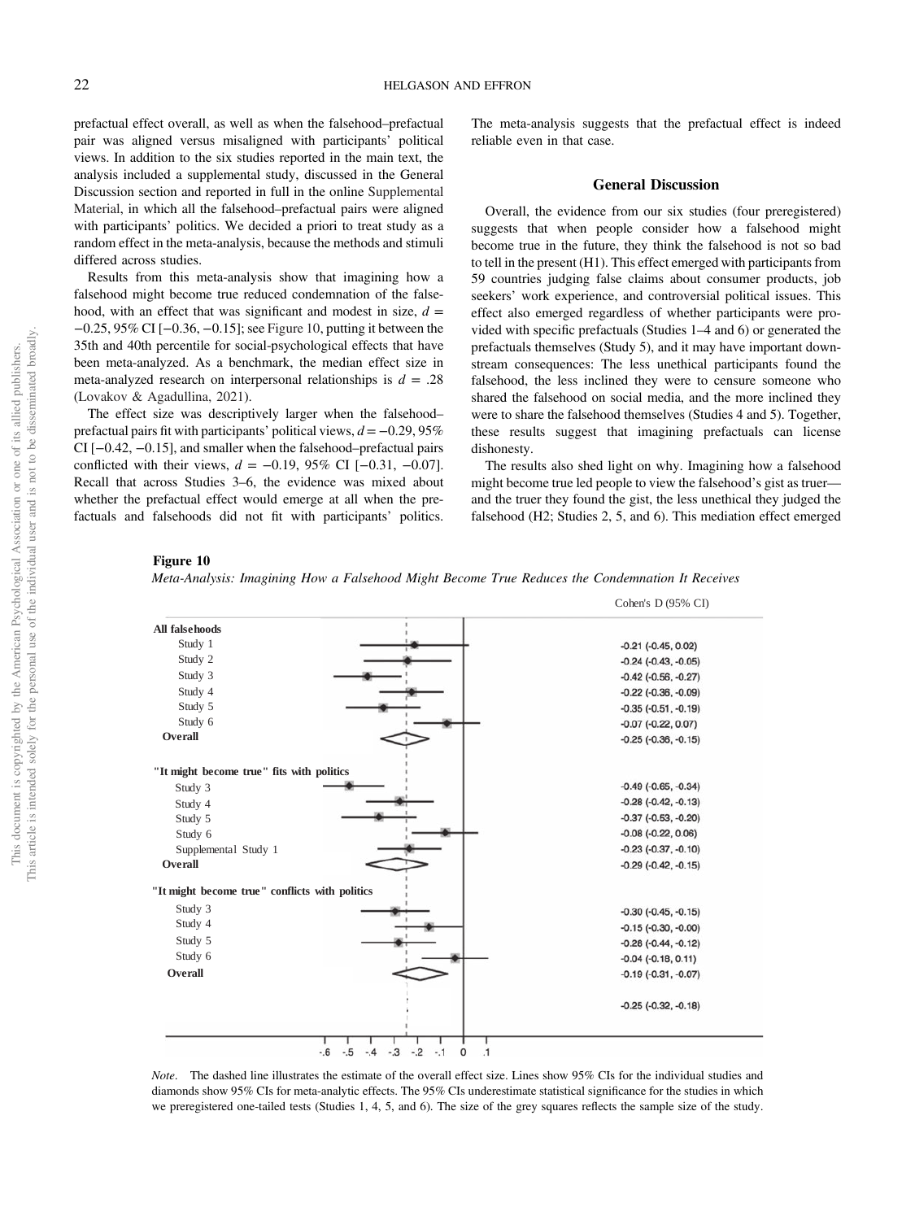prefactual effect overall, as well as when the falsehood–prefactual pair was aligned versus misaligned with participants' political views. In addition to the six studies reported in the main text, the analysis included a supplemental study, discussed in the General Discussion section and reported in full in the online Supplemental Material, in which all the falsehood–prefactual pairs were aligned with participants' politics. We decided a priori to treat study as a random effect in the meta-analysis, because the methods and stimuli differed across studies.

Results from this meta-analysis show that imagining how a falsehood might become true reduced condemnation of the falsehood, with an effect that was significant and modest in size, $d = -0.25$, 95% CI $[-0.36, -0.15]$; see Figure 10, putting it between the 35th and 40th percentile for social-psychological effects that have been meta-analyzed. As a benchmark, the median effect size in meta-analyzed research on interpersonal relationships is $d = .28$ (Lovakov & Agadullina, 2021).

The effect size was descriptively larger when the falsehood–prefactual pairs fit with participants' political views, $d = -0.29$, 95% CI $[-0.42, -0.15]$, and smaller when the falsehood–prefactual pairs conflicted with their views, $d = -0.19$, 95% CI $[-0.31, -0.07]$. Recall that across Studies 3–6, the evidence was mixed about whether the prefactual effect would emerge at all when the prefactuals and falsehoods did not fit with participants' politics. The meta-analysis suggests that the prefactual effect is indeed reliable even in that case.

## General Discussion

Overall, the evidence from our six studies (four preregistered) suggests that when people consider how a falsehood might become true in the future, they think the falsehood is not so bad to tell in the present (H1). This effect emerged with participants from 59 countries judging false claims about consumer products, job seekers' work experience, and controversial political issues. This effect also emerged regardless of whether participants were provided with specific prefactuals (Studies 1–4 and 6) or generated the prefactuals themselves (Study 5), and it may have important downstream consequences: The less unethical participants found the falsehood, the less inclined they were to censure someone who shared the falsehood on social media, and the more inclined they were to share the falsehood themselves (Studies 4 and 5). Together, these results suggest that imagining prefactuals can license dishonesty.

The results also shed light on why. Imagining how a falsehood might become true led people to view the falsehood's gist as truer—and the truer they found the gist, the less unethical they judged the falsehood (H2; Studies 2, 5, and 6). This mediation effect emerged

**Figure 10**

*Meta-Analysis: Imagining How a Falsehood Might Become True Reduces the Condemnation It Receives*

| | Cohen's D (95% CI) |
|---|---|
| **All falsehoods** | |
| Study 1 | -0.21 (-0.45, 0.02) |
| Study 2 | -0.24 (-0.43, -0.05) |
| Study 3 | -0.42 (-0.56, -0.27) |
| Study 4 | -0.22 (-0.36, -0.09) |
| Study 5 | -0.35 (-0.51, -0.19) |
| Study 6 | -0.07 (-0.22, 0.07) |
| **Overall** | -0.25 (-0.36, -0.15) |
| **"It might become true" fits with politics** | |
| Study 3 | -0.49 (-0.65, -0.34) |
| Study 4 | -0.28 (-0.42, -0.13) |
| Study 5 | -0.37 (-0.53, -0.20) |
| Study 6 | -0.08 (-0.22, 0.06) |
| Supplemental Study 1 | -0.23 (-0.37, -0.10) |
| **Overall** | -0.29 (-0.42, -0.15) |
| **"It might become true" conflicts with politics** | |
| Study 3 | -0.30 (-0.45, -0.15) |
| Study 4 | -0.15 (-0.30, -0.00) |
| Study 5 | -0.28 (-0.44, -0.12) |
| Study 6 | -0.04 (-0.18, 0.11) |
| **Overall** | -0.19 (-0.31, -0.07) |
| | -0.25 (-0.32, -0.18) |

*Note*. The dashed line illustrates the estimate of the overall effect size. Lines show 95% CIs for the individual studies and diamonds show 95% CIs for meta-analytic effects. The 95% CIs underestimate statistical significance for the studies in which we preregistered one-tailed tests (Studies 1, 4, 5, and 6). The size of the grey squares reflects the sample size of the study.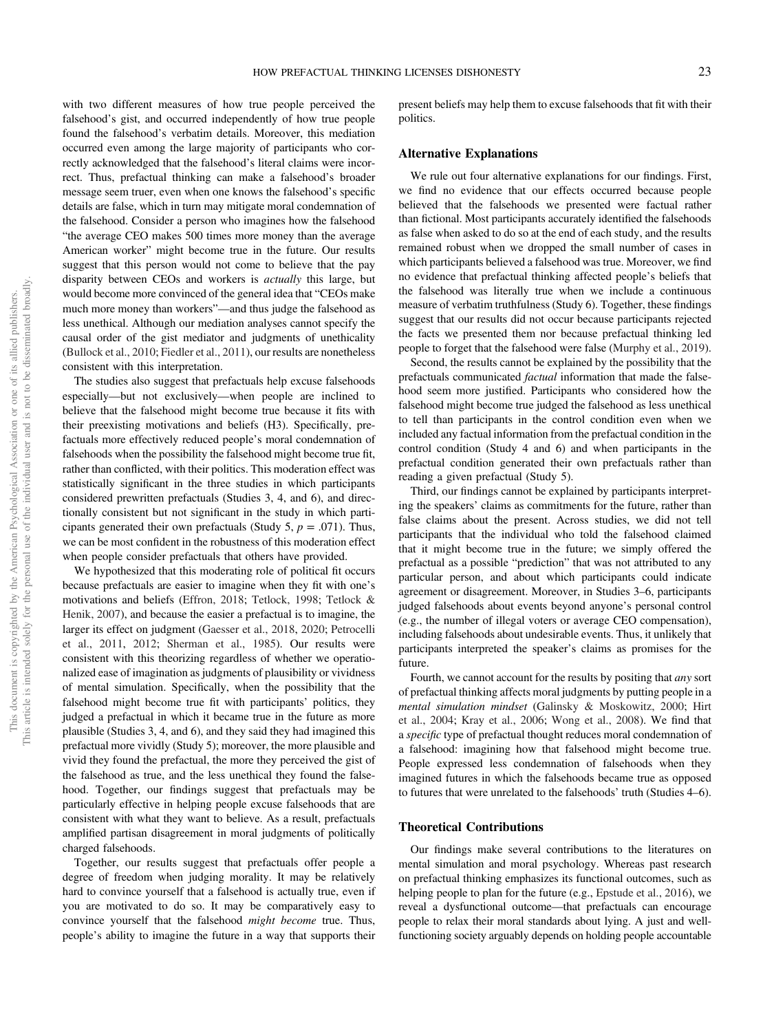with two different measures of how true people perceived the falsehood's gist, and occurred independently of how true people found the falsehood's verbatim details. Moreover, this mediation occurred even among the large majority of participants who correctly acknowledged that the falsehood's literal claims were incorrect. Thus, prefactual thinking can make a falsehood's broader message seem truer, even when one knows the falsehood's specific details are false, which in turn may mitigate moral condemnation of the falsehood. Consider a person who imagines how the falsehood "the average CEO makes 500 times more money than the average American worker" might become true in the future. Our results suggest that this person would not come to believe that the pay disparity between CEOs and workers is *actually* this large, but would become more convinced of the general idea that "CEOs make much more money than workers"—and thus judge the falsehood as less unethical. Although our mediation analyses cannot specify the causal order of the gist mediator and judgments of unethicality (Bullock et al., 2010; Fiedler et al., 2011), our results are nonetheless consistent with this interpretation.

The studies also suggest that prefactuals help excuse falsehoods especially—but not exclusively—when people are inclined to believe that the falsehood might become true because it fits with their preexisting motivations and beliefs (H3). Specifically, prefactuals more effectively reduced people's moral condemnation of falsehoods when the possibility the falsehood might become true fit, rather than conflicted, with their politics. This moderation effect was statistically significant in the three studies in which participants considered prewritten prefactuals (Studies 3, 4, and 6), and directionally consistent but not significant in the study in which participants generated their own prefactuals (Study 5, $p = .071$). Thus, we can be most confident in the robustness of this moderation effect when people consider prefactuals that others have provided.

We hypothesized that this moderating role of political fit occurs because prefactuals are easier to imagine when they fit with one's motivations and beliefs (Effron, 2018; Tetlock, 1998; Tetlock & Henik, 2007), and because the easier a prefactual is to imagine, the larger its effect on judgment (Gaesser et al., 2018, 2020; Petrocelli et al., 2011, 2012; Sherman et al., 1985). Our results were consistent with this theorizing regardless of whether we operationalized ease of imagination as judgments of plausibility or vividness of mental simulation. Specifically, when the possibility that the falsehood might become true fit with participants' politics, they judged a prefactual in which it became true in the future as more plausible (Studies 3, 4, and 6), and they said they had imagined this prefactual more vividly (Study 5); moreover, the more plausible and vivid they found the prefactual, the more they perceived the gist of the falsehood as true, and the less unethical they found the falsehood. Together, our findings suggest that prefactuals may be particularly effective in helping people excuse falsehoods that are consistent with what they want to believe. As a result, prefactuals amplified partisan disagreement in moral judgments of politically charged falsehoods.

Together, our results suggest that prefactuals offer people a degree of freedom when judging morality. It may be relatively hard to convince yourself that a falsehood is actually true, even if you are motivated to do so. It may be comparatively easy to convince yourself that the falsehood *might become* true. Thus, people's ability to imagine the future in a way that supports their present beliefs may help them to excuse falsehoods that fit with their politics.

## Alternative Explanations

We rule out four alternative explanations for our findings. First, we find no evidence that our effects occurred because people believed that the falsehoods we presented were factual rather than fictional. Most participants accurately identified the falsehoods as false when asked to do so at the end of each study, and the results remained robust when we dropped the small number of cases in which participants believed a falsehood was true. Moreover, we find no evidence that prefactual thinking affected people's beliefs that the falsehood was literally true when we include a continuous measure of verbatim truthfulness (Study 6). Together, these findings suggest that our results did not occur because participants rejected the facts we presented them nor because prefactual thinking led people to forget that the falsehood were false (Murphy et al., 2019).

Second, the results cannot be explained by the possibility that the prefactuals communicated *factual* information that made the falsehood seem more justified. Participants who considered how the falsehood might become true judged the falsehood as less unethical to tell than participants in the control condition even when we included any factual information from the prefactual condition in the control condition (Study 4 and 6) and when participants in the prefactual condition generated their own prefactuals rather than reading a given prefactual (Study 5).

Third, our findings cannot be explained by participants interpreting the speakers' claims as commitments for the future, rather than false claims about the present. Across studies, we did not tell participants that the individual who told the falsehood claimed that it might become true in the future; we simply offered the prefactual as a possible "prediction" that was not attributed to any particular person, and about which participants could indicate agreement or disagreement. Moreover, in Studies 3–6, participants judged falsehoods about events beyond anyone's personal control (e.g., the number of illegal voters or average CEO compensation), including falsehoods about undesirable events. Thus, it unlikely that participants interpreted the speaker's claims as promises for the future.

Fourth, we cannot account for the results by positing that *any* sort of prefactual thinking affects moral judgments by putting people in a *mental simulation mindset* (Galinsky & Moskowitz, 2000; Hirt et al., 2004; Kray et al., 2006; Wong et al., 2008). We find that a *specific* type of prefactual thought reduces moral condemnation of a falsehood: imagining how that falsehood might become true. People expressed less condemnation of falsehoods when they imagined futures in which the falsehoods became true as opposed to futures that were unrelated to the falsehoods' truth (Studies 4–6).

## Theoretical Contributions

Our findings make several contributions to the literatures on mental simulation and moral psychology. Whereas past research on prefactual thinking emphasizes its functional outcomes, such as helping people to plan for the future (e.g., Epstude et al., 2016), we reveal a dysfunctional outcome—that prefactuals can encourage people to relax their moral standards about lying. A just and well-functioning society arguably depends on holding people accountable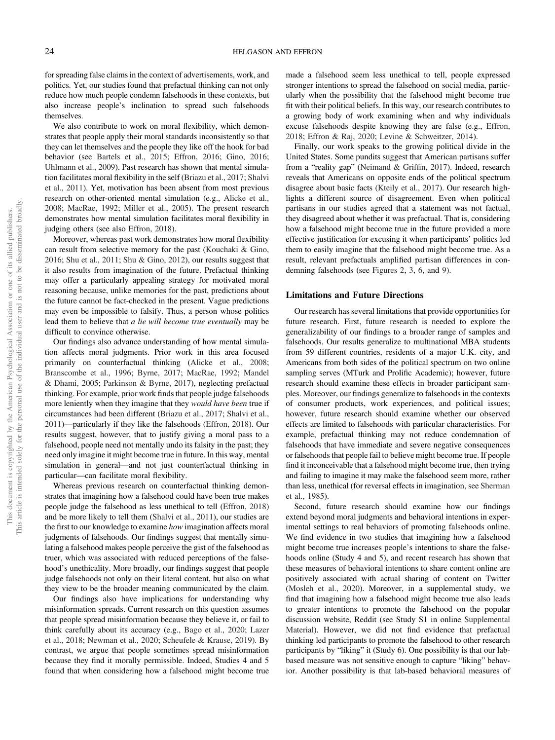for spreading false claims in the context of advertisements, work, and politics. Yet, our studies found that prefactual thinking can not only reduce how much people condemn falsehoods in these contexts, but also increase people's inclination to spread such falsehoods themselves.

We also contribute to work on moral flexibility, which demonstrates that people apply their moral standards inconsistently so that they can let themselves and the people they like off the hook for bad behavior (see Bartels et al., 2015; Effron, 2016; Gino, 2016; Uhlmann et al., 2009). Past research has shown that mental simulation facilitates moral flexibility in the self (Briazu et al., 2017; Shalvi et al., 2011). Yet, motivation has been absent from most previous research on other-oriented mental simulation (e.g., Alicke et al., 2008; MacRae, 1992; Miller et al., 2005). The present research demonstrates how mental simulation facilitates moral flexibility in judging others (see also Effron, 2018).

Moreover, whereas past work demonstrates how moral flexibility can result from selective memory for the past (Kouchaki & Gino, 2016; Shu et al., 2011; Shu & Gino, 2012), our results suggest that it also results from imagination of the future. Prefactual thinking may offer a particularly appealing strategy for motivated moral reasoning because, unlike memories for the past, predictions about the future cannot be fact-checked in the present. Vague predictions may even be impossible to falsify. Thus, a person whose politics lead them to believe that *a lie will become true eventually* may be difficult to convince otherwise.

Our findings also advance understanding of how mental simulation affects moral judgments. Prior work in this area focused primarily on counterfactual thinking (Alicke et al., 2008; Branscombe et al., 1996; Byrne, 2017; MacRae, 1992; Mandel & Dhami, 2005; Parkinson & Byrne, 2017), neglecting prefactual thinking. For example, prior work finds that people judge falsehoods more leniently when they imagine that they *would have been* true if circumstances had been different (Briazu et al., 2017; Shalvi et al., 2011)—particularly if they like the falsehoods (Effron, 2018). Our results suggest, however, that to justify giving a moral pass to a falsehood, people need not mentally undo its falsity in the past; they need only imagine it might become true in future. In this way, mental simulation in general—and not just counterfactual thinking in particular—can facilitate moral flexibility.

Whereas previous research on counterfactual thinking demonstrates that imagining how a falsehood could have been true makes people judge the falsehood as less unethical to tell (Effron, 2018) and be more likely to tell them (Shalvi et al., 2011), our studies are the first to our knowledge to examine *how* imagination affects moral judgments of falsehoods. Our findings suggest that mentally simulating a falsehood makes people perceive the gist of the falsehood as truer, which was associated with reduced perceptions of the falsehood's unethicality. More broadly, our findings suggest that people judge falsehoods not only on their literal content, but also on what they view to be the broader meaning communicated by the claim.

Our findings also have implications for understanding why misinformation spreads. Current research on this question assumes that people spread misinformation because they believe it, or fail to think carefully about its accuracy (e.g., Bago et al., 2020; Lazer et al., 2018; Newman et al., 2020; Scheufele & Krause, 2019). By contrast, we argue that people sometimes spread misinformation because they find it morally permissible. Indeed, Studies 4 and 5 found that when considering how a falsehood might become true made a falsehood seem less unethical to tell, people expressed stronger intentions to spread the falsehood on social media, particularly when the possibility that the falsehood might become true fit with their political beliefs. In this way, our research contributes to a growing body of work examining when and why individuals excuse falsehoods despite knowing they are false (e.g., Effron, 2018; Effron & Raj, 2020; Levine & Schweitzer, 2014).

Finally, our work speaks to the growing political divide in the United States. Some pundits suggest that American partisans suffer from a "reality gap" (Neimand & Griffin, 2017). Indeed, research reveals that Americans on opposite ends of the political spectrum disagree about basic facts (Kteily et al., 2017). Our research highlights a different source of disagreement. Even when political partisans in our studies agreed that a statement was not factual, they disagreed about whether it was prefactual. That is, considering how a falsehood might become true in the future provided a more effective justification for excusing it when participants' politics led them to easily imagine that the falsehood might become true. As a result, relevant prefactuals amplified partisan differences in condemning falsehoods (see Figures 2, 3, 6, and 9).

## Limitations and Future Directions

Our research has several limitations that provide opportunities for future research. First, future research is needed to explore the generalizability of our findings to a broader range of samples and falsehoods. Our results generalize to multinational MBA students from 59 different countries, residents of a major U.K. city, and Americans from both sides of the political spectrum on two online sampling serves (MTurk and Prolific Academic); however, future research should examine these effects in broader participant samples. Moreover, our findings generalize to falsehoods in the contexts of consumer products, work experiences, and political issues; however, future research should examine whether our observed effects are limited to falsehoods with particular characteristics. For example, prefactual thinking may not reduce condemnation of falsehoods that have immediate and severe negative consequences or falsehoods that people fail to believe might become true. If people find it inconceivable that a falsehood might become true, then trying and failing to imagine it may make the falsehood seem more, rather than less, unethical (for reversal effects in imagination, see Sherman et al., 1985).

Second, future research should examine how our findings extend beyond moral judgments and behavioral intentions in experimental settings to real behaviors of promoting falsehoods online. We find evidence in two studies that imagining how a falsehood might become true increases people's intentions to share the falsehoods online (Study 4 and 5), and recent research has shown that these measures of behavioral intentions to share content online are positively associated with actual sharing of content on Twitter (Mosleh et al., 2020). Moreover, in a supplemental study, we find that imagining how a falsehood might become true also leads to greater intentions to promote the falsehood on the popular discussion website, Reddit (see Study S1 in online Supplemental Material). However, we did not find evidence that prefactual thinking led participants to promote the falsehood to other research participants by "liking" it (Study 6). One possibility is that our lab-based measure was not sensitive enough to capture "liking" behavior. Another possibility is that lab-based behavioral measures of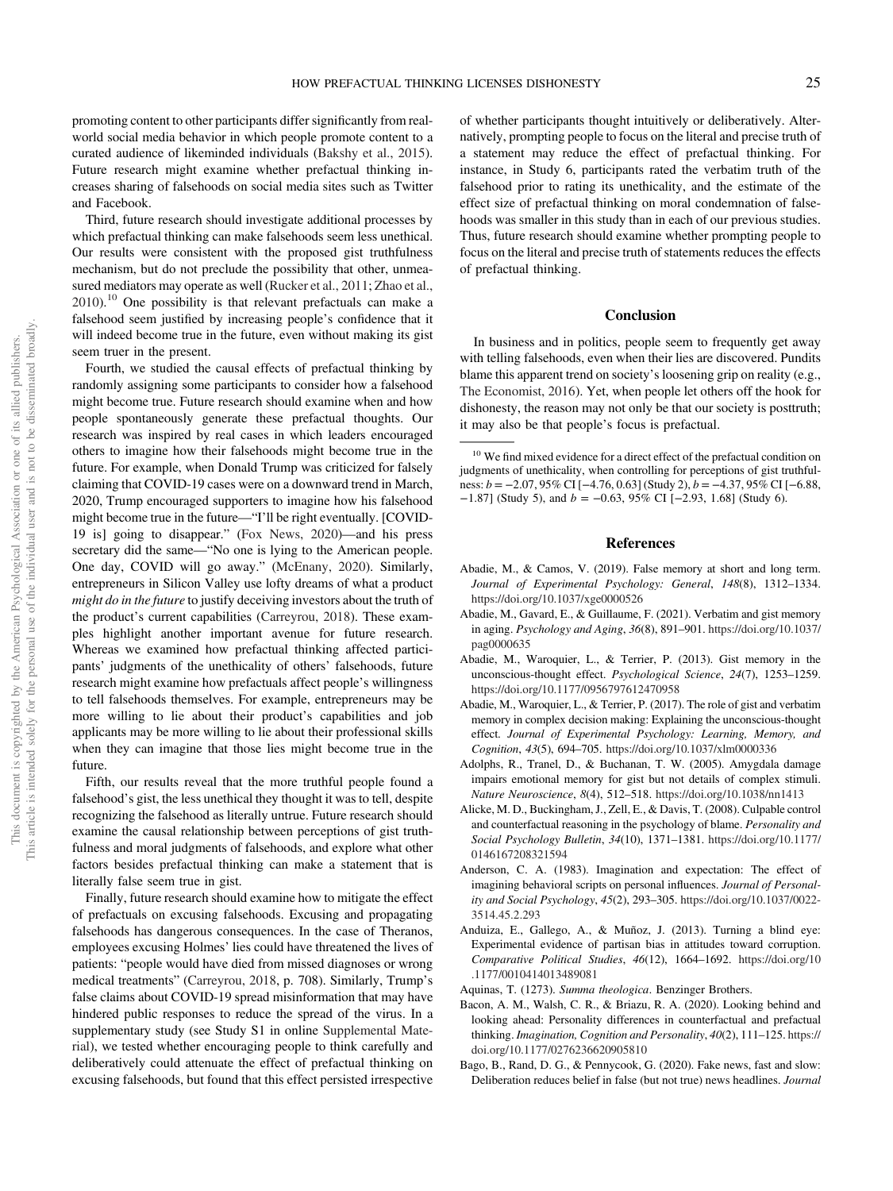promoting content to other participants differ significantly from real-world social media behavior in which people promote content to a curated audience of likeminded individuals (Bakshy et al., 2015). Future research might examine whether prefactual thinking increases sharing of falsehoods on social media sites such as Twitter and Facebook.

Third, future research should investigate additional processes by which prefactual thinking can make falsehoods seem less unethical. Our results were consistent with the proposed gist truthfulness mechanism, but do not preclude the possibility that other, unmeasured mediators may operate as well (Rucker et al., 2011; Zhao et al., 2010).[10] One possibility is that relevant prefactuals can make a falsehood seem justified by increasing people's confidence that it will indeed become true in the future, even without making its gist seem truer in the present.

Fourth, we studied the causal effects of prefactual thinking by randomly assigning some participants to consider how a falsehood might become true. Future research should examine when and how people spontaneously generate these prefactual thoughts. Our research was inspired by real cases in which leaders encouraged others to imagine how their falsehoods might become true in the future. For example, when Donald Trump was criticized for falsely claiming that COVID-19 cases were on a downward trend in March, 2020, Trump encouraged supporters to imagine how his falsehood might become true in the future—"I'll be right eventually. [COVID-19 is] going to disappear." (Fox News, 2020)—and his press secretary did the same—"No one is lying to the American people. One day, COVID will go away." (McEnany, 2020). Similarly, entrepreneurs in Silicon Valley use lofty dreams of what a product *might do in the future* to justify deceiving investors about the truth of the product's current capabilities (Carreyrou, 2018). These examples highlight another important avenue for future research. Whereas we examined how prefactual thinking affected participants' judgments of the unethicality of others' falsehoods, future research might examine how prefactuals affect people's willingness to tell falsehoods themselves. For example, entrepreneurs may be more willing to lie about their product's capabilities and job applicants may be more willing to lie about their professional skills when they can imagine that those lies might become true in the future.

Fifth, our results reveal that the more truthful people found a falsehood's gist, the less unethical they thought it was to tell, despite recognizing the falsehood as literally untrue. Future research should examine the causal relationship between perceptions of gist truthfulness and moral judgments of falsehoods, and explore what other factors besides prefactual thinking can make a statement that is literally false seem true in gist.

Finally, future research should examine how to mitigate the effect of prefactuals on excusing falsehoods. Excusing and propagating falsehoods has dangerous consequences. In the case of Theranos, employees excusing Holmes' lies could have threatened the lives of patients: "people would have died from missed diagnoses or wrong medical treatments" (Carreyrou, 2018, p. 708). Similarly, Trump's false claims about COVID-19 spread misinformation that may have hindered public responses to reduce the spread of the virus. In a supplementary study (see Study S1 in online Supplemental Material), we tested whether encouraging people to think carefully and deliberatively could attenuate the effect of prefactual thinking on excusing falsehoods, but found that this effect persisted irrespective of whether participants thought intuitively or deliberatively. Alternatively, prompting people to focus on the literal and precise truth of a statement may reduce the effect of prefactual thinking. For instance, in Study 6, participants rated the verbatim truth of the falsehood prior to rating its unethicality, and the estimate of the effect size of prefactual thinking on moral condemnation of falsehoods was smaller in this study than in each of our previous studies. Thus, future research should examine whether prompting people to focus on the literal and precise truth of statements reduces the effects of prefactual thinking.

## Conclusion

In business and in politics, people seem to frequently get away with telling falsehoods, even when their lies are discovered. Pundits blame this apparent trend on society's loosening grip on reality (e.g., The Economist, 2016). Yet, when people let others off the hook for dishonesty, the reason may not only be that our society is posttruth; it may also be that people's focus is prefactual.

[10] We find mixed evidence for a direct effect of the prefactual condition on judgments of unethicality, when controlling for perceptions of gist truthfulness: $b = -2.07$, 95% CI $[-4.76, 0.63]$ (Study 2), $b = -4.37$, 95% CI $[-6.88, -1.87]$ (Study 5), and $b = -0.63$, 95% CI $[-2.93, 1.68]$ (Study 6).

## References

Abadie, M., & Camos, V. (2019). False memory at short and long term. *Journal of Experimental Psychology: General*, *148*(8), 1312–1334. https://doi.org/10.1037/xge0000526

Abadie, M., Gavard, E., & Guillaume, F. (2021). Verbatim and gist memory in aging. *Psychology and Aging*, *36*(8), 891–901. https://doi.org/10.1037/pag0000635

Abadie, M., Waroquier, L., & Terrier, P. (2013). Gist memory in the unconscious-thought effect. *Psychological Science*, *24*(7), 1253–1259. https://doi.org/10.1177/0956797612470958

Abadie, M., Waroquier, L., & Terrier, P. (2017). The role of gist and verbatim memory in complex decision making: Explaining the unconscious-thought effect. *Journal of Experimental Psychology: Learning, Memory, and Cognition*, *43*(5), 694–705. https://doi.org/10.1037/xlm0000336

Adolphs, R., Tranel, D., & Buchanan, T. W. (2005). Amygdala damage impairs emotional memory for gist but not details of complex stimuli. *Nature Neuroscience*, *8*(4), 512–518. https://doi.org/10.1038/nn1413

Alicke, M. D., Buckingham, J., Zell, E., & Davis, T. (2008). Culpable control and counterfactual reasoning in the psychology of blame. *Personality and Social Psychology Bulletin*, *34*(10), 1371–1381. https://doi.org/10.1177/0146167208321594

Anderson, C. A. (1983). Imagination and expectation: The effect of imagining behavioral scripts on personal influences. *Journal of Personality and Social Psychology*, *45*(2), 293–305. https://doi.org/10.1037/0022-3514.45.2.293

Anduiza, E., Gallego, A., & Muñoz, J. (2013). Turning a blind eye: Experimental evidence of partisan bias in attitudes toward corruption. *Comparative Political Studies*, *46*(12), 1664–1692. https://doi.org/10.1177/0010414013489081

Aquinas, T. (1273). *Summa theologica*. Benzinger Brothers.

Bacon, A. M., Walsh, C. R., & Briazu, R. A. (2020). Looking behind and looking ahead: Personality differences in counterfactual and prefactual thinking. *Imagination, Cognition and Personality*, *40*(2), 111–125. https://doi.org/10.1177/0276236620905810

Bago, B., Rand, D. G., & Pennycook, G. (2020). Fake news, fast and slow: Deliberation reduces belief in false (but not true) news headlines. *Journal*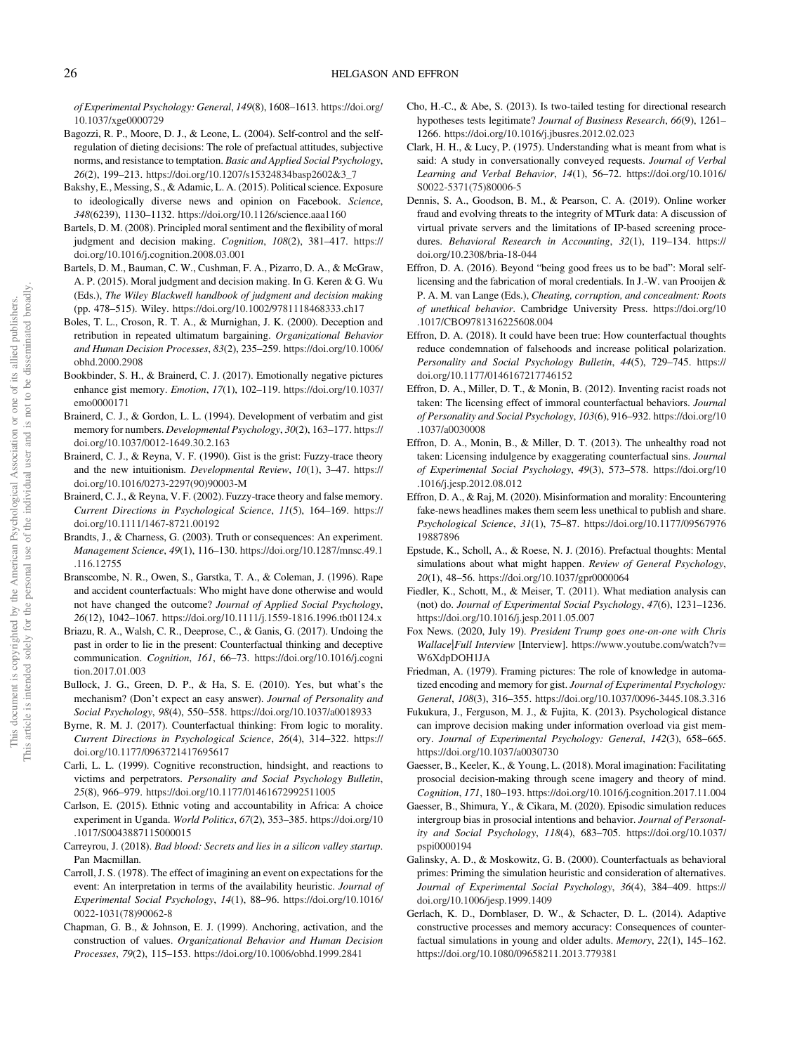*of Experimental Psychology: General*, *149*(8), 1608–1613. https://doi.org/10.1037/xge0000729

Bagozzi, R. P., Moore, D. J., & Leone, L. (2004). Self-control and the self-regulation of dieting decisions: The role of prefactual attitudes, subjective norms, and resistance to temptation. *Basic and Applied Social Psychology*, *26*(2), 199–213. https://doi.org/10.1207/s15324834basp2602&3_7

Bakshy, E., Messing, S., & Adamic, L. A. (2015). Political science. Exposure to ideologically diverse news and opinion on Facebook. *Science*, *348*(6239), 1130–1132. https://doi.org/10.1126/science.aaa1160

Bartels, D. M. (2008). Principled moral sentiment and the flexibility of moral judgment and decision making. *Cognition*, *108*(2), 381–417. https://doi.org/10.1016/j.cognition.2008.03.001

Bartels, D. M., Bauman, C. W., Cushman, F. A., Pizarro, D. A., & McGraw, A. P. (2015). Moral judgment and decision making. In G. Keren & G. Wu (Eds.), *The Wiley Blackwell handbook of judgment and decision making* (pp. 478–515). Wiley. https://doi.org/10.1002/9781118468333.ch17

Boles, T. L., Croson, R. T. A., & Murnighan, J. K. (2000). Deception and retribution in repeated ultimatum bargaining. *Organizational Behavior and Human Decision Processes*, *83*(2), 235–259. https://doi.org/10.1006/obhd.2000.2908

Bookbinder, S. H., & Brainerd, C. J. (2017). Emotionally negative pictures enhance gist memory. *Emotion*, *17*(1), 102–119. https://doi.org/10.1037/emo0000171

Brainerd, C. J., & Gordon, L. L. (1994). Development of verbatim and gist memory for numbers. *Developmental Psychology*, *30*(2), 163–177. https://doi.org/10.1037/0012-1649.30.2.163

Brainerd, C. J., & Reyna, V. F. (1990). Gist is the grist: Fuzzy-trace theory and the new intuitionism. *Developmental Review*, *10*(1), 3–47. https://doi.org/10.1016/0273-2297(90)90003-M

Brainerd, C. J., & Reyna, V. F. (2002). Fuzzy-trace theory and false memory. *Current Directions in Psychological Science*, *11*(5), 164–169. https://doi.org/10.1111/1467-8721.00192

Brandts, J., & Charness, G. (2003). Truth or consequences: An experiment. *Management Science*, *49*(1), 116–130. https://doi.org/10.1287/mnsc.49.1.116.12755

Branscombe, N. R., Owen, S., Garstka, T. A., & Coleman, J. (1996). Rape and accident counterfactuals: Who might have done otherwise and would not have changed the outcome? *Journal of Applied Social Psychology*, *26*(12), 1042–1067. https://doi.org/10.1111/j.1559-1816.1996.tb01124.x

Briazu, R. A., Walsh, C. R., Deeprose, C., & Ganis, G. (2017). Undoing the past in order to lie in the present: Counterfactual thinking and deceptive communication. *Cognition*, *161*, 66–73. https://doi.org/10.1016/j.cognition.2017.01.003

Bullock, J. G., Green, D. P., & Ha, S. E. (2010). Yes, but what's the mechanism? (Don't expect an easy answer). *Journal of Personality and Social Psychology*, *98*(4), 550–558. https://doi.org/10.1037/a0018933

Byrne, R. M. J. (2017). Counterfactual thinking: From logic to morality. *Current Directions in Psychological Science*, *26*(4), 314–322. https://doi.org/10.1177/0963721417695617

Carli, L. L. (1999). Cognitive reconstruction, hindsight, and reactions to victims and perpetrators. *Personality and Social Psychology Bulletin*, *25*(8), 966–979. https://doi.org/10.1177/01461672992511005

Carlson, E. (2015). Ethnic voting and accountability in Africa: A choice experiment in Uganda. *World Politics*, *67*(2), 353–385. https://doi.org/10.1017/S0043887115000015

Carreyrou, J. (2018). *Bad blood: Secrets and lies in a silicon valley startup*. Pan Macmillan.

Carroll, J. S. (1978). The effect of imagining an event on expectations for the event: An interpretation in terms of the availability heuristic. *Journal of Experimental Social Psychology*, *14*(1), 88–96. https://doi.org/10.1016/0022-1031(78)90062-8

Chapman, G. B., & Johnson, E. J. (1999). Anchoring, activation, and the construction of values. *Organizational Behavior and Human Decision Processes*, *79*(2), 115–153. https://doi.org/10.1006/obhd.1999.2841

Cho, H.-C., & Abe, S. (2013). Is two-tailed testing for directional research hypotheses tests legitimate? *Journal of Business Research*, *66*(9), 1261–1266. https://doi.org/10.1016/j.jbusres.2012.02.023

Clark, H. H., & Lucy, P. (1975). Understanding what is meant from what is said: A study in conversationally conveyed requests. *Journal of Verbal Learning and Verbal Behavior*, *14*(1), 56–72. https://doi.org/10.1016/S0022-5371(75)80006-5

Dennis, S. A., Goodson, B. M., & Pearson, C. A. (2019). Online worker fraud and evolving threats to the integrity of MTurk data: A discussion of virtual private servers and the limitations of IP-based screening procedures. *Behavioral Research in Accounting*, *32*(1), 119–134. https://doi.org/10.2308/bria-18-044

Effron, D. A. (2016). Beyond "being good frees us to be bad": Moral self-licensing and the fabrication of moral credentials. In J.-W. van Prooijen & P. A. M. van Lange (Eds.), *Cheating, corruption, and concealment: Roots of unethical behavior*. Cambridge University Press. https://doi.org/10.1017/CBO9781316225608.004

Effron, D. A. (2018). It could have been true: How counterfactual thoughts reduce condemnation of falsehoods and increase political polarization. *Personality and Social Psychology Bulletin*, *44*(5), 729–745. https://doi.org/10.1177/0146167217746152

Effron, D. A., Miller, D. T., & Monin, B. (2012). Inventing racist roads not taken: The licensing effect of immoral counterfactual behaviors. *Journal of Personality and Social Psychology*, *103*(6), 916–932. https://doi.org/10.1037/a0030008

Effron, D. A., Monin, B., & Miller, D. T. (2013). The unhealthy road not taken: Licensing indulgence by exaggerating counterfactual sins. *Journal of Experimental Social Psychology*, *49*(3), 573–578. https://doi.org/10.1016/j.jesp.2012.08.012

Effron, D. A., & Raj, M. (2020). Misinformation and morality: Encountering fake-news headlines makes them seem less unethical to publish and share. *Psychological Science*, *31*(1), 75–87. https://doi.org/10.1177/0956797619887896

Epstude, K., Scholl, A., & Roese, N. J. (2016). Prefactual thoughts: Mental simulations about what might happen. *Review of General Psychology*, *20*(1), 48–56. https://doi.org/10.1037/gpr0000064

Fiedler, K., Schott, M., & Meiser, T. (2011). What mediation analysis can (not) do. *Journal of Experimental Social Psychology*, *47*(6), 1231–1236. https://doi.org/10.1016/j.jesp.2011.05.007

Fox News. (2020, July 19). *President Trump goes one-on-one with Chris Wallace|Full Interview* [Interview]. https://www.youtube.com/watch?v=W6XdpDOH1JA

Friedman, A. (1979). Framing pictures: The role of knowledge in automatized encoding and memory for gist. *Journal of Experimental Psychology: General*, *108*(3), 316–355. https://doi.org/10.1037/0096-3445.108.3.316

Fukukura, J., Ferguson, M. J., & Fujita, K. (2013). Psychological distance can improve decision making under information overload via gist memory. *Journal of Experimental Psychology: General*, *142*(3), 658–665. https://doi.org/10.1037/a0030730

Gaesser, B., Keeler, K., & Young, L. (2018). Moral imagination: Facilitating prosocial decision-making through scene imagery and theory of mind. *Cognition*, *171*, 180–193. https://doi.org/10.1016/j.cognition.2017.11.004

Gaesser, B., Shimura, Y., & Cikara, M. (2020). Episodic simulation reduces intergroup bias in prosocial intentions and behavior. *Journal of Personality and Social Psychology*, *118*(4), 683–705. https://doi.org/10.1037/pspi0000194

Galinsky, A. D., & Moskowitz, G. B. (2000). Counterfactuals as behavioral primes: Priming the simulation heuristic and consideration of alternatives. *Journal of Experimental Social Psychology*, *36*(4), 384–409. https://doi.org/10.1006/jesp.1999.1409

Gerlach, K. D., Dornblaser, D. W., & Schacter, D. L. (2014). Adaptive constructive processes and memory accuracy: Consequences of counterfactual simulations in young and older adults. *Memory*, *22*(1), 145–162. https://doi.org/10.1080/09658211.2013.779381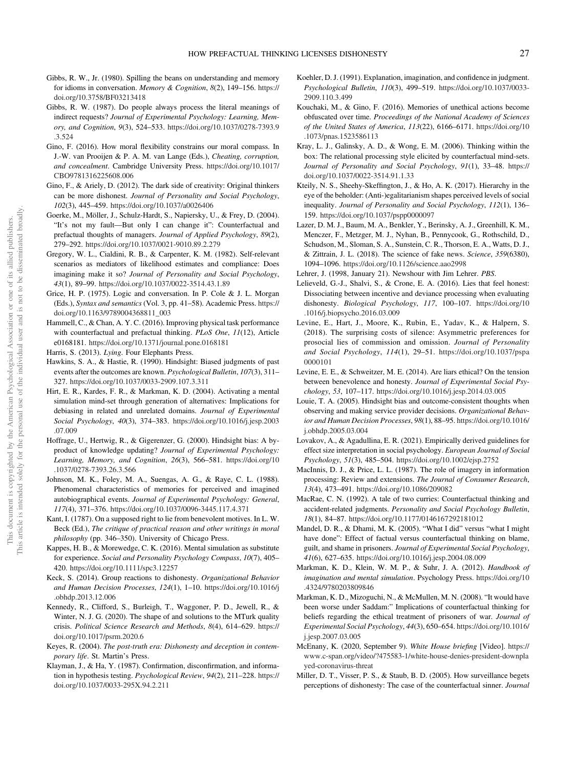Gibbs, R. W., Jr. (1980). Spilling the beans on understanding and memory for idioms in conversation. *Memory & Cognition*, *8*(2), 149–156. https://doi.org/10.3758/BF03213418

Gibbs, R. W. (1987). Do people always process the literal meanings of indirect requests? *Journal of Experimental Psychology: Learning, Memory, and Cognition*, *9*(3), 524–533. https://doi.org/10.1037/0278-7393.9.3.524

Gino, F. (2016). How moral flexibility constrains our moral compass. In J.-W. van Prooijen & P. A. M. van Lange (Eds.), *Cheating, corruption, and concealment*. Cambridge University Press. https://doi.org/10.1017/CBO9781316225608.006

Gino, F., & Ariely, D. (2012). The dark side of creativity: Original thinkers can be more dishonest. *Journal of Personality and Social Psychology*, *102*(3), 445–459. https://doi.org/10.1037/a0026406

Goerke, M., Möller, J., Schulz-Hardt, S., Napiersky, U., & Frey, D. (2004). "It's not my fault—But only I can change it": Counterfactual and prefactual thoughts of managers. *Journal of Applied Psychology*, *89*(2), 279–292. https://doi.org/10.1037/0021-9010.89.2.279

Gregory, W. L., Cialdini, R. B., & Carpenter, K. M. (1982). Self-relevant scenarios as mediators of likelihood estimates and compliance: Does imagining make it so? *Journal of Personality and Social Psychology*, *43*(1), 89–99. https://doi.org/10.1037/0022-3514.43.1.89

Grice, H. P. (1975). Logic and conversation. In P. Cole & J. L. Morgan (Eds.), *Syntax and semantics* (Vol. 3, pp. 41–58). Academic Press. https://doi.org/10.1163/9789004368811_003

Hammell, C., & Chan, A. Y. C. (2016). Improving physical task performance with counterfactual and prefactual thinking. *PLoS One*, *11*(12), Article e0168181. https://doi.org/10.1371/journal.pone.0168181

Harris, S. (2013). *Lying*. Four Elephants Press.

Hawkins, S. A., & Hastie, R. (1990). Hindsight: Biased judgments of past events after the outcomes are known. *Psychological Bulletin*, *107*(3), 311–327. https://doi.org/10.1037/0033-2909.107.3.311

Hirt, E. R., Kardes, F. R., & Markman, K. D. (2004). Activating a mental simulation mind-set through generation of alternatives: Implications for debiasing in related and unrelated domains. *Journal of Experimental Social Psychology*, *40*(3), 374–383. https://doi.org/10.1016/j.jesp.2003.07.009

Hoffrage, U., Hertwig, R., & Gigerenzer, G. (2000). Hindsight bias: A by-product of knowledge updating? *Journal of Experimental Psychology: Learning, Memory, and Cognition*, *26*(3), 566–581. https://doi.org/10.1037/0278-7393.26.3.566

Johnson, M. K., Foley, M. A., Suengas, A. G., & Raye, C. L. (1988). Phenomenal characteristics of memories for perceived and imagined autobiographical events. *Journal of Experimental Psychology: General*, *117*(4), 371–376. https://doi.org/10.1037/0096-3445.117.4.371

Kant, I. (1787). On a supposed right to lie from benevolent motives. In L. W. Beck (Ed.), *The critique of practical reason and other writings in moral philosophy* (pp. 346–350). University of Chicago Press.

Kappes, H. B., & Morewedge, C. K. (2016). Mental simulation as substitute for experience. *Social and Personality Psychology Compass*, *10*(7), 405–420. https://doi.org/10.1111/spc3.12257

Keck, S. (2014). Group reactions to dishonesty. *Organizational Behavior and Human Decision Processes*, *124*(1), 1–10. https://doi.org/10.1016/j.obhdp.2013.12.006

Kennedy, R., Clifford, S., Burleigh, T., Waggoner, P. D., Jewell, R., & Winter, N. J. G. (2020). The shape of and solutions to the MTurk quality crisis. *Political Science Research and Methods*, *8*(4), 614–629. https://doi.org/10.1017/psrm.2020.6

Keyes, R. (2004). *The post-truth era: Dishonesty and deception in contemporary life*. St. Martin's Press.

Klayman, J., & Ha, Y. (1987). Confirmation, disconfirmation, and information in hypothesis testing. *Psychological Review*, *94*(2), 211–228. https://doi.org/10.1037/0033-295X.94.2.211

Koehler, D. J. (1991). Explanation, imagination, and confidence in judgment. *Psychological Bulletin*, *110*(3), 499–519. https://doi.org/10.1037/0033-2909.110.3.499

Kouchaki, M., & Gino, F. (2016). Memories of unethical actions become obfuscated over time. *Proceedings of the National Academy of Sciences of the United States of America*, *113*(22), 6166–6171. https://doi.org/10.1073/pnas.1523586113

Kray, L. J., Galinsky, A. D., & Wong, E. M. (2006). Thinking within the box: The relational processing style elicited by counterfactual mind-sets. *Journal of Personality and Social Psychology*, *91*(1), 33–48. https://doi.org/10.1037/0022-3514.91.1.33

Kteily, N. S., Sheehy-Skeffington, J., & Ho, A. K. (2017). Hierarchy in the eye of the beholder: (Anti-)egalitarianism shapes perceived levels of social inequality. *Journal of Personality and Social Psychology*, *112*(1), 136–159. https://doi.org/10.1037/pspp0000097

Lazer, D. M. J., Baum, M. A., Benkler, Y., Berinsky, A. J., Greenhill, K. M., Menczer, F., Metzger, M. J., Nyhan, B., Pennycook, G., Rothschild, D., Schudson, M., Sloman, S. A., Sunstein, C. R., Thorson, E. A., Watts, D. J., & Zittrain, J. L. (2018). The science of fake news. *Science*, *359*(6380), 1094–1096. https://doi.org/10.1126/science.aao2998

Lehrer, J. (1998, January 21). Newshour with Jim Lehrer. *PBS*.

Lelieveld, G.-J., Shalvi, S., & Crone, E. A. (2016). Lies that feel honest: Dissociating between incentive and deviance processing when evaluating dishonesty. *Biological Psychology*, *117*, 100–107. https://doi.org/10.1016/j.biopsycho.2016.03.009

Levine, E., Hart, J., Moore, K., Rubin, E., Yadav, K., & Halpern, S. (2018). The surprising costs of silence: Asymmetric preferences for prosocial lies of commission and omission. *Journal of Personality and Social Psychology*, *114*(1), 29–51. https://doi.org/10.1037/pspa0000101

Levine, E. E., & Schweitzer, M. E. (2014). Are liars ethical? On the tension between benevolence and honesty. *Journal of Experimental Social Psychology*, *53*, 107–117. https://doi.org/10.1016/j.jesp.2014.03.005

Louie, T. A. (2005). Hindsight bias and outcome-consistent thoughts when observing and making service provider decisions. *Organizational Behavior and Human Decision Processes*, *98*(1), 88–95. https://doi.org/10.1016/j.obhdp.2005.03.004

Lovakov, A., & Agadullina, E. R. (2021). Empirically derived guidelines for effect size interpretation in social psychology. *European Journal of Social Psychology*, *51*(3), 485–504. https://doi.org/10.1002/ejsp.2752

MacInnis, D. J., & Price, L. L. (1987). The role of imagery in information processing: Review and extensions. *The Journal of Consumer Research*, *13*(4), 473–491. https://doi.org/10.1086/209082

MacRae, C. N. (1992). A tale of two curries: Counterfactual thinking and accident-related judgments. *Personality and Social Psychology Bulletin*, *18*(1), 84–87. https://doi.org/10.1177/0146167292181012

Mandel, D. R., & Dhami, M. K. (2005). "What I did" versus "what I might have done": Effect of factual versus counterfactual thinking on blame, guilt, and shame in prisoners. *Journal of Experimental Social Psychology*, *41*(6), 627–635. https://doi.org/10.1016/j.jesp.2004.08.009

Markman, K. D., Klein, W. M. P., & Suhr, J. A. (2012). *Handbook of imagination and mental simulation*. Psychology Press. https://doi.org/10.4324/9780203809846

Markman, K. D., Mizoguchi, N., & McMullen, M. N. (2008). "It would have been worse under Saddam:" Implications of counterfactual thinking for beliefs regarding the ethical treatment of prisoners of war. *Journal of Experimental Social Psychology*, *44*(3), 650–654. https://doi.org/10.1016/j.jesp.2007.03.005

McEnany, K. (2020, September 9). *White House briefing* [Video]. https://www.c-span.org/video/?475583-1/white-house-denies-president-downplayed-coronavirus-threat

Miller, D. T., Visser, P. S., & Staub, B. D. (2005). How surveillance begets perceptions of dishonesty: The case of the counterfactual sinner. *Journal*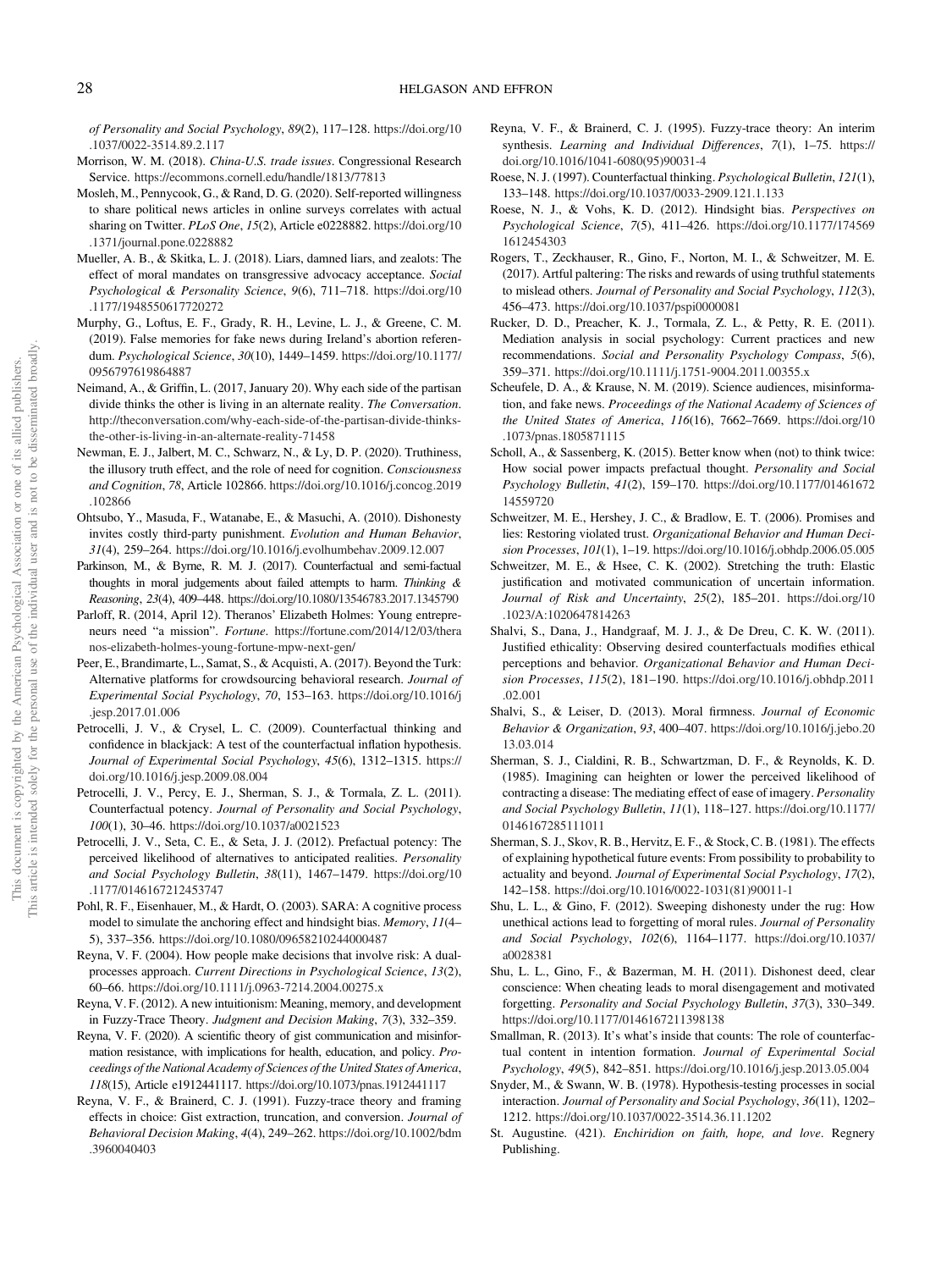*of Personality and Social Psychology*, *89*(2), 117–128. https://doi.org/10.1037/0022-3514.89.2.117

Morrison, W. M. (2018). *China-U.S. trade issues*. Congressional Research Service. https://ecommons.cornell.edu/handle/1813/77813

Mosleh, M., Pennycook, G., & Rand, D. G. (2020). Self-reported willingness to share political news articles in online surveys correlates with actual sharing on Twitter. *PLoS One*, *15*(2), Article e0228882. https://doi.org/10.1371/journal.pone.0228882

Mueller, A. B., & Skitka, L. J. (2018). Liars, damned liars, and zealots: The effect of moral mandates on transgressive advocacy acceptance. *Social Psychological & Personality Science*, *9*(6), 711–718. https://doi.org/10.1177/1948550617720272

Murphy, G., Loftus, E. F., Grady, R. H., Levine, L. J., & Greene, C. M. (2019). False memories for fake news during Ireland's abortion referendum. *Psychological Science*, *30*(10), 1449–1459. https://doi.org/10.1177/0956797619864887

Neimand, A., & Griffin, L. (2017, January 20). Why each side of the partisan divide thinks the other is living in an alternate reality. *The Conversation*. http://theconversation.com/why-each-side-of-the-partisan-divide-thinks-the-other-is-living-in-an-alternate-reality-71458

Newman, E. J., Jalbert, M. C., Schwarz, N., & Ly, D. P. (2020). Truthiness, the illusory truth effect, and the role of need for cognition. *Consciousness and Cognition*, *78*, Article 102866. https://doi.org/10.1016/j.concog.2019.102866

Ohtsubo, Y., Masuda, F., Watanabe, E., & Masuchi, A. (2010). Dishonesty invites costly third-party punishment. *Evolution and Human Behavior*, *31*(4), 259–264. https://doi.org/10.1016/j.evolhumbehav.2009.12.007

Parkinson, M., & Byrne, R. M. J. (2017). Counterfactual and semi-factual thoughts in moral judgements about failed attempts to harm. *Thinking & Reasoning*, *23*(4), 409–448. https://doi.org/10.1080/13546783.2017.1345790

Parloff, R. (2014, April 12). Theranos' Elizabeth Holmes: Young entrepreneurs need "a mission". *Fortune*. https://fortune.com/2014/12/03/theranos-elizabeth-holmes-young-fortune-mpw-next-gen/

Peer, E., Brandimarte, L., Samat, S., & Acquisti, A. (2017). Beyond the Turk: Alternative platforms for crowdsourcing behavioral research. *Journal of Experimental Social Psychology*, *70*, 153–163. https://doi.org/10.1016/j.jesp.2017.01.006

Petrocelli, J. V., & Crysel, L. C. (2009). Counterfactual thinking and confidence in blackjack: A test of the counterfactual inflation hypothesis. *Journal of Experimental Social Psychology*, *45*(6), 1312–1315. https://doi.org/10.1016/j.jesp.2009.08.004

Petrocelli, J. V., Percy, E. J., Sherman, S. J., & Tormala, Z. L. (2011). Counterfactual potency. *Journal of Personality and Social Psychology*, *100*(1), 30–46. https://doi.org/10.1037/a0021523

Petrocelli, J. V., Seta, C. E., & Seta, J. J. (2012). Prefactual potency: The perceived likelihood of alternatives to anticipated realities. *Personality and Social Psychology Bulletin*, *38*(11), 1467–1479. https://doi.org/10.1177/0146167212453747

Pohl, R. F., Eisenhauer, M., & Hardt, O. (2003). SARA: A cognitive process model to simulate the anchoring effect and hindsight bias. *Memory*, *11*(4–5), 337–356. https://doi.org/10.1080/09658210244000487

Reyna, V. F. (2004). How people make decisions that involve risk: A dual-processes approach. *Current Directions in Psychological Science*, *13*(2), 60–66. https://doi.org/10.1111/j.0963-7214.2004.00275.x

Reyna, V. F. (2012). A new intuitionism: Meaning, memory, and development in Fuzzy-Trace Theory. *Judgment and Decision Making*, *7*(3), 332–359.

Reyna, V. F. (2020). A scientific theory of gist communication and misinformation resistance, with implications for health, education, and policy. *Proceedings of the National Academy of Sciences of the United States of America*, *118*(15), Article e1912441117. https://doi.org/10.1073/pnas.1912441117

Reyna, V. F., & Brainerd, C. J. (1991). Fuzzy-trace theory and framing effects in choice: Gist extraction, truncation, and conversion. *Journal of Behavioral Decision Making*, *4*(4), 249–262. https://doi.org/10.1002/bdm.3960040403

Reyna, V. F., & Brainerd, C. J. (1995). Fuzzy-trace theory: An interim synthesis. *Learning and Individual Differences*, *7*(1), 1–75. https://doi.org/10.1016/1041-6080(95)90031-4

Roese, N. J. (1997). Counterfactual thinking. *Psychological Bulletin*, *121*(1), 133–148. https://doi.org/10.1037/0033-2909.121.1.133

Roese, N. J., & Vohs, K. D. (2012). Hindsight bias. *Perspectives on Psychological Science*, *7*(5), 411–426. https://doi.org/10.1177/1745691612454303

Rogers, T., Zeckhauser, R., Gino, F., Norton, M. I., & Schweitzer, M. E. (2017). Artful paltering: The risks and rewards of using truthful statements to mislead others. *Journal of Personality and Social Psychology*, *112*(3), 456–473. https://doi.org/10.1037/pspi0000081

Rucker, D. D., Preacher, K. J., Tormala, Z. L., & Petty, R. E. (2011). Mediation analysis in social psychology: Current practices and new recommendations. *Social and Personality Psychology Compass*, *5*(6), 359–371. https://doi.org/10.1111/j.1751-9004.2011.00355.x

Scheufele, D. A., & Krause, N. M. (2019). Science audiences, misinformation, and fake news. *Proceedings of the National Academy of Sciences of the United States of America*, *116*(16), 7662–7669. https://doi.org/10.1073/pnas.1805871115

Scholl, A., & Sassenberg, K. (2015). Better know when (not) to think twice: How social power impacts prefactual thought. *Personality and Social Psychology Bulletin*, *41*(2), 159–170. https://doi.org/10.1177/0146167214559720

Schweitzer, M. E., Hershey, J. C., & Bradlow, E. T. (2006). Promises and lies: Restoring violated trust. *Organizational Behavior and Human Decision Processes*, *101*(1), 1–19. https://doi.org/10.1016/j.obhdp.2006.05.005

Schweitzer, M. E., & Hsee, C. K. (2002). Stretching the truth: Elastic justification and motivated communication of uncertain information. *Journal of Risk and Uncertainty*, *25*(2), 185–201. https://doi.org/10.1023/A:1020647814263

Shalvi, S., Dana, J., Handgraaf, M. J. J., & De Dreu, C. K. W. (2011). Justified ethicality: Observing desired counterfactuals modifies ethical perceptions and behavior. *Organizational Behavior and Human Decision Processes*, *115*(2), 181–190. https://doi.org/10.1016/j.obhdp.2011.02.001

Shalvi, S., & Leiser, D. (2013). Moral firmness. *Journal of Economic Behavior & Organization*, *93*, 400–407. https://doi.org/10.1016/j.jebo.2013.03.014

Sherman, S. J., Cialdini, R. B., Schwartzman, D. F., & Reynolds, K. D. (1985). Imagining can heighten or lower the perceived likelihood of contracting a disease: The mediating effect of ease of imagery. *Personality and Social Psychology Bulletin*, *11*(1), 118–127. https://doi.org/10.1177/0146167285111011

Sherman, S. J., Skov, R. B., Hervitz, E. F., & Stock, C. B. (1981). The effects of explaining hypothetical future events: From possibility to probability to actuality and beyond. *Journal of Experimental Social Psychology*, *17*(2), 142–158. https://doi.org/10.1016/0022-1031(81)90011-1

Shu, L. L., & Gino, F. (2012). Sweeping dishonesty under the rug: How unethical actions lead to forgetting of moral rules. *Journal of Personality and Social Psychology*, *102*(6), 1164–1177. https://doi.org/10.1037/a0028381

Shu, L. L., Gino, F., & Bazerman, M. H. (2011). Dishonest deed, clear conscience: When cheating leads to moral disengagement and motivated forgetting. *Personality and Social Psychology Bulletin*, *37*(3), 330–349. https://doi.org/10.1177/0146167211398138

Smallman, R. (2013). It's what's inside that counts: The role of counterfactual content in intention formation. *Journal of Experimental Social Psychology*, *49*(5), 842–851. https://doi.org/10.1016/j.jesp.2013.05.004

Snyder, M., & Swann, W. B. (1978). Hypothesis-testing processes in social interaction. *Journal of Personality and Social Psychology*, *36*(11), 1202–1212. https://doi.org/10.1037/0022-3514.36.11.1202

St. Augustine. (421). *Enchiridion on faith, hope, and love*. Regnery Publishing.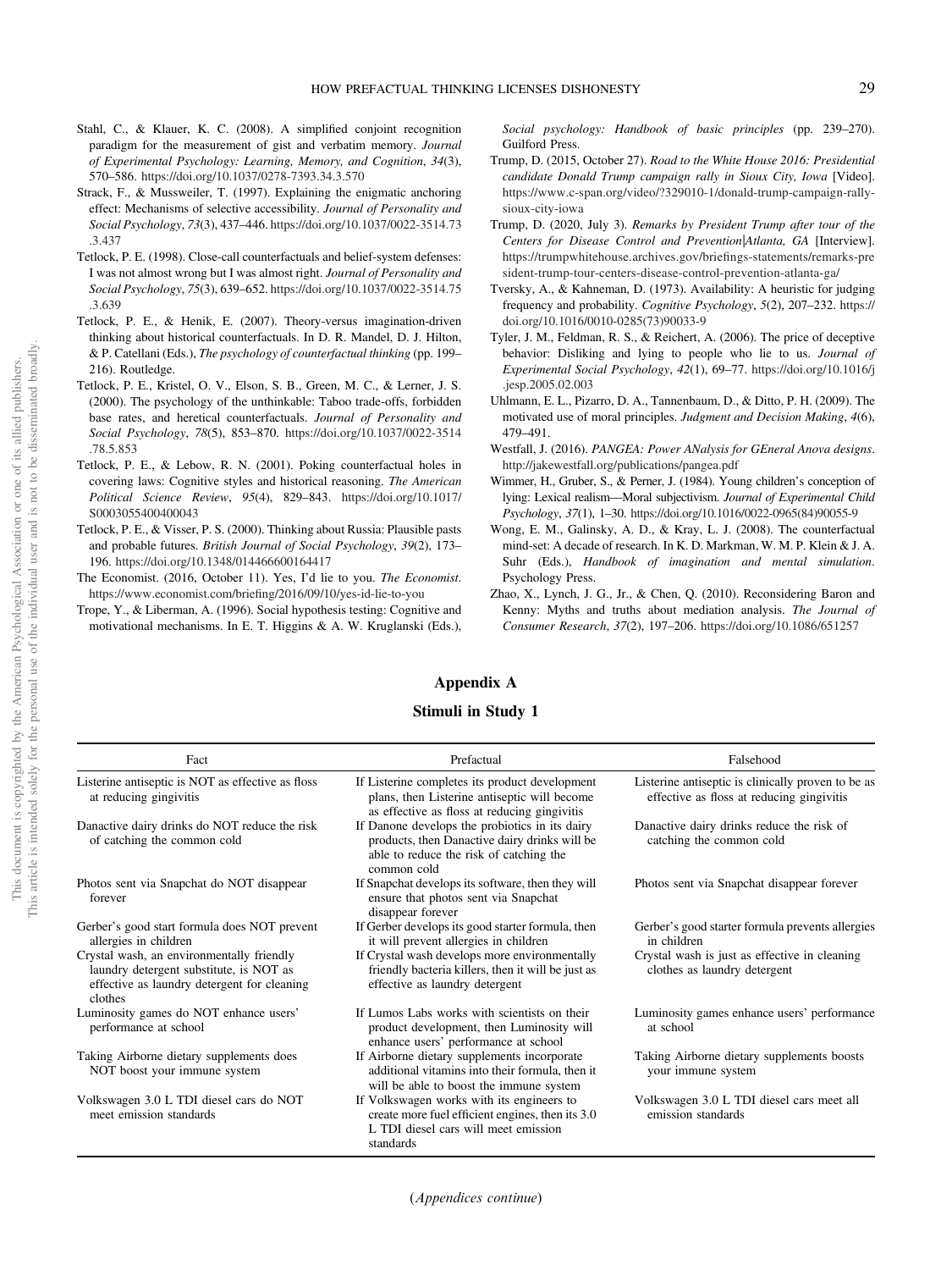Stahl, C., & Klauer, K. C. (2008). A simplified conjoint recognition paradigm for the measurement of gist and verbatim memory. *Journal of Experimental Psychology: Learning, Memory, and Cognition*, *34*(3), 570–586. https://doi.org/10.1037/0278-7393.34.3.570

Strack, F., & Mussweiler, T. (1997). Explaining the enigmatic anchoring effect: Mechanisms of selective accessibility. *Journal of Personality and Social Psychology*, *73*(3), 437–446. https://doi.org/10.1037/0022-3514.73.3.437

Tetlock, P. E. (1998). Close-call counterfactuals and belief-system defenses: I was not almost wrong but I was almost right. *Journal of Personality and Social Psychology*, *75*(3), 639–652. https://doi.org/10.1037/0022-3514.75.3.639

Tetlock, P. E., & Henik, E. (2007). Theory-versus imagination-driven thinking about historical counterfactuals. In D. R. Mandel, D. J. Hilton, & P. Catellani (Eds.), *The psychology of counterfactual thinking* (pp. 199–216). Routledge.

Tetlock, P. E., Kristel, O. V., Elson, S. B., Green, M. C., & Lerner, J. S. (2000). The psychology of the unthinkable: Taboo trade-offs, forbidden base rates, and heretical counterfactuals. *Journal of Personality and Social Psychology*, *78*(5), 853–870. https://doi.org/10.1037/0022-3514.78.5.853

Tetlock, P. E., & Lebow, R. N. (2001). Poking counterfactual holes in covering laws: Cognitive styles and historical reasoning. *The American Political Science Review*, *95*(4), 829–843. https://doi.org/10.1017/S0003055400400043

Tetlock, P. E., & Visser, P. S. (2000). Thinking about Russia: Plausible pasts and probable futures. *British Journal of Social Psychology*, *39*(2), 173–196. https://doi.org/10.1348/014466600164417

The Economist. (2016, October 11). Yes, I'd lie to you. *The Economist*. https://www.economist.com/briefing/2016/09/10/yes-id-lie-to-you

Trope, Y., & Liberman, A. (1996). Social hypothesis testing: Cognitive and motivational mechanisms. In E. T. Higgins & A. W. Kruglanski (Eds.), *Social psychology: Handbook of basic principles* (pp. 239–270). Guilford Press.

Trump, D. (2015, October 27). *Road to the White House 2016: Presidential candidate Donald Trump campaign rally in Sioux City, Iowa* [Video]. https://www.c-span.org/video/?329010-1/donald-trump-campaign-rally-sioux-city-iowa

Trump, D. (2020, July 3). *Remarks by President Trump after tour of the Centers for Disease Control and Prevention|Atlanta, GA* [Interview]. https://trumpwhitehouse.archives.gov/briefings-statements/remarks-president-trump-tour-centers-disease-control-prevention-atlanta-ga/

Tversky, A., & Kahneman, D. (1973). Availability: A heuristic for judging frequency and probability. *Cognitive Psychology*, *5*(2), 207–232. https://doi.org/10.1016/0010-0285(73)90033-9

Tyler, J. M., Feldman, R. S., & Reichert, A. (2006). The price of deceptive behavior: Disliking and lying to people who lie to us. *Journal of Experimental Social Psychology*, *42*(1), 69–77. https://doi.org/10.1016/j.jesp.2005.02.003

Uhlmann, E. L., Pizarro, D. A., Tannenbaum, D., & Ditto, P. H. (2009). The motivated use of moral principles. *Judgment and Decision Making*, *4*(6), 479–491.

Westfall, J. (2016). *PANGEA: Power ANalysis for GEneral Anova designs*. http://jakewestfall.org/publications/pangea.pdf

Wimmer, H., Gruber, S., & Perner, J. (1984). Young children's conception of lying: Lexical realism—Moral subjectivism. *Journal of Experimental Child Psychology*, *37*(1), 1–30. https://doi.org/10.1016/0022-0965(84)90055-9

Wong, E. M., Galinsky, A. D., & Kray, L. J. (2008). The counterfactual mind-set: A decade of research. In K. D. Markman, W. M. P. Klein & J. A. Suhr (Eds.), *Handbook of imagination and mental simulation*. Psychology Press.

Zhao, X., Lynch, J. G., Jr., & Chen, Q. (2010). Reconsidering Baron and Kenny: Myths and truths about mediation analysis. *The Journal of Consumer Research*, *37*(2), 197–206. https://doi.org/10.1086/651257

## Appendix A

### Stimuli in Study 1

| Fact | Prefactual | Falsehood |
|---|---|---|
| Listerine antiseptic is NOT as effective as floss at reducing gingivitis | If Listerine completes its product development plans, then Listerine antiseptic will become as effective as floss at reducing gingivitis | Listerine antiseptic is clinically proven to be as effective as floss at reducing gingivitis |
| Danactive dairy drinks do NOT reduce the risk of catching the common cold | If Danone develops the probiotics in its dairy products, then Danactive dairy drinks will be able to reduce the risk of catching the common cold | Danactive dairy drinks reduce the risk of catching the common cold |
| Photos sent via Snapchat do NOT disappear forever | If Snapchat develops its software, then they will ensure that photos sent via Snapchat disappear forever | Photos sent via Snapchat disappear forever |
| Gerber's good start formula does NOT prevent allergies in children | If Gerber develops its good starter formula, then it will prevent allergies in children | Gerber's good starter formula prevents allergies in children |
| Crystal wash, an environmentally friendly laundry detergent substitute, is NOT as effective as laundry detergent for cleaning clothes | If Crystal wash develops more environmentally friendly bacteria killers, then it will be just as effective as laundry detergent | Crystal wash is just as effective in cleaning clothes as laundry detergent |
| Luminosity games do NOT enhance users' performance at school | If Lumos Labs works with scientists on their product development, then Luminosity will enhance users' performance at school | Luminosity games enhance users' performance at school |
| Taking Airborne dietary supplements does NOT boost your immune system | If Airborne dietary supplements incorporate additional vitamins into their formula, then it will be able to boost the immune system | Taking Airborne dietary supplements boosts your immune system |
| Volkswagen 3.0 L TDI diesel cars do NOT meet emission standards | If Volkswagen works with its engineers to create more fuel efficient engines, then its 3.0 L TDI diesel cars will meet emission standards | Volkswagen 3.0 L TDI diesel cars meet all emission standards |

(*Appendices continue*)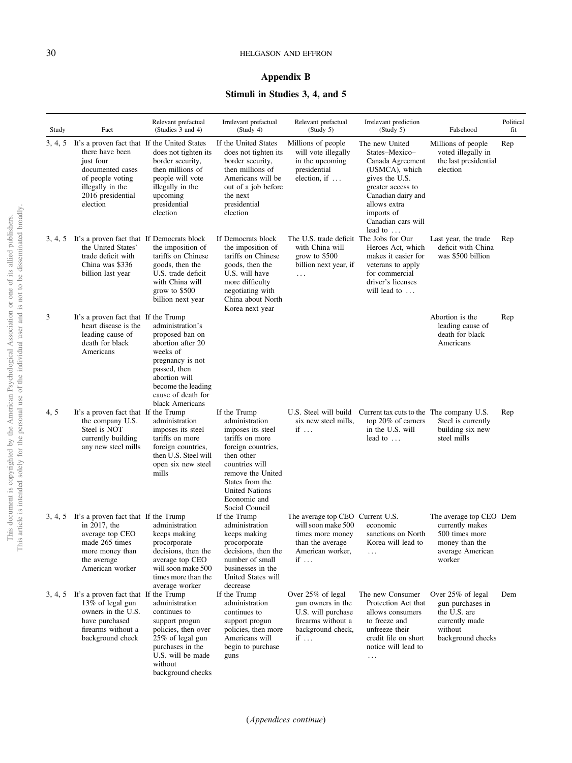## Appendix B

### Stimuli in Studies 3, 4, and 5

| Study | Fact | Relevant prefactual (Studies 3 and 4) | Irrelevant prefactual (Study 4) | Relevant prefactual (Study 5) | Irrelevant prediction (Study 5) | Falsehood | Political fit |
|---|---|---|---|---|---|---|---|
| 3, 4, 5 | It's a proven fact that there have been just four documented cases of people voting illegally in the 2016 presidential election | If the United States does not tighten its border security, then millions of people will vote illegally in the upcoming presidential election | If the United States does not tighten its border security, then millions of Americans will be out of a job before the next presidential election | Millions of people will vote illegally in the upcoming presidential election, if … | The new United States–Mexico–Canada Agreement (USMCA), which gives the U.S. greater access to Canadian dairy and allows extra imports of Canadian cars will lead to … | Millions of people voted illegally in the last presidential election | Rep |
| 3, 4, 5 | It's a proven fact that the United States' trade deficit with China was $336 billion last year | If Democrats block the imposition of tariffs on Chinese goods, then the U.S. trade deficit with China will grow to $500 billion next year | If Democrats block the imposition of tariffs on Chinese goods, then the U.S. will have more difficulty negotiating with China about North Korea next year | The U.S. trade deficit with China will grow to $500 billion next year, if … | The Jobs for Our Heroes Act, which makes it easier for veterans to apply for commercial driver's licenses will lead to … | Last year, the trade deficit with China was $500 billion | Rep |
| 3 | It's a proven fact that heart disease is the leading cause of death for black Americans | If the Trump administration's proposed ban on abortion after 20 weeks of pregnancy is not passed, then abortion will become the leading cause of death for black Americans | | | | Abortion is the leading cause of death for black Americans | Rep |
| 4, 5 | It's a proven fact that the company U.S. Steel is NOT currently building any new steel mills | If the Trump administration imposes its steel tariffs on more foreign countries, then U.S. Steel will open six new steel mills | If the Trump administration imposes its steel tariffs on more foreign countries, then other countries will remove the United States from the United Nations Economic and Social Council | U.S. Steel will build six new steel mills, if … | Current tax cuts to the top 20% of earners in the U.S. will lead to … | The company U.S. Steel is currently building six new steel mills | Rep |
| 3, 4, 5 | It's a proven fact that in 2017, the average top CEO made 265 times more money than the average American worker | If the Trump administration keeps making procorporate decisions, then the average top CEO will soon make 500 times more than the average worker | If the Trump administration keeps making procorporate decisions, then the number of small businesses in the United States will decrease | The average top CEO will soon make 500 times more money than the average American worker, if … | Current U.S. economic sanctions on North Korea will lead to … | The average top CEO currently makes 500 times more money than the average American worker | Dem |
| 3, 4, 5 | It's a proven fact that 13% of legal gun owners in the U.S. have purchased firearms without a background check | If the Trump administration continues to support progun policies, then over 25% of legal gun purchases in the U.S. will be made without background checks | If the Trump administration continues to support progun policies, then more Americans will begin to purchase guns | Over 25% of legal gun owners in the U.S. will purchase firearms without a background check, if … | The new Consumer Protection Act that allows consumers to freeze and unfreeze their credit file on short notice will lead to … | Over 25% of legal gun purchases in the U.S. are currently made without background checks | Dem |

(*Appendices continue*)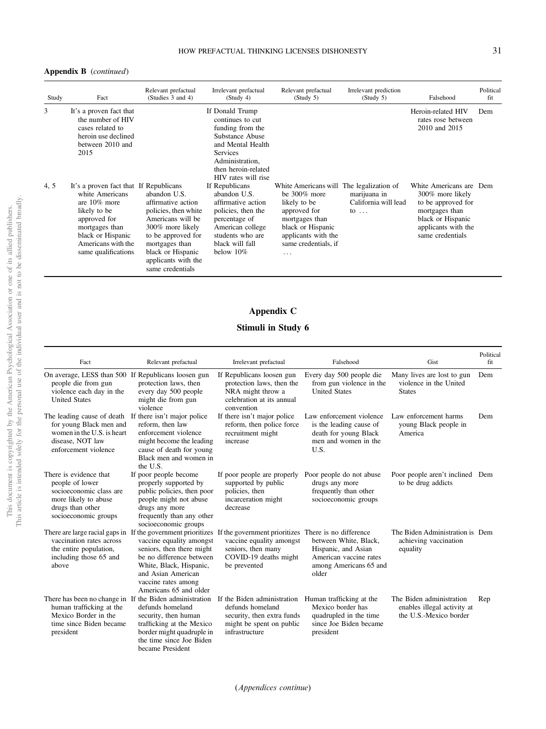**Appendix B** (*continued*)

| Study | Fact | Relevant prefactual (Studies 3 and 4) | Irrelevant prefactual (Study 4) | Relevant prefactual (Study 5) | Irrelevant prediction (Study 5) | Falsehood | Political fit |
|---|---|---|---|---|---|---|---|
| 3 | It's a proven fact that the number of HIV cases related to heroin use declined between 2010 and 2015 | | If Donald Trump continues to cut funding from the Substance Abuse and Mental Health Services Administration, then heroin-related HIV rates will rise | | | Heroin-related HIV rates rose between 2010 and 2015 | Dem |
| 4, 5 | It's a proven fact that white Americans are 10% more likely to be approved for mortgages than black or Hispanic Americans with the same qualifications | If Republicans abandon U.S. affirmative action policies, then white Americans will be 300% more likely to be approved for mortgages than black or Hispanic applicants with the same credentials | If Republicans abandon U.S. affirmative action policies, then the percentage of American college students who are black will fall below 10% | White Americans will be 300% more likely to be approved for mortgages than black or Hispanic applicants with the same credentials, if ... | The legalization of marijuana in California will lead to ... | White Americans are 300% more likely to be approved for mortgages than black or Hispanic applicants with the same credentials | Dem |

## Appendix C

### Stimuli in Study 6

| Fact | Relevant prefactual | Irrelevant prefactual | Falsehood | Gist | Political fit |
|---|---|---|---|---|---|
| On average, LESS than 500 people die from gun violence each day in the United States | If Republicans loosen gun protection laws, then every day 500 people might die from gun violence | If Republicans loosen gun protection laws, then the NRA might throw a celebration at its annual convention | Every day 500 people die from gun violence in the United States | Many lives are lost to gun violence in the United States | Dem |
| The leading cause of death for young Black men and women in the U.S. is heart disease, NOT law enforcement violence | If there isn't major police reform, then law enforcement violence might become the leading cause of death for young Black men and women in the U.S. | If there isn't major police reform, then police force recruitment might increase | Law enforcement violence is the leading cause of death for young Black men and women in the U.S. | Law enforcement harms young Black people in America | Dem |
| There is evidence that people of lower socioeconomic class are more likely to abuse drugs than other socioeconomic groups | If poor people become properly supported by public policies, then poor people might not abuse drugs any more frequently than any other socioeconomic groups | If poor people are properly supported by public policies, then incarceration might decrease | Poor people do not abuse drugs any more frequently than other socioeconomic groups | Poor people aren't inclined to be drug addicts | Dem |
| There are large racial gaps in vaccination rates across the entire population, including those 65 and above | If the government prioritizes vaccine equality amongst seniors, then there might be no difference between White, Black, Hispanic, and Asian American vaccine rates among Americans 65 and older | If the government prioritizes vaccine equality amongst seniors, then many COVID-19 deaths might be prevented | There is no difference between White, Black, Hispanic, and Asian American vaccine rates among Americans 65 and older | The Biden Administration is achieving vaccination equality | Dem |
| There has been no change in human trafficking at the Mexico Border in the time since Biden became president | If the Biden administration defunds homeland security, then human trafficking at the Mexico border might quadruple in the time since Joe Biden became President | If the Biden administration defunds homeland security, then extra funds might be spent on public infrastructure | Human trafficking at the Mexico border has quadrupled in the time since Joe Biden became president | The Biden administration enables illegal activity at the U.S.-Mexico border | Rep |

(*Appendices continue*)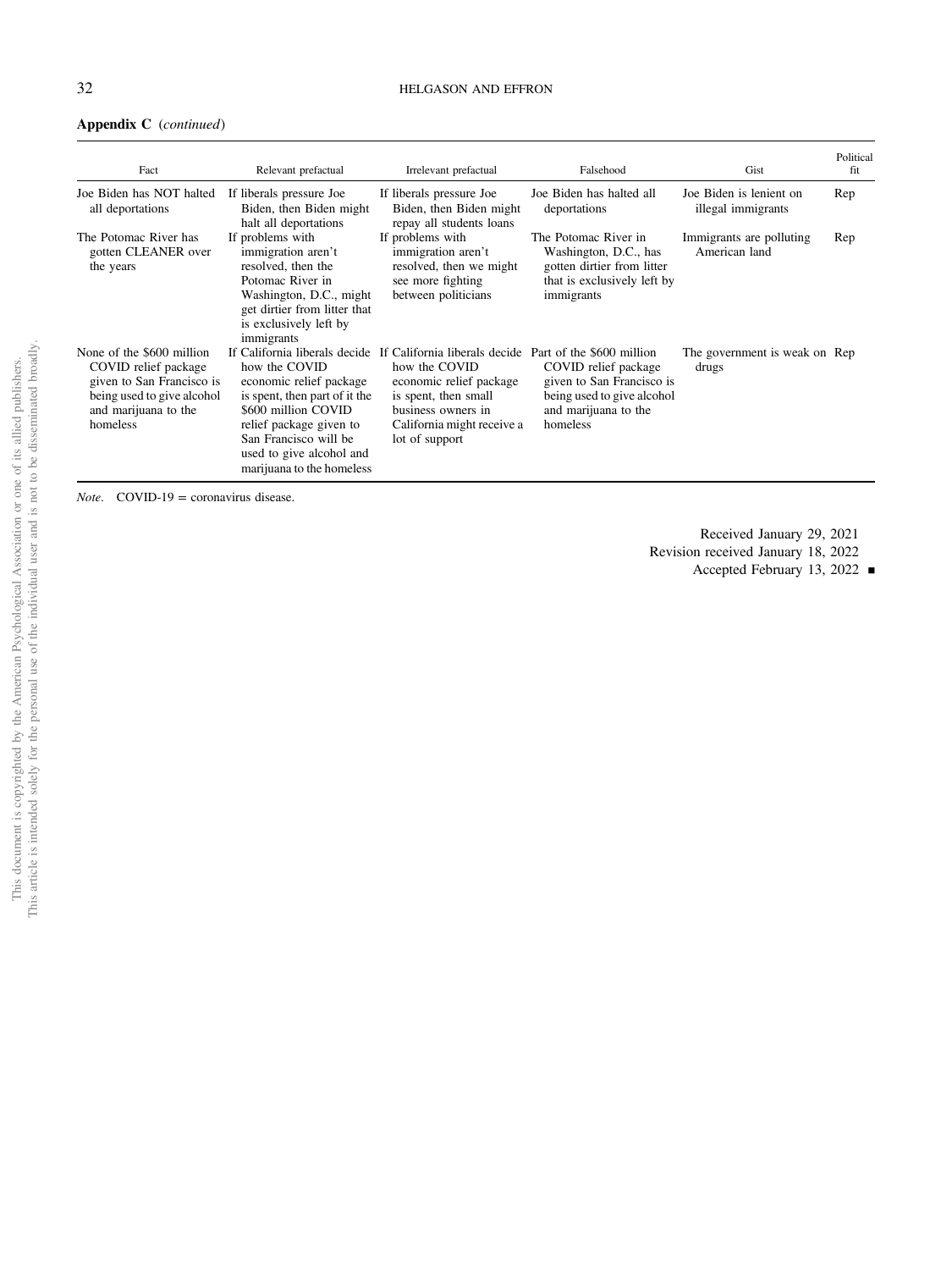**Appendix C** (*continued*)

| Fact | Relevant prefactual | Irrelevant prefactual | Falsehood | Gist | Political fit |
|---|---|---|---|---|---|
| Joe Biden has NOT halted all deportations | If liberals pressure Joe Biden, then Biden might halt all deportations | If liberals pressure Joe Biden, then Biden might repay all students loans | Joe Biden has halted all deportations | Joe Biden is lenient on illegal immigrants | Rep |
| The Potomac River has gotten CLEANER over the years | If problems with immigration aren't resolved, then the Potomac River in Washington, D.C., might get dirtier from litter that is exclusively left by immigrants | If problems with immigration aren't resolved, then we might see more fighting between politicians | The Potomac River in Washington, D.C., has gotten dirtier from litter that is exclusively left by immigrants | Immigrants are polluting American land | Rep |
| None of the $600 million COVID relief package given to San Francisco is being used to give alcohol and marijuana to the homeless | If California liberals decide how the COVID economic relief package is spent, then part of it the $600 million COVID relief package given to San Francisco will be used to give alcohol and marijuana to the homeless | If California liberals decide how the COVID economic relief package is spent, then small business owners in California might receive a lot of support | Part of the $600 million COVID relief package given to San Francisco is being used to give alcohol and marijuana to the homeless | The government is weak on drugs | Rep |

*Note*. COVID-19 = coronavirus disease.

Received January 29, 2021
Revision received January 18, 2022
Accepted February 13, 2022 ■